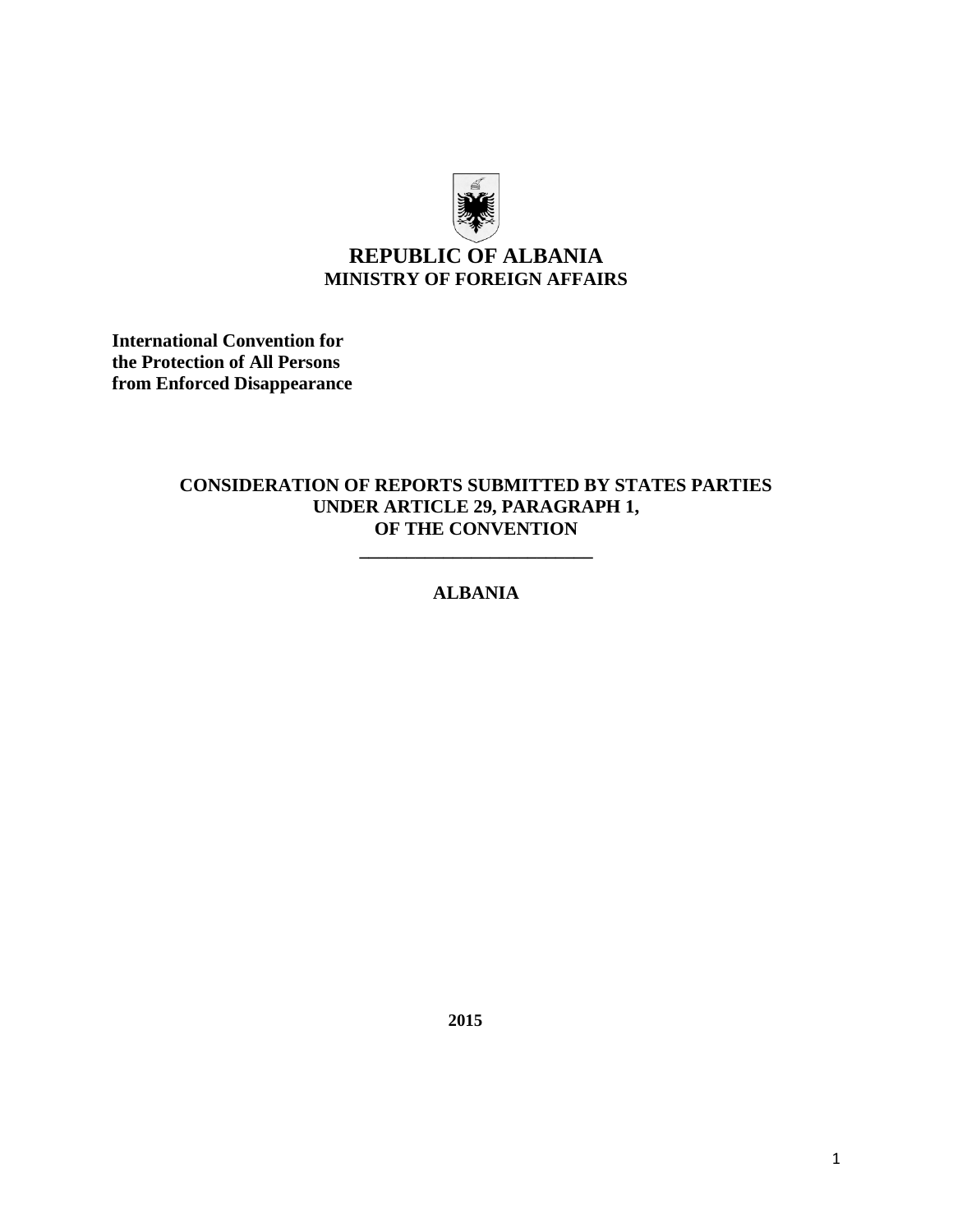# REPUBLIC OF ALBANIA
## MINISTRY OF FOREIGN AFFAIRS

**International Convention for the Protection of All Persons from Enforced Disappearance**

**CONSIDERATION OF REPORTS SUBMITTED BY STATES PARTIES UNDER ARTICLE 29, PARAGRAPH 1, OF THE CONVENTION**

---

**ALBANIA**

**2015**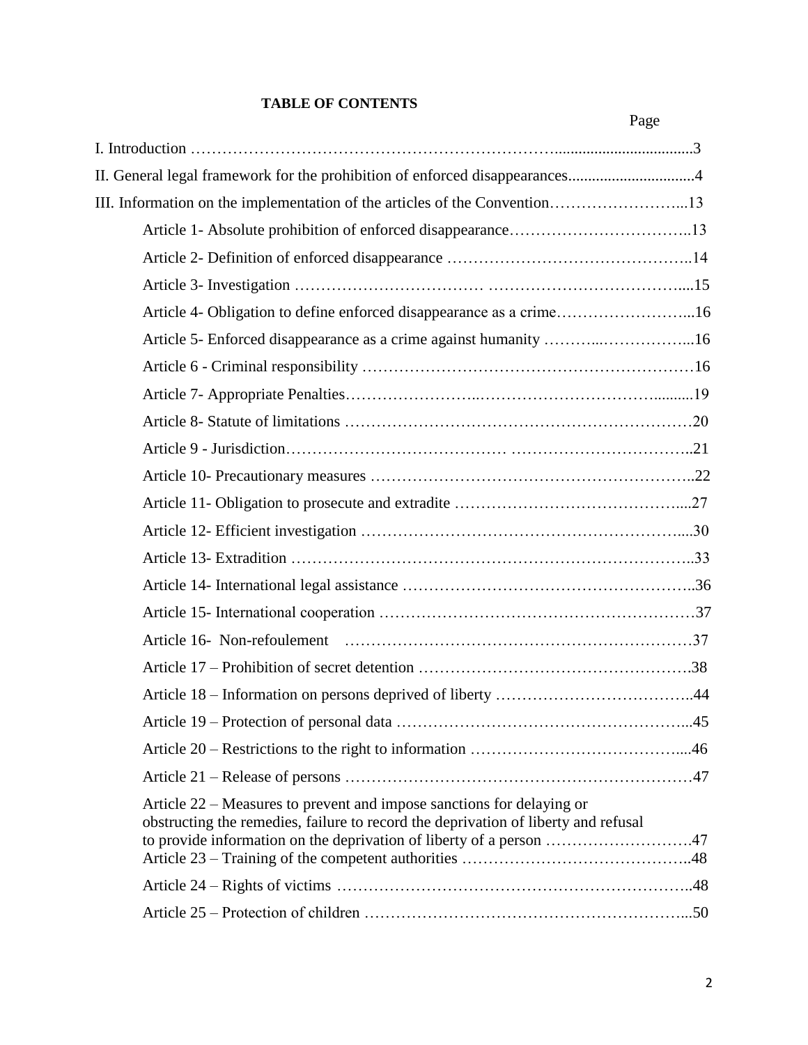**TABLE OF CONTENTS**

| | Page |
|---|---|
| I. Introduction | 3 |
| II. General legal framework for the prohibition of enforced disappearances | 4 |
| III. Information on the implementation of the articles of the Convention | 13 |
| Article 1- Absolute prohibition of enforced disappearance | 13 |
| Article 2- Definition of enforced disappearance | 14 |
| Article 3- Investigation | 15 |
| Article 4- Obligation to define enforced disappearance as a crime | 16 |
| Article 5- Enforced disappearance as a crime against humanity | 16 |
| Article 6 - Criminal responsibility | 16 |
| Article 7- Appropriate Penalties | 19 |
| Article 8- Statute of limitations | 20 |
| Article 9 - Jurisdiction | 21 |
| Article 10- Precautionary measures | 22 |
| Article 11- Obligation to prosecute and extradite | 27 |
| Article 12- Efficient investigation | 30 |
| Article 13- Extradition | 33 |
| Article 14- International legal assistance | 36 |
| Article 15- International cooperation | 37 |
| Article 16- Non-refoulement | 37 |
| Article 17 – Prohibition of secret detention | 38 |
| Article 18 – Information on persons deprived of liberty | 44 |
| Article 19 – Protection of personal data | 45 |
| Article 20 – Restrictions to the right to information | 46 |
| Article 21 – Release of persons | 47 |
| Article 22 – Measures to prevent and impose sanctions for delaying or obstructing the remedies, failure to record the deprivation of liberty and refusal to provide information on the deprivation of liberty of a person | 47 |
| Article 23 – Training of the competent authorities | 48 |
| Article 24 – Rights of victims | 48 |
| Article 25 – Protection of children | 50 |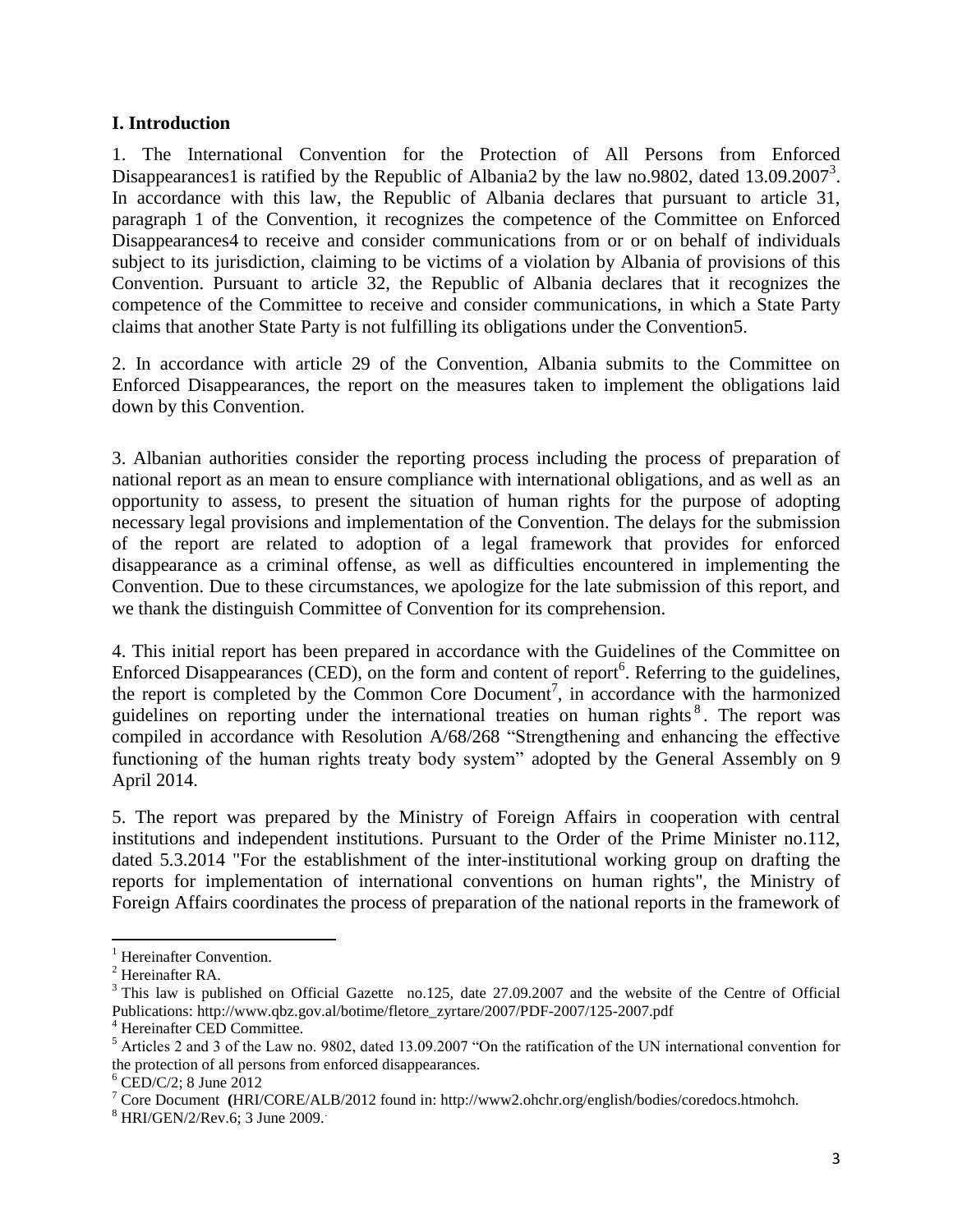## I. Introduction

1. The International Convention for the Protection of All Persons from Enforced Disappearances1 is ratified by the Republic of Albania2 by the law no.9802, dated 13.09.2007[3]. In accordance with this law, the Republic of Albania declares that pursuant to article 31, paragraph 1 of the Convention, it recognizes the competence of the Committee on Enforced Disappearances4 to receive and consider communications from or or on behalf of individuals subject to its jurisdiction, claiming to be victims of a violation by Albania of provisions of this Convention. Pursuant to article 32, the Republic of Albania declares that it recognizes the competence of the Committee to receive and consider communications, in which a State Party claims that another State Party is not fulfilling its obligations under the Convention5.

2. In accordance with article 29 of the Convention, Albania submits to the Committee on Enforced Disappearances, the report on the measures taken to implement the obligations laid down by this Convention.

3. Albanian authorities consider the reporting process including the process of preparation of national report as an mean to ensure compliance with international obligations, and as well as an opportunity to assess, to present the situation of human rights for the purpose of adopting necessary legal provisions and implementation of the Convention. The delays for the submission of the report are related to adoption of a legal framework that provides for enforced disappearance as a criminal offense, as well as difficulties encountered in implementing the Convention. Due to these circumstances, we apologize for the late submission of this report, and we thank the distinguish Committee of Convention for its comprehension.

4. This initial report has been prepared in accordance with the Guidelines of the Committee on Enforced Disappearances (CED), on the form and content of report[6]. Referring to the guidelines, the report is completed by the Common Core Document[7], in accordance with the harmonized guidelines on reporting under the international treaties on human rights[8]. The report was compiled in accordance with Resolution A/68/268 "Strengthening and enhancing the effective functioning of the human rights treaty body system" adopted by the General Assembly on 9 April 2014.

5. The report was prepared by the Ministry of Foreign Affairs in cooperation with central institutions and independent institutions. Pursuant to the Order of the Prime Minister no.112, dated 5.3.2014 "For the establishment of the inter-institutional working group on drafting the reports for implementation of international conventions on human rights", the Ministry of Foreign Affairs coordinates the process of preparation of the national reports in the framework of

---

[1] Hereinafter Convention.

[2] Hereinafter RA.

[3] This law is published on Official Gazette no.125, date 27.09.2007 and the website of the Centre of Official Publications: http://www.qbz.gov.al/botime/fletore_zyrtare/2007/PDF-2007/125-2007.pdf

[4] Hereinafter CED Committee.

[5] Articles 2 and 3 of the Law no. 9802, dated 13.09.2007 "On the ratification of the UN international convention for the protection of all persons from enforced disappearances.

[6] CED/C/2; 8 June 2012

[7] Core Document (HRI/CORE/ALB/2012 found in: http://www2.ohchr.org/english/bodies/coredocs.htmohch.

[8] HRI/GEN/2/Rev.6; 3 June 2009.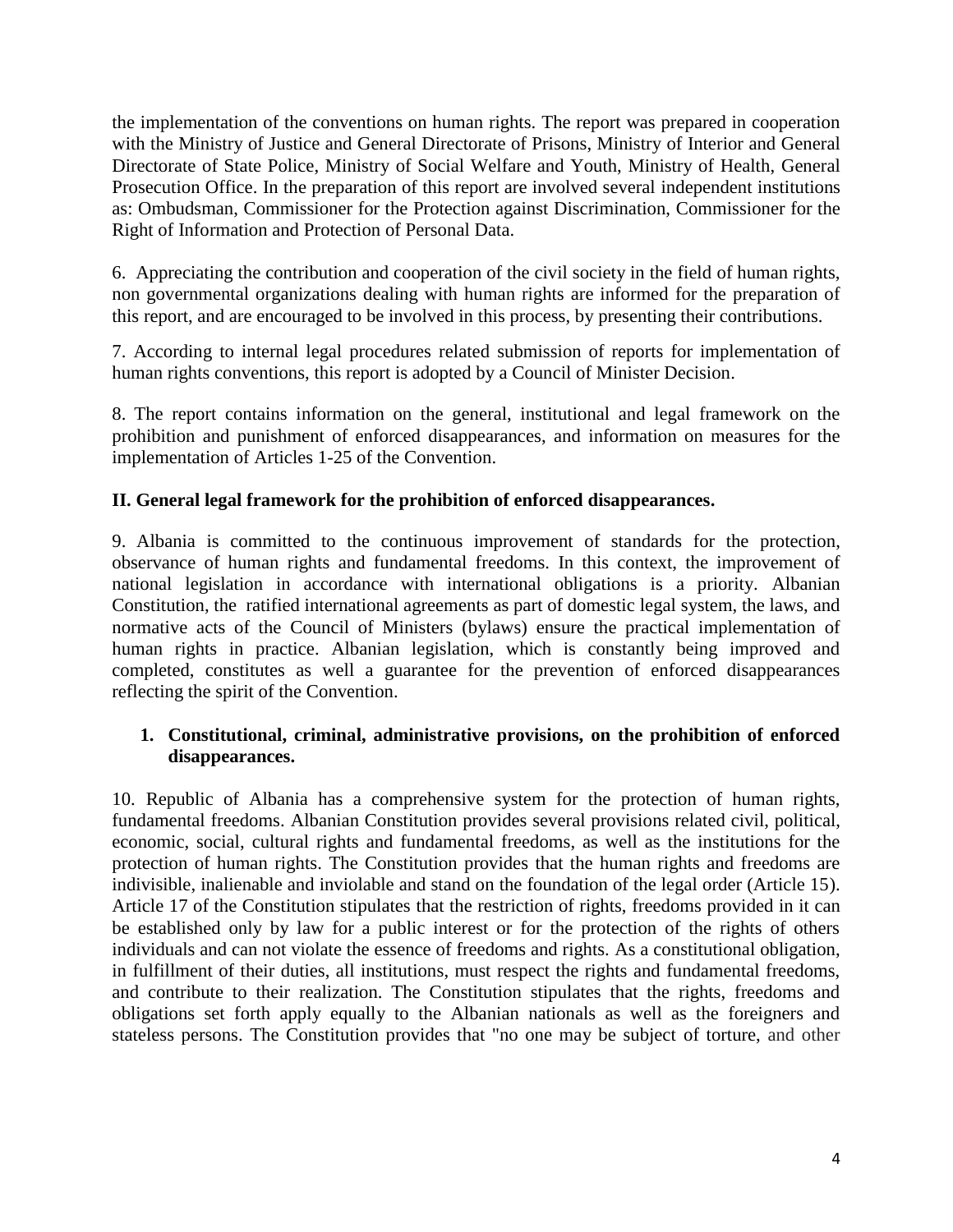the implementation of the conventions on human rights. The report was prepared in cooperation with the Ministry of Justice and General Directorate of Prisons, Ministry of Interior and General Directorate of State Police, Ministry of Social Welfare and Youth, Ministry of Health, General Prosecution Office. In the preparation of this report are involved several independent institutions as: Ombudsman, Commissioner for the Protection against Discrimination, Commissioner for the Right of Information and Protection of Personal Data.

6. Appreciating the contribution and cooperation of the civil society in the field of human rights, non governmental organizations dealing with human rights are informed for the preparation of this report, and are encouraged to be involved in this process, by presenting their contributions.

7. According to internal legal procedures related submission of reports for implementation of human rights conventions, this report is adopted by a Council of Minister Decision.

8. The report contains information on the general, institutional and legal framework on the prohibition and punishment of enforced disappearances, and information on measures for the implementation of Articles 1-25 of the Convention.

## II. General legal framework for the prohibition of enforced disappearances.

9. Albania is committed to the continuous improvement of standards for the protection, observance of human rights and fundamental freedoms. In this context, the improvement of national legislation in accordance with international obligations is a priority. Albanian Constitution, the ratified international agreements as part of domestic legal system, the laws, and normative acts of the Council of Ministers (bylaws) ensure the practical implementation of human rights in practice. Albanian legislation, which is constantly being improved and completed, constitutes as well a guarantee for the prevention of enforced disappearances reflecting the spirit of the Convention.

### 1. Constitutional, criminal, administrative provisions, on the prohibition of enforced disappearances.

10. Republic of Albania has a comprehensive system for the protection of human rights, fundamental freedoms. Albanian Constitution provides several provisions related civil, political, economic, social, cultural rights and fundamental freedoms, as well as the institutions for the protection of human rights. The Constitution provides that the human rights and freedoms are indivisible, inalienable and inviolable and stand on the foundation of the legal order (Article 15). Article 17 of the Constitution stipulates that the restriction of rights, freedoms provided in it can be established only by law for a public interest or for the protection of the rights of others individuals and can not violate the essence of freedoms and rights. As a constitutional obligation, in fulfillment of their duties, all institutions, must respect the rights and fundamental freedoms, and contribute to their realization. The Constitution stipulates that the rights, freedoms and obligations set forth apply equally to the Albanian nationals as well as the foreigners and stateless persons. The Constitution provides that "no one may be subject of torture, and other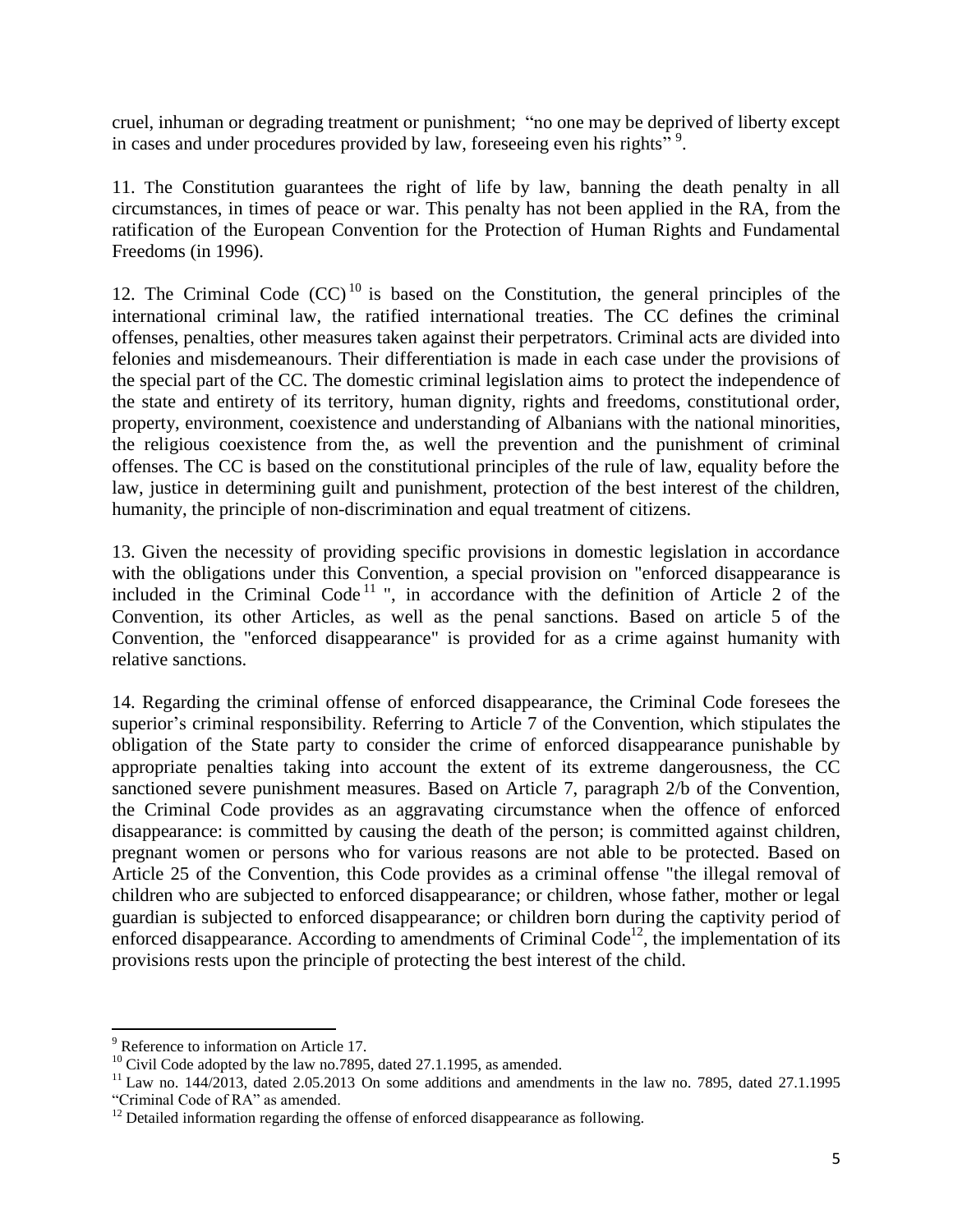cruel, inhuman or degrading treatment or punishment; "no one may be deprived of liberty except in cases and under procedures provided by law, foreseeing even his rights"[9].

11. The Constitution guarantees the right of life by law, banning the death penalty in all circumstances, in times of peace or war. This penalty has not been applied in the RA, from the ratification of the European Convention for the Protection of Human Rights and Fundamental Freedoms (in 1996).

12. The Criminal Code (CC)[10] is based on the Constitution, the general principles of the international criminal law, the ratified international treaties. The CC defines the criminal offenses, penalties, other measures taken against their perpetrators. Criminal acts are divided into felonies and misdemeanours. Their differentiation is made in each case under the provisions of the special part of the CC. The domestic criminal legislation aims to protect the independence of the state and entirety of its territory, human dignity, rights and freedoms, constitutional order, property, environment, coexistence and understanding of Albanians with the national minorities, the religious coexistence from the, as well the prevention and the punishment of criminal offenses. The CC is based on the constitutional principles of the rule of law, equality before the law, justice in determining guilt and punishment, protection of the best interest of the children, humanity, the principle of non-discrimination and equal treatment of citizens.

13. Given the necessity of providing specific provisions in domestic legislation in accordance with the obligations under this Convention, a special provision on "enforced disappearance is included in the Criminal Code[11] ", in accordance with the definition of Article 2 of the Convention, its other Articles, as well as the penal sanctions. Based on article 5 of the Convention, the "enforced disappearance" is provided for as a crime against humanity with relative sanctions.

14. Regarding the criminal offense of enforced disappearance, the Criminal Code foresees the superior's criminal responsibility. Referring to Article 7 of the Convention, which stipulates the obligation of the State party to consider the crime of enforced disappearance punishable by appropriate penalties taking into account the extent of its extreme dangerousness, the CC sanctioned severe punishment measures. Based on Article 7, paragraph 2/b of the Convention, the Criminal Code provides as an aggravating circumstance when the offence of enforced disappearance: is committed by causing the death of the person; is committed against children, pregnant women or persons who for various reasons are not able to be protected. Based on Article 25 of the Convention, this Code provides as a criminal offense "the illegal removal of children who are subjected to enforced disappearance; or children, whose father, mother or legal guardian is subjected to enforced disappearance; or children born during the captivity period of enforced disappearance. According to amendments of Criminal Code[12], the implementation of its provisions rests upon the principle of protecting the best interest of the child.

---

[9] Reference to information on Article 17.

[10] Civil Code adopted by the law no.7895, dated 27.1.1995, as amended.

[11] Law no. 144/2013, dated 2.05.2013 On some additions and amendments in the law no. 7895, dated 27.1.1995 "Criminal Code of RA" as amended.

[12] Detailed information regarding the offense of enforced disappearance as following.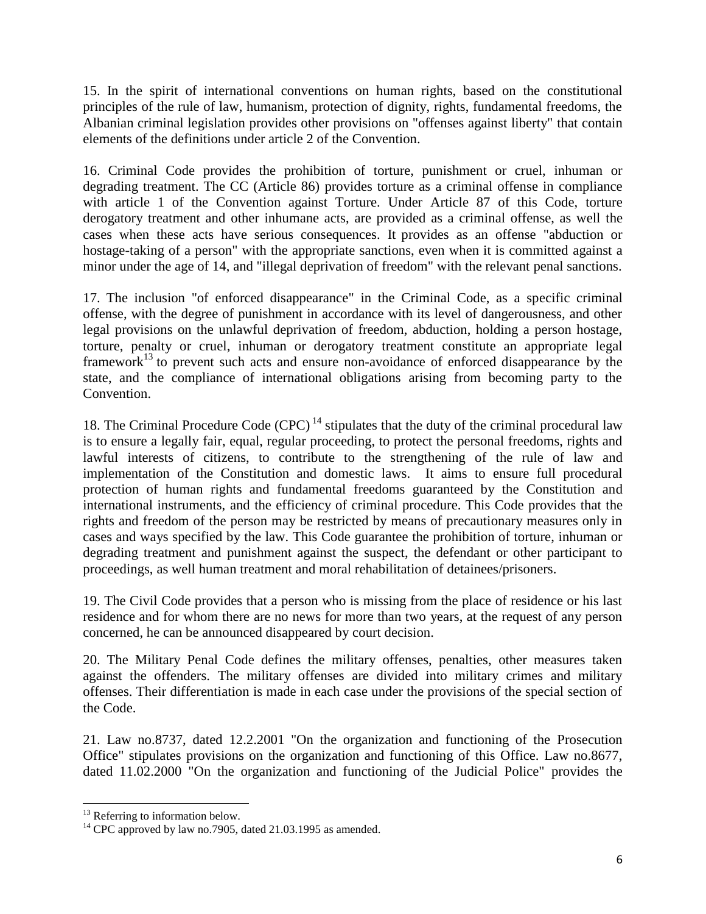15. In the spirit of international conventions on human rights, based on the constitutional principles of the rule of law, humanism, protection of dignity, rights, fundamental freedoms, the Albanian criminal legislation provides other provisions on "offenses against liberty" that contain elements of the definitions under article 2 of the Convention.

16. Criminal Code provides the prohibition of torture, punishment or cruel, inhuman or degrading treatment. The CC (Article 86) provides torture as a criminal offense in compliance with article 1 of the Convention against Torture. Under Article 87 of this Code, torture derogatory treatment and other inhumane acts, are provided as a criminal offense, as well the cases when these acts have serious consequences. It provides as an offense "abduction or hostage-taking of a person" with the appropriate sanctions, even when it is committed against a minor under the age of 14, and "illegal deprivation of freedom" with the relevant penal sanctions.

17. The inclusion "of enforced disappearance" in the Criminal Code, as a specific criminal offense, with the degree of punishment in accordance with its level of dangerousness, and other legal provisions on the unlawful deprivation of freedom, abduction, holding a person hostage, torture, penalty or cruel, inhuman or derogatory treatment constitute an appropriate legal framework[13] to prevent such acts and ensure non-avoidance of enforced disappearance by the state, and the compliance of international obligations arising from becoming party to the Convention.

18. The Criminal Procedure Code (CPC) [14] stipulates that the duty of the criminal procedural law is to ensure a legally fair, equal, regular proceeding, to protect the personal freedoms, rights and lawful interests of citizens, to contribute to the strengthening of the rule of law and implementation of the Constitution and domestic laws. It aims to ensure full procedural protection of human rights and fundamental freedoms guaranteed by the Constitution and international instruments, and the efficiency of criminal procedure. This Code provides that the rights and freedom of the person may be restricted by means of precautionary measures only in cases and ways specified by the law. This Code guarantee the prohibition of torture, inhuman or degrading treatment and punishment against the suspect, the defendant or other participant to proceedings, as well human treatment and moral rehabilitation of detainees/prisoners.

19. The Civil Code provides that a person who is missing from the place of residence or his last residence and for whom there are no news for more than two years, at the request of any person concerned, he can be announced disappeared by court decision.

20. The Military Penal Code defines the military offenses, penalties, other measures taken against the offenders. The military offenses are divided into military crimes and military offenses. Their differentiation is made in each case under the provisions of the special section of the Code.

21. Law no.8737, dated 12.2.2001 "On the organization and functioning of the Prosecution Office" stipulates provisions on the organization and functioning of this Office. Law no.8677, dated 11.02.2000 "On the organization and functioning of the Judicial Police" provides the

[13] Referring to information below.

[14] CPC approved by law no.7905, dated 21.03.1995 as amended.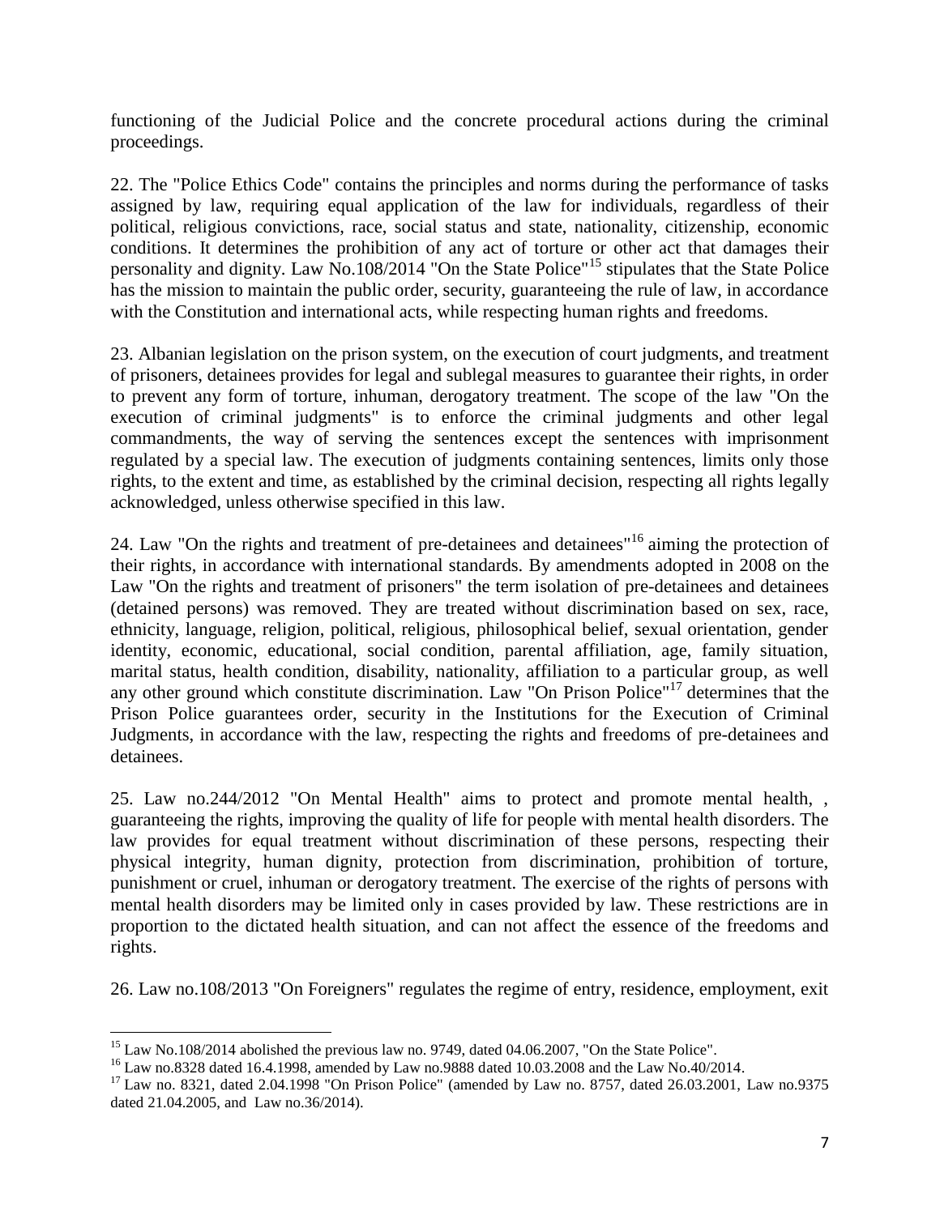functioning of the Judicial Police and the concrete procedural actions during the criminal proceedings.

22. The "Police Ethics Code" contains the principles and norms during the performance of tasks assigned by law, requiring equal application of the law for individuals, regardless of their political, religious convictions, race, social status and state, nationality, citizenship, economic conditions. It determines the prohibition of any act of torture or other act that damages their personality and dignity. Law No.108/2014 "On the State Police"[15] stipulates that the State Police has the mission to maintain the public order, security, guaranteeing the rule of law, in accordance with the Constitution and international acts, while respecting human rights and freedoms.

23. Albanian legislation on the prison system, on the execution of court judgments, and treatment of prisoners, detainees provides for legal and sublegal measures to guarantee their rights, in order to prevent any form of torture, inhuman, derogatory treatment. The scope of the law "On the execution of criminal judgments" is to enforce the criminal judgments and other legal commandments, the way of serving the sentences except the sentences with imprisonment regulated by a special law. The execution of judgments containing sentences, limits only those rights, to the extent and time, as established by the criminal decision, respecting all rights legally acknowledged, unless otherwise specified in this law.

24. Law "On the rights and treatment of pre-detainees and detainees"[16] aiming the protection of their rights, in accordance with international standards. By amendments adopted in 2008 on the Law "On the rights and treatment of prisoners" the term isolation of pre-detainees and detainees (detained persons) was removed. They are treated without discrimination based on sex, race, ethnicity, language, religion, political, religious, philosophical belief, sexual orientation, gender identity, economic, educational, social condition, parental affiliation, age, family situation, marital status, health condition, disability, nationality, affiliation to a particular group, as well any other ground which constitute discrimination. Law "On Prison Police"[17] determines that the Prison Police guarantees order, security in the Institutions for the Execution of Criminal Judgments, in accordance with the law, respecting the rights and freedoms of pre-detainees and detainees.

25. Law no.244/2012 "On Mental Health" aims to protect and promote mental health, , guaranteeing the rights, improving the quality of life for people with mental health disorders. The law provides for equal treatment without discrimination of these persons, respecting their physical integrity, human dignity, protection from discrimination, prohibition of torture, punishment or cruel, inhuman or derogatory treatment. The exercise of the rights of persons with mental health disorders may be limited only in cases provided by law. These restrictions are in proportion to the dictated health situation, and can not affect the essence of the freedoms and rights.

26. Law no.108/2013 "On Foreigners" regulates the regime of entry, residence, employment, exit

---

[15] Law No.108/2014 abolished the previous law no. 9749, dated 04.06.2007, "On the State Police".

[16] Law no.8328 dated 16.4.1998, amended by Law no.9888 dated 10.03.2008 and the Law No.40/2014.

[17] Law no. 8321, dated 2.04.1998 "On Prison Police" (amended by Law no. 8757, dated 26.03.2001, Law no.9375 dated 21.04.2005, and Law no.36/2014).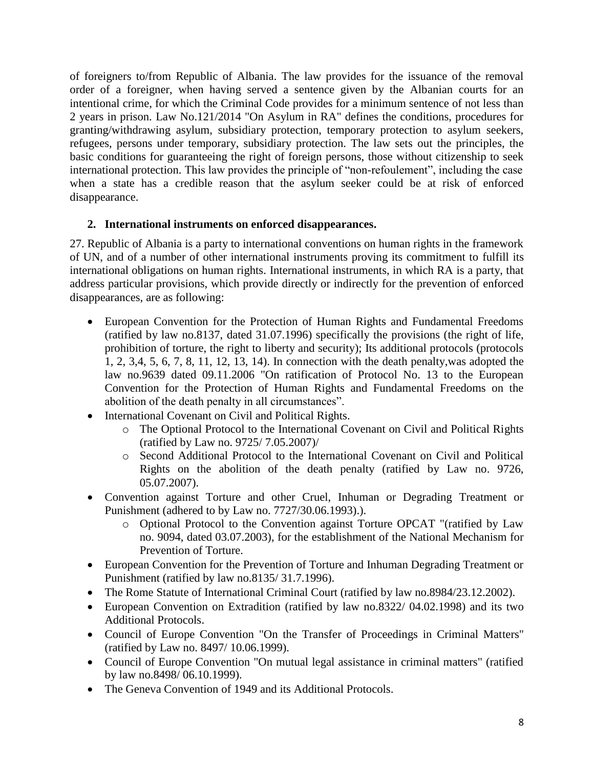of foreigners to/from Republic of Albania. The law provides for the issuance of the removal order of a foreigner, when having served a sentence given by the Albanian courts for an intentional crime, for which the Criminal Code provides for a minimum sentence of not less than 2 years in prison. Law No.121/2014 "On Asylum in RA" defines the conditions, procedures for granting/withdrawing asylum, subsidiary protection, temporary protection to asylum seekers, refugees, persons under temporary, subsidiary protection. The law sets out the principles, the basic conditions for guaranteeing the right of foreign persons, those without citizenship to seek international protection. This law provides the principle of "non-refoulement", including the case when a state has a credible reason that the asylum seeker could be at risk of enforced disappearance.

## 2. International instruments on enforced disappearances.

27. Republic of Albania is a party to international conventions on human rights in the framework of UN, and of a number of other international instruments proving its commitment to fulfill its international obligations on human rights. International instruments, in which RA is a party, that address particular provisions, which provide directly or indirectly for the prevention of enforced disappearances, are as following:

- European Convention for the Protection of Human Rights and Fundamental Freedoms (ratified by law no.8137, dated 31.07.1996) specifically the provisions (the right of life, prohibition of torture, the right to liberty and security); Its additional protocols (protocols 1, 2, 3,4, 5, 6, 7, 8, 11, 12, 13, 14). In connection with the death penalty,was adopted the law no.9639 dated 09.11.2006 "On ratification of Protocol No. 13 to the European Convention for the Protection of Human Rights and Fundamental Freedoms on the abolition of the death penalty in all circumstances".
- International Covenant on Civil and Political Rights.
    - The Optional Protocol to the International Covenant on Civil and Political Rights (ratified by Law no. 9725/ 7.05.2007)/
    - Second Additional Protocol to the International Covenant on Civil and Political Rights on the abolition of the death penalty (ratified by Law no. 9726, 05.07.2007).
- Convention against Torture and other Cruel, Inhuman or Degrading Treatment or Punishment (adhered to by Law no. 7727/30.06.1993).).
    - Optional Protocol to the Convention against Torture OPCAT "(ratified by Law no. 9094, dated 03.07.2003), for the establishment of the National Mechanism for Prevention of Torture.
- European Convention for the Prevention of Torture and Inhuman Degrading Treatment or Punishment (ratified by law no.8135/ 31.7.1996).
- The Rome Statute of International Criminal Court (ratified by law no.8984/23.12.2002).
- European Convention on Extradition (ratified by law no.8322/ 04.02.1998) and its two Additional Protocols.
- Council of Europe Convention "On the Transfer of Proceedings in Criminal Matters" (ratified by Law no. 8497/ 10.06.1999).
- Council of Europe Convention "On mutual legal assistance in criminal matters" (ratified by law no.8498/ 06.10.1999).
- The Geneva Convention of 1949 and its Additional Protocols.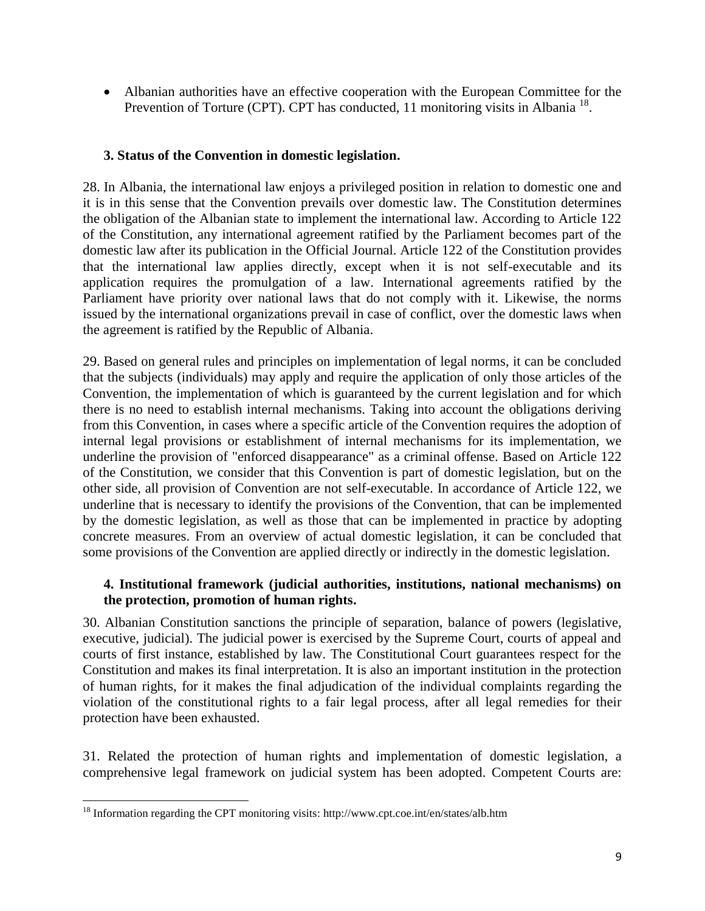- Albanian authorities have an effective cooperation with the European Committee for the Prevention of Torture (CPT). CPT has conducted, 11 monitoring visits in Albania [18].

### 3. Status of the Convention in domestic legislation.

28. In Albania, the international law enjoys a privileged position in relation to domestic one and it is in this sense that the Convention prevails over domestic law. The Constitution determines the obligation of the Albanian state to implement the international law. According to Article 122 of the Constitution, any international agreement ratified by the Parliament becomes part of the domestic law after its publication in the Official Journal. Article 122 of the Constitution provides that the international law applies directly, except when it is not self-executable and its application requires the promulgation of a law. International agreements ratified by the Parliament have priority over national laws that do not comply with it. Likewise, the norms issued by the international organizations prevail in case of conflict, over the domestic laws when the agreement is ratified by the Republic of Albania.

29. Based on general rules and principles on implementation of legal norms, it can be concluded that the subjects (individuals) may apply and require the application of only those articles of the Convention, the implementation of which is guaranteed by the current legislation and for which there is no need to establish internal mechanisms. Taking into account the obligations deriving from this Convention, in cases where a specific article of the Convention requires the adoption of internal legal provisions or establishment of internal mechanisms for its implementation, we underline the provision of "enforced disappearance" as a criminal offense. Based on Article 122 of the Constitution, we consider that this Convention is part of domestic legislation, but on the other side, all provision of Convention are not self-executable. In accordance of Article 122, we underline that is necessary to identify the provisions of the Convention, that can be implemented by the domestic legislation, as well as those that can be implemented in practice by adopting concrete measures. From an overview of actual domestic legislation, it can be concluded that some provisions of the Convention are applied directly or indirectly in the domestic legislation.

### 4. Institutional framework (judicial authorities, institutions, national mechanisms) on the protection, promotion of human rights.

30. Albanian Constitution sanctions the principle of separation, balance of powers (legislative, executive, judicial). The judicial power is exercised by the Supreme Court, courts of appeal and courts of first instance, established by law. The Constitutional Court guarantees respect for the Constitution and makes its final interpretation. It is also an important institution in the protection of human rights, for it makes the final adjudication of the individual complaints regarding the violation of the constitutional rights to a fair legal process, after all legal remedies for their protection have been exhausted.

31. Related the protection of human rights and implementation of domestic legislation, a comprehensive legal framework on judicial system has been adopted. Competent Courts are:

[18] Information regarding the CPT monitoring visits: http://www.cpt.coe.int/en/states/alb.htm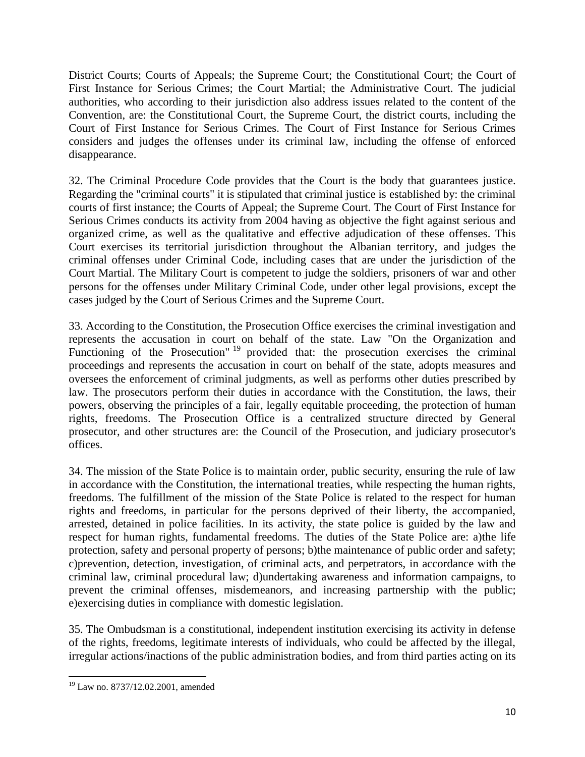District Courts; Courts of Appeals; the Supreme Court; the Constitutional Court; the Court of First Instance for Serious Crimes; the Court Martial; the Administrative Court. The judicial authorities, who according to their jurisdiction also address issues related to the content of the Convention, are: the Constitutional Court, the Supreme Court, the district courts, including the Court of First Instance for Serious Crimes. The Court of First Instance for Serious Crimes considers and judges the offenses under its criminal law, including the offense of enforced disappearance.

32. The Criminal Procedure Code provides that the Court is the body that guarantees justice. Regarding the "criminal courts" it is stipulated that criminal justice is established by: the criminal courts of first instance; the Courts of Appeal; the Supreme Court. The Court of First Instance for Serious Crimes conducts its activity from 2004 having as objective the fight against serious and organized crime, as well as the qualitative and effective adjudication of these offenses. This Court exercises its territorial jurisdiction throughout the Albanian territory, and judges the criminal offenses under Criminal Code, including cases that are under the jurisdiction of the Court Martial. The Military Court is competent to judge the soldiers, prisoners of war and other persons for the offenses under Military Criminal Code, under other legal provisions, except the cases judged by the Court of Serious Crimes and the Supreme Court.

33. According to the Constitution, the Prosecution Office exercises the criminal investigation and represents the accusation in court on behalf of the state. Law "On the Organization and Functioning of the Prosecution" [19] provided that: the prosecution exercises the criminal proceedings and represents the accusation in court on behalf of the state, adopts measures and oversees the enforcement of criminal judgments, as well as performs other duties prescribed by law. The prosecutors perform their duties in accordance with the Constitution, the laws, their powers, observing the principles of a fair, legally equitable proceeding, the protection of human rights, freedoms. The Prosecution Office is a centralized structure directed by General prosecutor, and other structures are: the Council of the Prosecution, and judiciary prosecutor's offices.

34. The mission of the State Police is to maintain order, public security, ensuring the rule of law in accordance with the Constitution, the international treaties, while respecting the human rights, freedoms. The fulfillment of the mission of the State Police is related to the respect for human rights and freedoms, in particular for the persons deprived of their liberty, the accompanied, arrested, detained in police facilities. In its activity, the state police is guided by the law and respect for human rights, fundamental freedoms. The duties of the State Police are: a)the life protection, safety and personal property of persons; b)the maintenance of public order and safety; c)prevention, detection, investigation, of criminal acts, and perpetrators, in accordance with the criminal law, criminal procedural law; d)undertaking awareness and information campaigns, to prevent the criminal offenses, misdemeanors, and increasing partnership with the public; e)exercising duties in compliance with domestic legislation.

35. The Ombudsman is a constitutional, independent institution exercising its activity in defense of the rights, freedoms, legitimate interests of individuals, who could be affected by the illegal, irregular actions/inactions of the public administration bodies, and from third parties acting on its

[19] Law no. 8737/12.02.2001, amended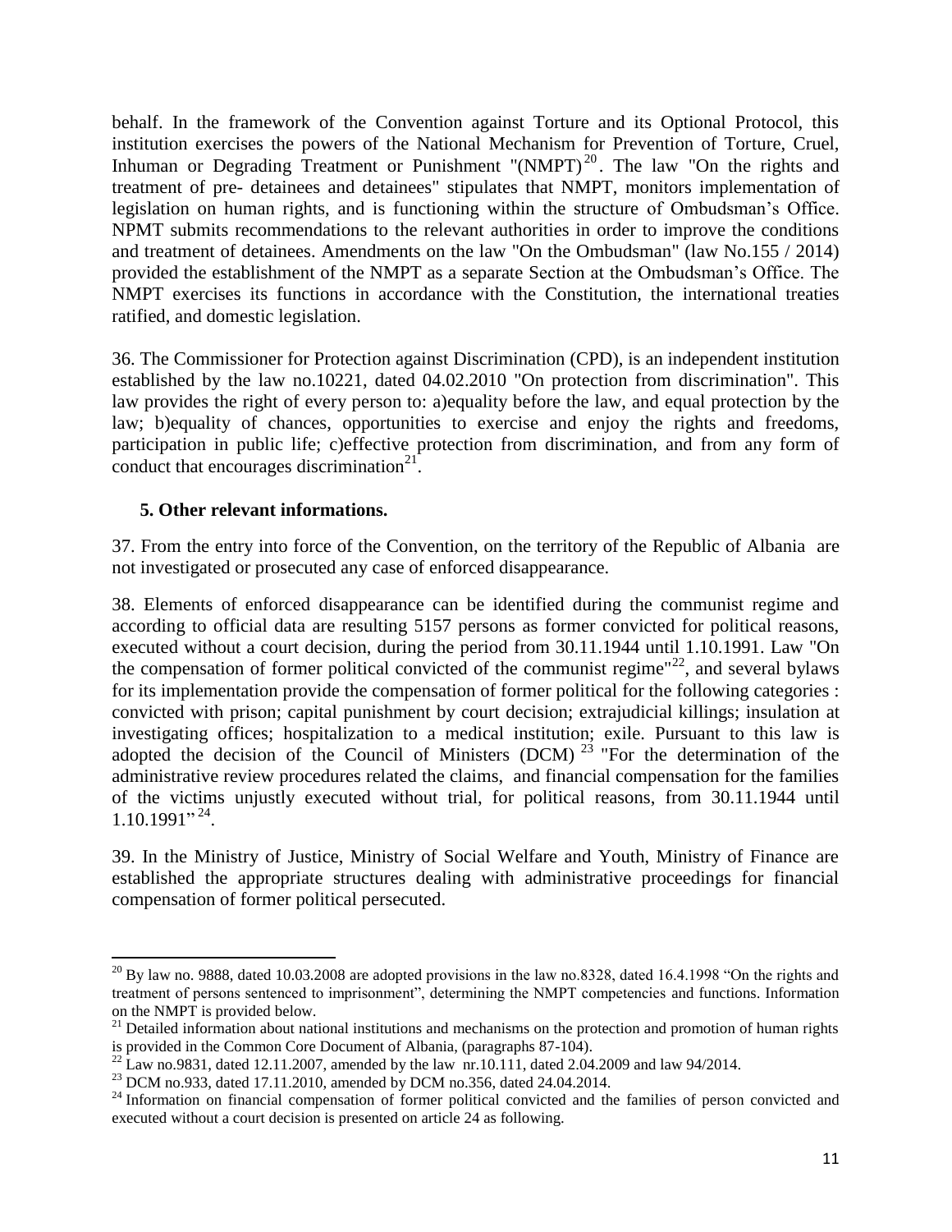behalf. In the framework of the Convention against Torture and its Optional Protocol, this institution exercises the powers of the National Mechanism for Prevention of Torture, Cruel, Inhuman or Degrading Treatment or Punishment "(NMPT)[20]. The law "On the rights and treatment of pre- detainees and detainees" stipulates that NMPT, monitors implementation of legislation on human rights, and is functioning within the structure of Ombudsman's Office. NPMT submits recommendations to the relevant authorities in order to improve the conditions and treatment of detainees. Amendments on the law "On the Ombudsman" (law No.155 / 2014) provided the establishment of the NMPT as a separate Section at the Ombudsman's Office. The NMPT exercises its functions in accordance with the Constitution, the international treaties ratified, and domestic legislation.

36. The Commissioner for Protection against Discrimination (CPD), is an independent institution established by the law no.10221, dated 04.02.2010 "On protection from discrimination". This law provides the right of every person to: a)equality before the law, and equal protection by the law; b)equality of chances, opportunities to exercise and enjoy the rights and freedoms, participation in public life; c)effective protection from discrimination, and from any form of conduct that encourages discrimination[21].

## 5. Other relevant informations.

37. From the entry into force of the Convention, on the territory of the Republic of Albania are not investigated or prosecuted any case of enforced disappearance.

38. Elements of enforced disappearance can be identified during the communist regime and according to official data are resulting 5157 persons as former convicted for political reasons, executed without a court decision, during the period from 30.11.1944 until 1.10.1991. Law "On the compensation of former political convicted of the communist regime"[22], and several bylaws for its implementation provide the compensation of former political for the following categories : convicted with prison; capital punishment by court decision; extrajudicial killings; insulation at investigating offices; hospitalization to a medical institution; exile. Pursuant to this law is adopted the decision of the Council of Ministers (DCM) [23] "For the determination of the administrative review procedures related the claims, and financial compensation for the families of the victims unjustly executed without trial, for political reasons, from 30.11.1944 until 1.10.1991"[24].

39. In the Ministry of Justice, Ministry of Social Welfare and Youth, Ministry of Finance are established the appropriate structures dealing with administrative proceedings for financial compensation of former political persecuted.

---

[20] By law no. 9888, dated 10.03.2008 are adopted provisions in the law no.8328, dated 16.4.1998 "On the rights and treatment of persons sentenced to imprisonment", determining the NMPT competencies and functions. Information on the NMPT is provided below.

[21] Detailed information about national institutions and mechanisms on the protection and promotion of human rights is provided in the Common Core Document of Albania, (paragraphs 87-104).

[22] Law no.9831, dated 12.11.2007, amended by the law nr.10.111, dated 2.04.2009 and law 94/2014.

[23] DCM no.933, dated 17.11.2010, amended by DCM no.356, dated 24.04.2014.

[24] Information on financial compensation of former political convicted and the families of person convicted and executed without a court decision is presented on article 24 as following.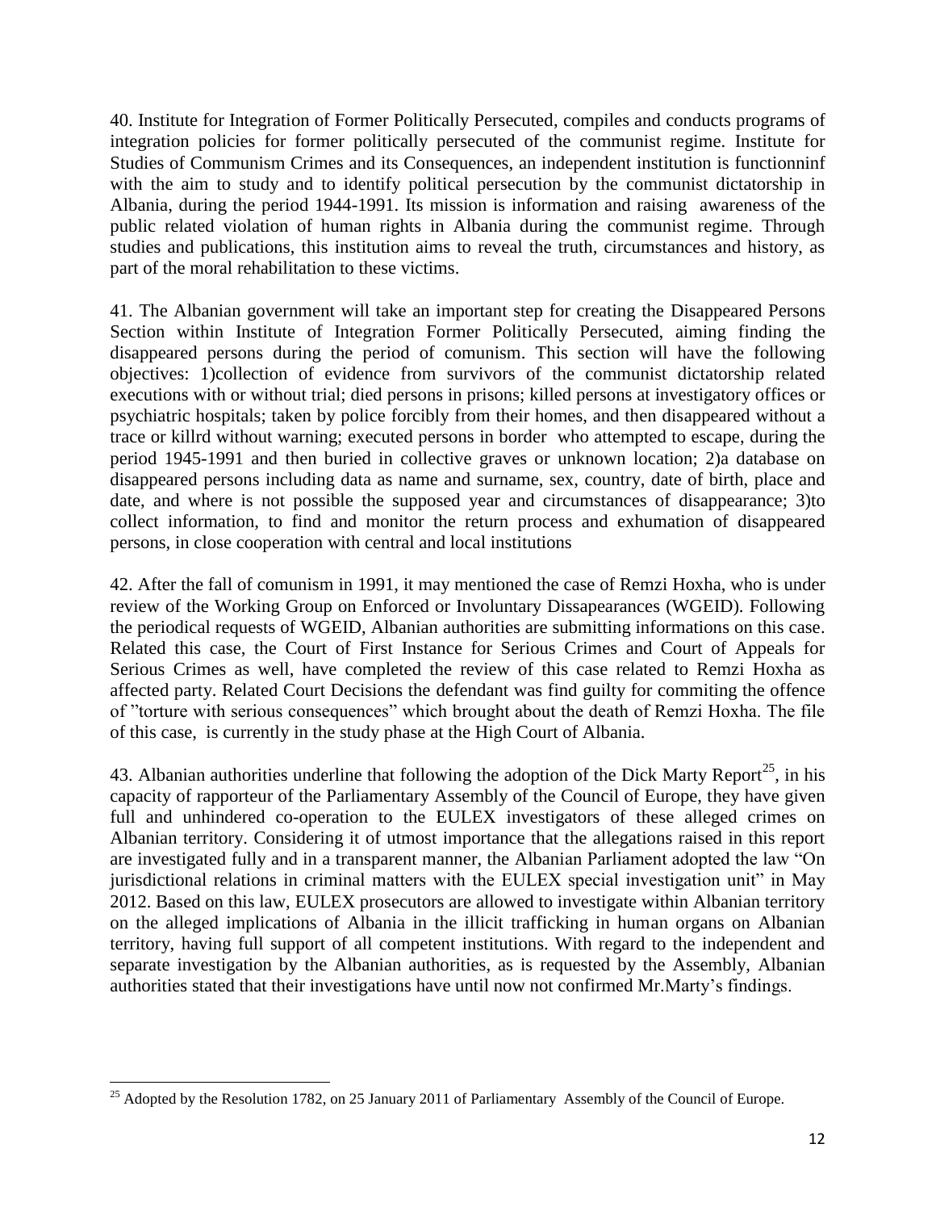40. Institute for Integration of Former Politically Persecuted, compiles and conducts programs of integration policies for former politically persecuted of the communist regime. Institute for Studies of Communism Crimes and its Consequences, an independent institution is functionninf with the aim to study and to identify political persecution by the communist dictatorship in Albania, during the period 1944-1991. Its mission is information and raising awareness of the public related violation of human rights in Albania during the communist regime. Through studies and publications, this institution aims to reveal the truth, circumstances and history, as part of the moral rehabilitation to these victims.

41. The Albanian government will take an important step for creating the Disappeared Persons Section within Institute of Integration Former Politically Persecuted, aiming finding the disappeared persons during the period of comunism. This section will have the following objectives: 1)collection of evidence from survivors of the communist dictatorship related executions with or without trial; died persons in prisons; killed persons at investigatory offices or psychiatric hospitals; taken by police forcibly from their homes, and then disappeared without a trace or killrd without warning; executed persons in border who attempted to escape, during the period 1945-1991 and then buried in collective graves or unknown location; 2)a database on disappeared persons including data as name and surname, sex, country, date of birth, place and date, and where is not possible the supposed year and circumstances of disappearance; 3)to collect information, to find and monitor the return process and exhumation of disappeared persons, in close cooperation with central and local institutions

42. After the fall of comunism in 1991, it may mentioned the case of Remzi Hoxha, who is under review of the Working Group on Enforced or Involuntary Dissapearances (WGEID). Following the periodical requests of WGEID, Albanian authorities are submitting informations on this case. Related this case, the Court of First Instance for Serious Crimes and Court of Appeals for Serious Crimes as well, have completed the review of this case related to Remzi Hoxha as affected party. Related Court Decisions the defendant was find guilty for commiting the offence of "torture with serious consequences" which brought about the death of Remzi Hoxha. The file of this case, is currently in the study phase at the High Court of Albania.

43. Albanian authorities underline that following the adoption of the Dick Marty Report[25], in his capacity of rapporteur of the Parliamentary Assembly of the Council of Europe, they have given full and unhindered co-operation to the EULEX investigators of these alleged crimes on Albanian territory. Considering it of utmost importance that the allegations raised in this report are investigated fully and in a transparent manner, the Albanian Parliament adopted the law "On jurisdictional relations in criminal matters with the EULEX special investigation unit" in May 2012. Based on this law, EULEX prosecutors are allowed to investigate within Albanian territory on the alleged implications of Albania in the illicit trafficking in human organs on Albanian territory, having full support of all competent institutions. With regard to the independent and separate investigation by the Albanian authorities, as is requested by the Assembly, Albanian authorities stated that their investigations have until now not confirmed Mr.Marty's findings.

[25] Adopted by the Resolution 1782, on 25 January 2011 of Parliamentary Assembly of the Council of Europe.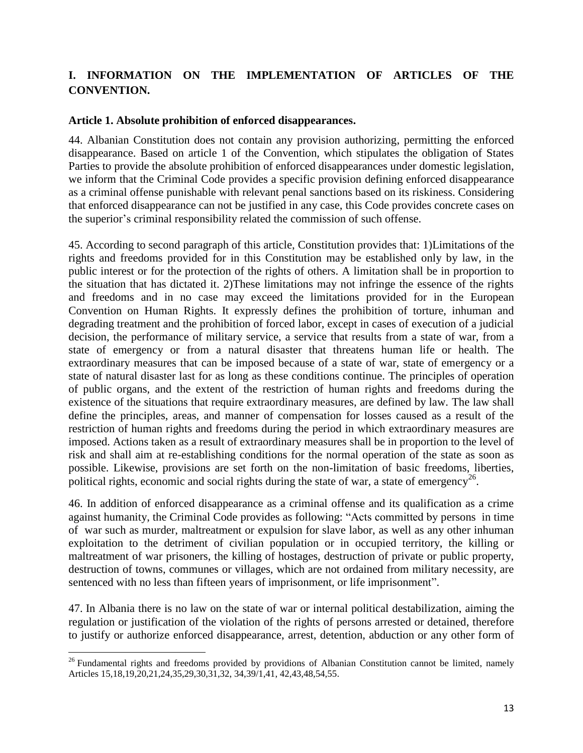## I. INFORMATION ON THE IMPLEMENTATION OF ARTICLES OF THE CONVENTION.

### Article 1. Absolute prohibition of enforced disappearances.

44. Albanian Constitution does not contain any provision authorizing, permitting the enforced disappearance. Based on article 1 of the Convention, which stipulates the obligation of States Parties to provide the absolute prohibition of enforced disappearances under domestic legislation, we inform that the Criminal Code provides a specific provision defining enforced disappearance as a criminal offense punishable with relevant penal sanctions based on its riskiness. Considering that enforced disappearance can not be justified in any case, this Code provides concrete cases on the superior's criminal responsibility related the commission of such offense.

45. According to second paragraph of this article, Constitution provides that: 1)Limitations of the rights and freedoms provided for in this Constitution may be established only by law, in the public interest or for the protection of the rights of others. A limitation shall be in proportion to the situation that has dictated it. 2)These limitations may not infringe the essence of the rights and freedoms and in no case may exceed the limitations provided for in the European Convention on Human Rights. It expressly defines the prohibition of torture, inhuman and degrading treatment and the prohibition of forced labor, except in cases of execution of a judicial decision, the performance of military service, a service that results from a state of war, from a state of emergency or from a natural disaster that threatens human life or health. The extraordinary measures that can be imposed because of a state of war, state of emergency or a state of natural disaster last for as long as these conditions continue. The principles of operation of public organs, and the extent of the restriction of human rights and freedoms during the existence of the situations that require extraordinary measures, are defined by law. The law shall define the principles, areas, and manner of compensation for losses caused as a result of the restriction of human rights and freedoms during the period in which extraordinary measures are imposed. Actions taken as a result of extraordinary measures shall be in proportion to the level of risk and shall aim at re-establishing conditions for the normal operation of the state as soon as possible. Likewise, provisions are set forth on the non-limitation of basic freedoms, liberties, political rights, economic and social rights during the state of war, a state of emergency[26].

46. In addition of enforced disappearance as a criminal offense and its qualification as a crime against humanity, the Criminal Code provides as following: "Acts committed by persons in time of war such as murder, maltreatment or expulsion for slave labor, as well as any other inhuman exploitation to the detriment of civilian population or in occupied territory, the killing or maltreatment of war prisoners, the killing of hostages, destruction of private or public property, destruction of towns, communes or villages, which are not ordained from military necessity, are sentenced with no less than fifteen years of imprisonment, or life imprisonment".

47. In Albania there is no law on the state of war or internal political destabilization, aiming the regulation or justification of the violation of the rights of persons arrested or detained, therefore to justify or authorize enforced disappearance, arrest, detention, abduction or any other form of

[26] Fundamental rights and freedoms provided by providions of Albanian Constitution cannot be limited, namely Articles 15,18,19,20,21,24,35,29,30,31,32, 34,39/1,41, 42,43,48,54,55.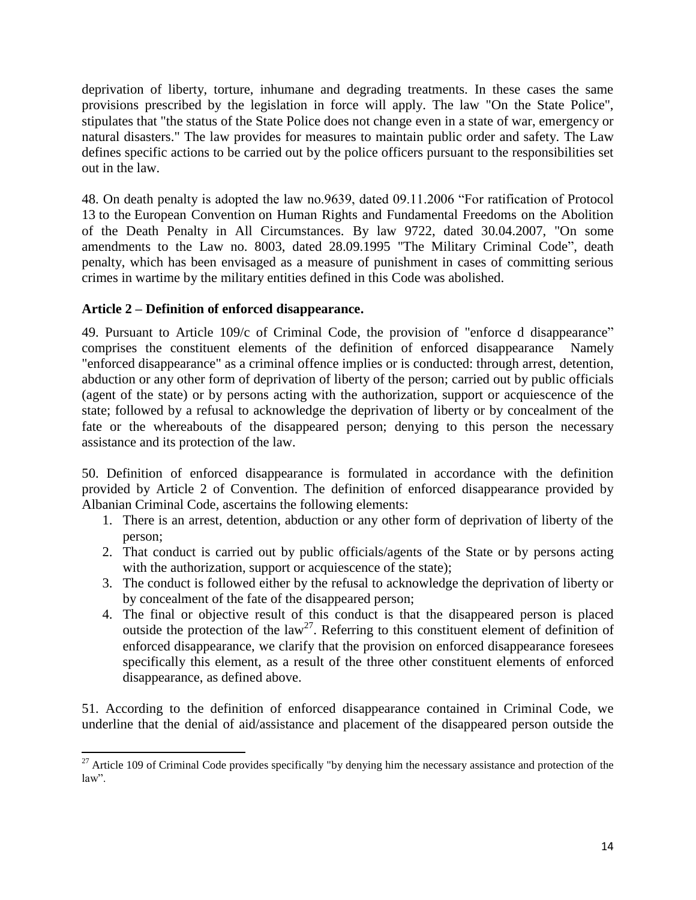deprivation of liberty, torture, inhumane and degrading treatments. In these cases the same provisions prescribed by the legislation in force will apply. The law "On the State Police", stipulates that "the status of the State Police does not change even in a state of war, emergency or natural disasters." The law provides for measures to maintain public order and safety. The Law defines specific actions to be carried out by the police officers pursuant to the responsibilities set out in the law.

48. On death penalty is adopted the law no.9639, dated 09.11.2006 "For ratification of Protocol 13 to the European Convention on Human Rights and Fundamental Freedoms on the Abolition of the Death Penalty in All Circumstances. By law 9722, dated 30.04.2007, "On some amendments to the Law no. 8003, dated 28.09.1995 "The Military Criminal Code", death penalty, which has been envisaged as a measure of punishment in cases of committing serious crimes in wartime by the military entities defined in this Code was abolished.

### Article 2 – Definition of enforced disappearance.

49. Pursuant to Article 109/c of Criminal Code, the provision of "enforce d disappearance" comprises the constituent elements of the definition of enforced disappearance Namely "enforced disappearance" as a criminal offence implies or is conducted: through arrest, detention, abduction or any other form of deprivation of liberty of the person; carried out by public officials (agent of the state) or by persons acting with the authorization, support or acquiescence of the state; followed by a refusal to acknowledge the deprivation of liberty or by concealment of the fate or the whereabouts of the disappeared person; denying to this person the necessary assistance and its protection of the law.

50. Definition of enforced disappearance is formulated in accordance with the definition provided by Article 2 of Convention. The definition of enforced disappearance provided by Albanian Criminal Code, ascertains the following elements:

1. There is an arrest, detention, abduction or any other form of deprivation of liberty of the person;
2. That conduct is carried out by public officials/agents of the State or by persons acting with the authorization, support or acquiescence of the state);
3. The conduct is followed either by the refusal to acknowledge the deprivation of liberty or by concealment of the fate of the disappeared person;
4. The final or objective result of this conduct is that the disappeared person is placed outside the protection of the law[27]. Referring to this constituent element of definition of enforced disappearance, we clarify that the provision on enforced disappearance foresees specifically this element, as a result of the three other constituent elements of enforced disappearance, as defined above.

51. According to the definition of enforced disappearance contained in Criminal Code, we underline that the denial of aid/assistance and placement of the disappeared person outside the

---

[27] Article 109 of Criminal Code provides specifically "by denying him the necessary assistance and protection of the law".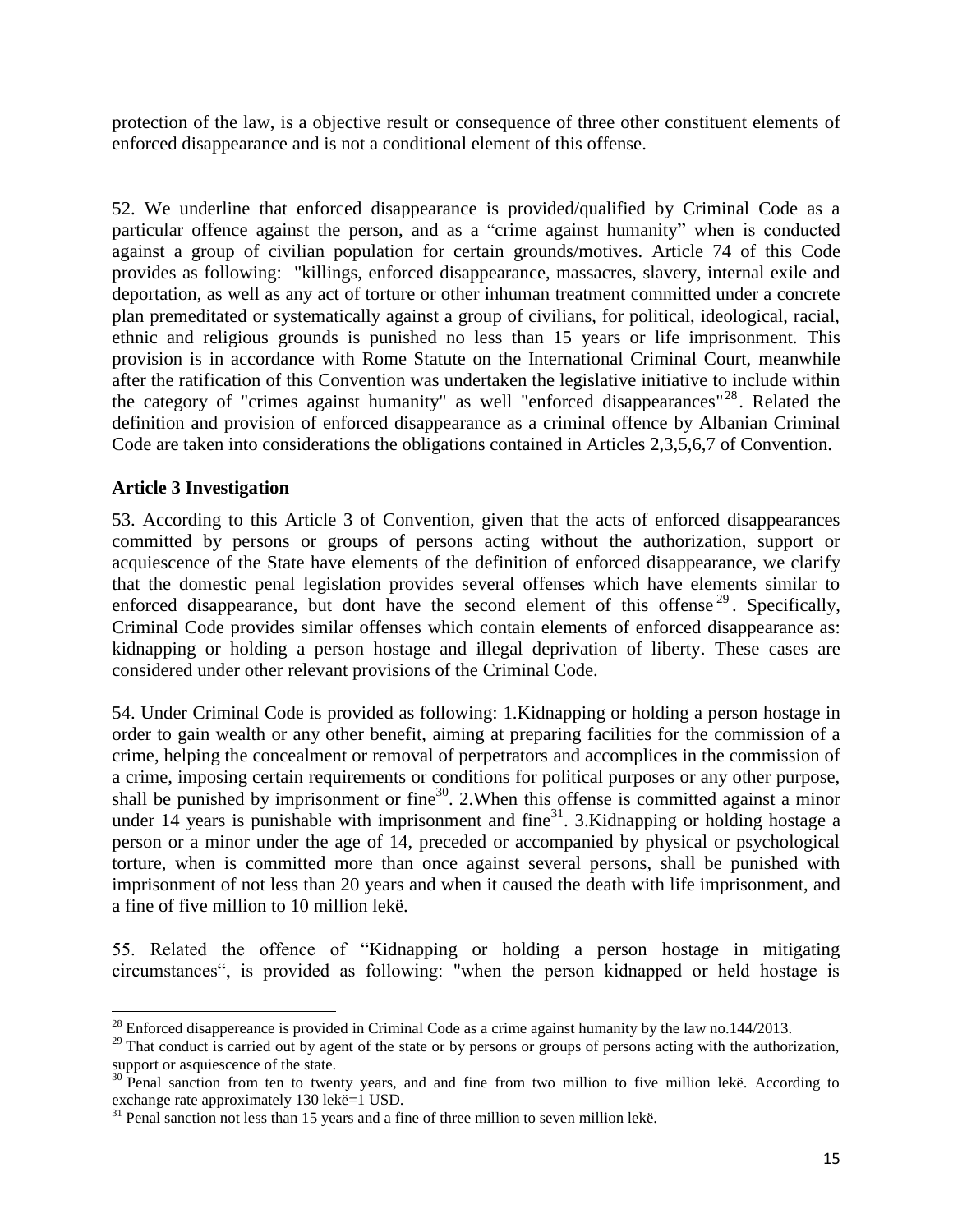protection of the law, is a objective result or consequence of three other constituent elements of enforced disappearance and is not a conditional element of this offense.

52. We underline that enforced disappearance is provided/qualified by Criminal Code as a particular offence against the person, and as a "crime against humanity" when is conducted against a group of civilian population for certain grounds/motives. Article 74 of this Code provides as following: "killings, enforced disappearance, massacres, slavery, internal exile and deportation, as well as any act of torture or other inhuman treatment committed under a concrete plan premeditated or systematically against a group of civilians, for political, ideological, racial, ethnic and religious grounds is punished no less than 15 years or life imprisonment. This provision is in accordance with Rome Statute on the International Criminal Court, meanwhile after the ratification of this Convention was undertaken the legislative initiative to include within the category of "crimes against humanity" as well "enforced disappearances"[28]. Related the definition and provision of enforced disappearance as a criminal offence by Albanian Criminal Code are taken into considerations the obligations contained in Articles 2,3,5,6,7 of Convention.

### Article 3 Investigation

53. According to this Article 3 of Convention, given that the acts of enforced disappearances committed by persons or groups of persons acting without the authorization, support or acquiescence of the State have elements of the definition of enforced disappearance, we clarify that the domestic penal legislation provides several offenses which have elements similar to enforced disappearance, but dont have the second element of this offense[29]. Specifically, Criminal Code provides similar offenses which contain elements of enforced disappearance as: kidnapping or holding a person hostage and illegal deprivation of liberty. These cases are considered under other relevant provisions of the Criminal Code.

54. Under Criminal Code is provided as following: 1.Kidnapping or holding a person hostage in order to gain wealth or any other benefit, aiming at preparing facilities for the commission of a crime, helping the concealment or removal of perpetrators and accomplices in the commission of a crime, imposing certain requirements or conditions for political purposes or any other purpose, shall be punished by imprisonment or fine[30]. 2.When this offense is committed against a minor under 14 years is punishable with imprisonment and fine[31]. 3.Kidnapping or holding hostage a person or a minor under the age of 14, preceded or accompanied by physical or psychological torture, when is committed more than once against several persons, shall be punished with imprisonment of not less than 20 years and when it caused the death with life imprisonment, and a fine of five million to 10 million lekë.

55. Related the offence of "Kidnapping or holding a person hostage in mitigating circumstances", is provided as following: "when the person kidnapped or held hostage is

---

[28] Enforced disappereance is provided in Criminal Code as a crime against humanity by the law no.144/2013.

[29] That conduct is carried out by agent of the state or by persons or groups of persons acting with the authorization, support or asquiescence of the state.

[30] Penal sanction from ten to twenty years, and and fine from two million to five million lekë. According to exchange rate approximately 130 lekë=1 USD.

[31] Penal sanction not less than 15 years and a fine of three million to seven million lekë.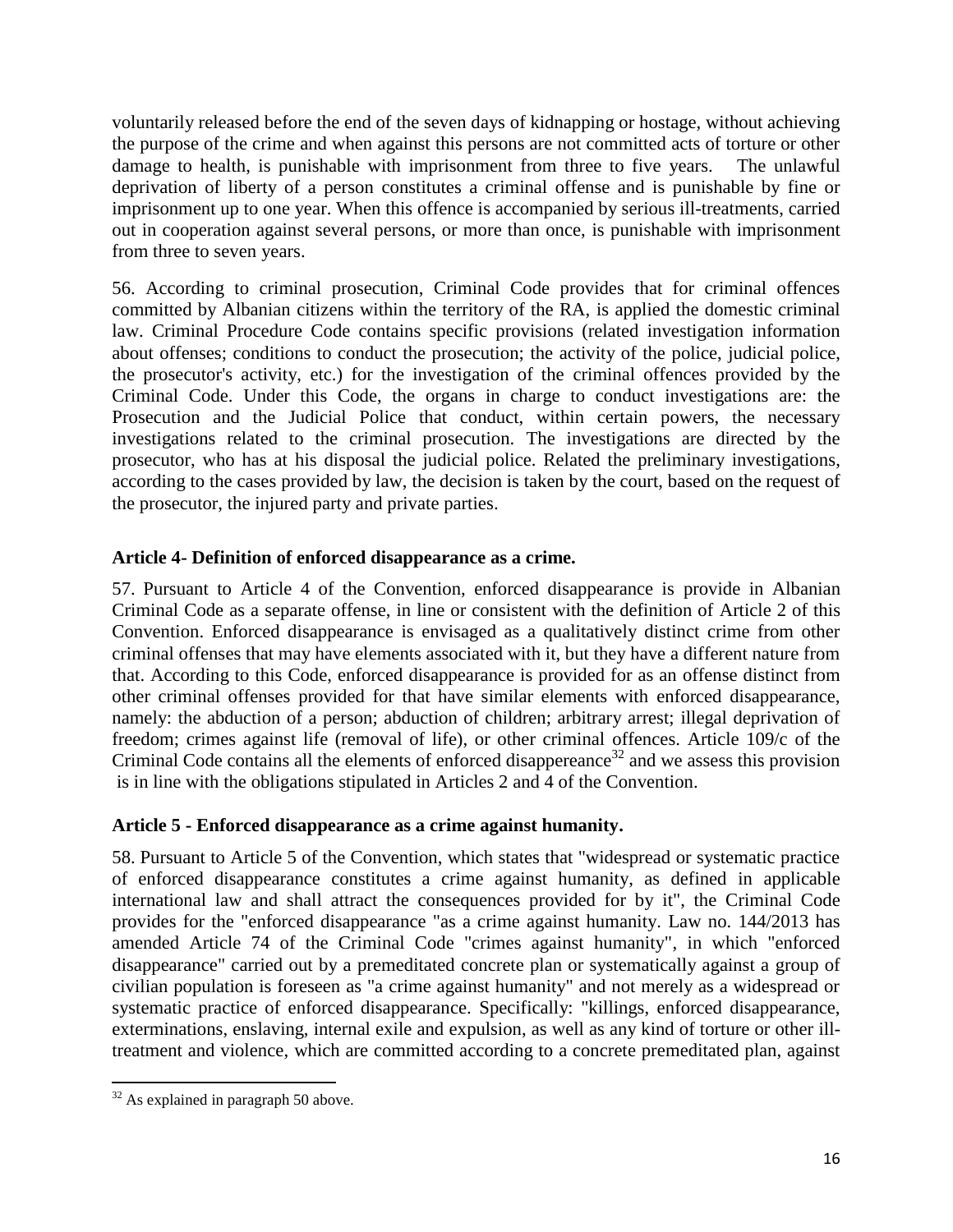voluntarily released before the end of the seven days of kidnapping or hostage, without achieving the purpose of the crime and when against this persons are not committed acts of torture or other damage to health, is punishable with imprisonment from three to five years. The unlawful deprivation of liberty of a person constitutes a criminal offense and is punishable by fine or imprisonment up to one year. When this offence is accompanied by serious ill-treatments, carried out in cooperation against several persons, or more than once, is punishable with imprisonment from three to seven years.

56. According to criminal prosecution, Criminal Code provides that for criminal offences committed by Albanian citizens within the territory of the RA, is applied the domestic criminal law. Criminal Procedure Code contains specific provisions (related investigation information about offenses; conditions to conduct the prosecution; the activity of the police, judicial police, the prosecutor's activity, etc.) for the investigation of the criminal offences provided by the Criminal Code. Under this Code, the organs in charge to conduct investigations are: the Prosecution and the Judicial Police that conduct, within certain powers, the necessary investigations related to the criminal prosecution. The investigations are directed by the prosecutor, who has at his disposal the judicial police. Related the preliminary investigations, according to the cases provided by law, the decision is taken by the court, based on the request of the prosecutor, the injured party and private parties.

### Article 4- Definition of enforced disappearance as a crime.

57. Pursuant to Article 4 of the Convention, enforced disappearance is provide in Albanian Criminal Code as a separate offense, in line or consistent with the definition of Article 2 of this Convention. Enforced disappearance is envisaged as a qualitatively distinct crime from other criminal offenses that may have elements associated with it, but they have a different nature from that. According to this Code, enforced disappearance is provided for as an offense distinct from other criminal offenses provided for that have similar elements with enforced disappearance, namely: the abduction of a person; abduction of children; arbitrary arrest; illegal deprivation of freedom; crimes against life (removal of life), or other criminal offences. Article 109/c of the Criminal Code contains all the elements of enforced disappereance[32] and we assess this provision is in line with the obligations stipulated in Articles 2 and 4 of the Convention.

### Article 5 - Enforced disappearance as a crime against humanity.

58. Pursuant to Article 5 of the Convention, which states that "widespread or systematic practice of enforced disappearance constitutes a crime against humanity, as defined in applicable international law and shall attract the consequences provided for by it", the Criminal Code provides for the "enforced disappearance "as a crime against humanity. Law no. 144/2013 has amended Article 74 of the Criminal Code "crimes against humanity", in which "enforced disappearance" carried out by a premeditated concrete plan or systematically against a group of civilian population is foreseen as "a crime against humanity" and not merely as a widespread or systematic practice of enforced disappearance. Specifically: "killings, enforced disappearance, exterminations, enslaving, internal exile and expulsion, as well as any kind of torture or other ill-treatment and violence, which are committed according to a concrete premeditated plan, against

---

[32] As explained in paragraph 50 above.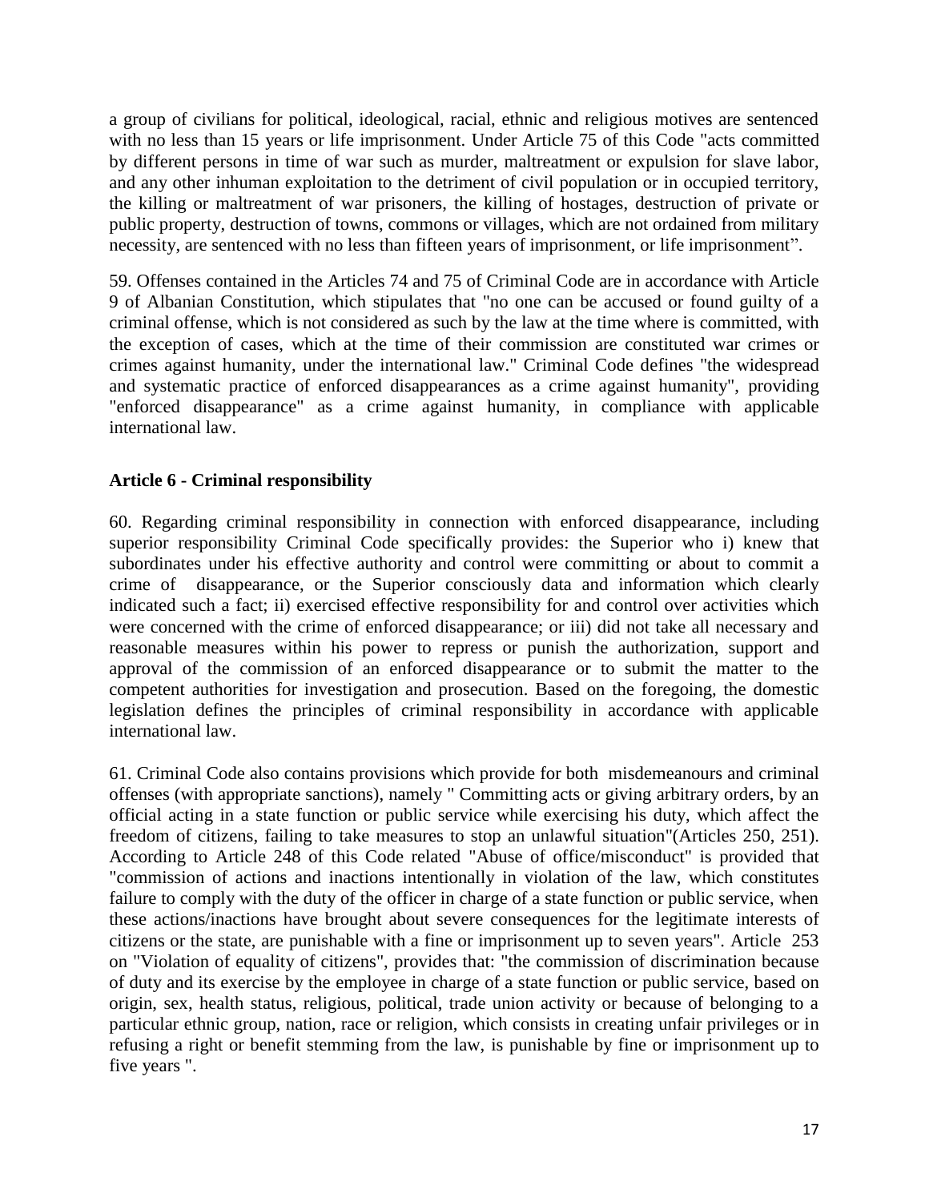a group of civilians for political, ideological, racial, ethnic and religious motives are sentenced with no less than 15 years or life imprisonment. Under Article 75 of this Code "acts committed by different persons in time of war such as murder, maltreatment or expulsion for slave labor, and any other inhuman exploitation to the detriment of civil population or in occupied territory, the killing or maltreatment of war prisoners, the killing of hostages, destruction of private or public property, destruction of towns, commons or villages, which are not ordained from military necessity, are sentenced with no less than fifteen years of imprisonment, or life imprisonment".

59. Offenses contained in the Articles 74 and 75 of Criminal Code are in accordance with Article 9 of Albanian Constitution, which stipulates that "no one can be accused or found guilty of a criminal offense, which is not considered as such by the law at the time where is committed, with the exception of cases, which at the time of their commission are constituted war crimes or crimes against humanity, under the international law." Criminal Code defines "the widespread and systematic practice of enforced disappearances as a crime against humanity", providing "enforced disappearance" as a crime against humanity, in compliance with applicable international law.

**Article 6 - Criminal responsibility**

60. Regarding criminal responsibility in connection with enforced disappearance, including superior responsibility Criminal Code specifically provides: the Superior who i) knew that subordinates under his effective authority and control were committing or about to commit a crime of disappearance, or the Superior consciously data and information which clearly indicated such a fact; ii) exercised effective responsibility for and control over activities which were concerned with the crime of enforced disappearance; or iii) did not take all necessary and reasonable measures within his power to repress or punish the authorization, support and approval of the commission of an enforced disappearance or to submit the matter to the competent authorities for investigation and prosecution. Based on the foregoing, the domestic legislation defines the principles of criminal responsibility in accordance with applicable international law.

61. Criminal Code also contains provisions which provide for both misdemeanours and criminal offenses (with appropriate sanctions), namely " Committing acts or giving arbitrary orders, by an official acting in a state function or public service while exercising his duty, which affect the freedom of citizens, failing to take measures to stop an unlawful situation"(Articles 250, 251). According to Article 248 of this Code related "Abuse of office/misconduct" is provided that "commission of actions and inactions intentionally in violation of the law, which constitutes failure to comply with the duty of the officer in charge of a state function or public service, when these actions/inactions have brought about severe consequences for the legitimate interests of citizens or the state, are punishable with a fine or imprisonment up to seven years". Article 253 on "Violation of equality of citizens", provides that: "the commission of discrimination because of duty and its exercise by the employee in charge of a state function or public service, based on origin, sex, health status, religious, political, trade union activity or because of belonging to a particular ethnic group, nation, race or religion, which consists in creating unfair privileges or in refusing a right or benefit stemming from the law, is punishable by fine or imprisonment up to five years ".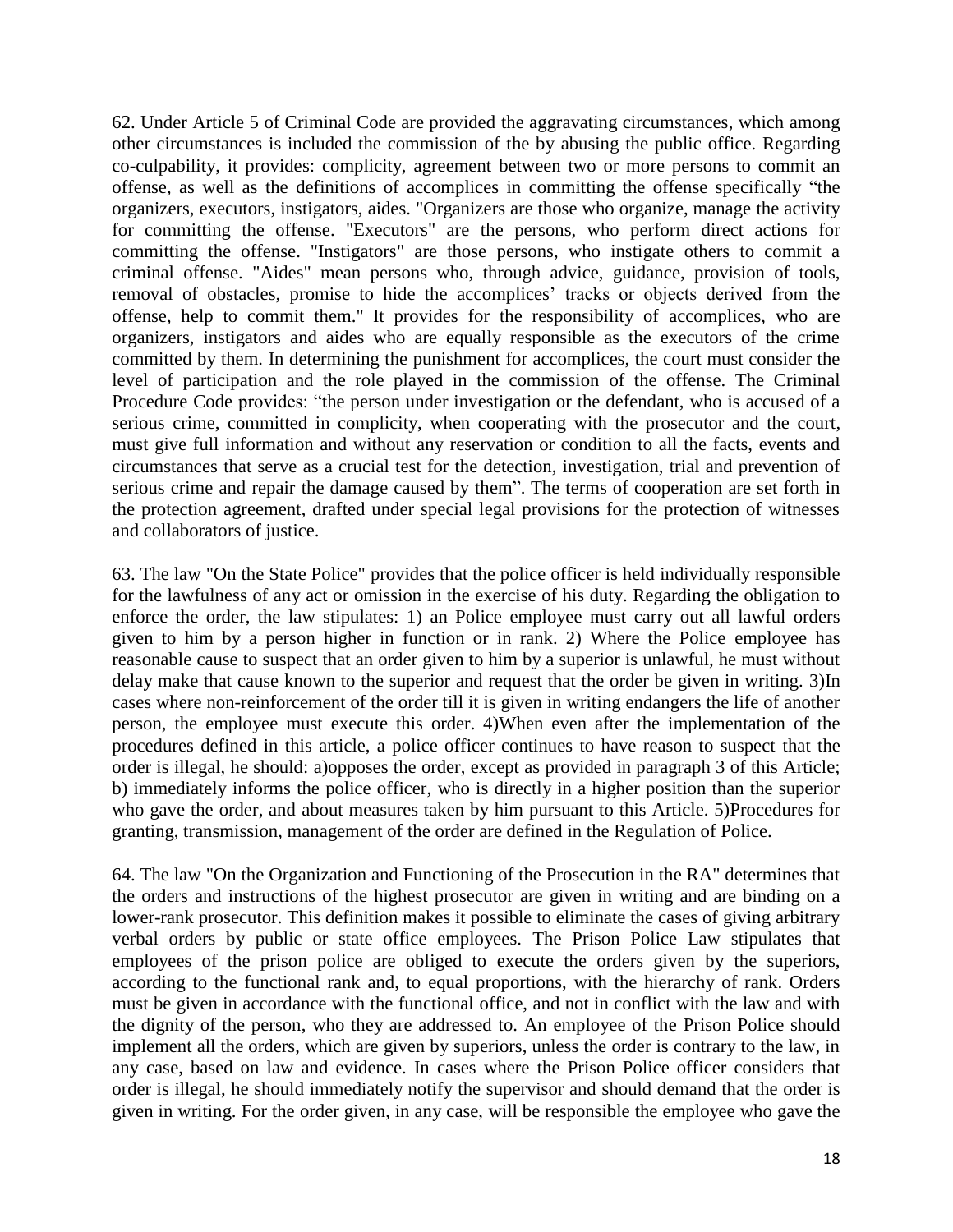62. Under Article 5 of Criminal Code are provided the aggravating circumstances, which among other circumstances is included the commission of the by abusing the public office. Regarding co-culpability, it provides: complicity, agreement between two or more persons to commit an offense, as well as the definitions of accomplices in committing the offense specifically "the organizers, executors, instigators, aides. "Organizers are those who organize, manage the activity for committing the offense. "Executors" are the persons, who perform direct actions for committing the offense. "Instigators" are those persons, who instigate others to commit a criminal offense. "Aides" mean persons who, through advice, guidance, provision of tools, removal of obstacles, promise to hide the accomplices' tracks or objects derived from the offense, help to commit them." It provides for the responsibility of accomplices, who are organizers, instigators and aides who are equally responsible as the executors of the crime committed by them. In determining the punishment for accomplices, the court must consider the level of participation and the role played in the commission of the offense. The Criminal Procedure Code provides: "the person under investigation or the defendant, who is accused of a serious crime, committed in complicity, when cooperating with the prosecutor and the court, must give full information and without any reservation or condition to all the facts, events and circumstances that serve as a crucial test for the detection, investigation, trial and prevention of serious crime and repair the damage caused by them". The terms of cooperation are set forth in the protection agreement, drafted under special legal provisions for the protection of witnesses and collaborators of justice.

63. The law "On the State Police" provides that the police officer is held individually responsible for the lawfulness of any act or omission in the exercise of his duty. Regarding the obligation to enforce the order, the law stipulates: 1) an Police employee must carry out all lawful orders given to him by a person higher in function or in rank. 2) Where the Police employee has reasonable cause to suspect that an order given to him by a superior is unlawful, he must without delay make that cause known to the superior and request that the order be given in writing. 3)In cases where non-reinforcement of the order till it is given in writing endangers the life of another person, the employee must execute this order. 4)When even after the implementation of the procedures defined in this article, a police officer continues to have reason to suspect that the order is illegal, he should: a)opposes the order, except as provided in paragraph 3 of this Article; b) immediately informs the police officer, who is directly in a higher position than the superior who gave the order, and about measures taken by him pursuant to this Article. 5)Procedures for granting, transmission, management of the order are defined in the Regulation of Police.

64. The law "On the Organization and Functioning of the Prosecution in the RA" determines that the orders and instructions of the highest prosecutor are given in writing and are binding on a lower-rank prosecutor. This definition makes it possible to eliminate the cases of giving arbitrary verbal orders by public or state office employees. The Prison Police Law stipulates that employees of the prison police are obliged to execute the orders given by the superiors, according to the functional rank and, to equal proportions, with the hierarchy of rank. Orders must be given in accordance with the functional office, and not in conflict with the law and with the dignity of the person, who they are addressed to. An employee of the Prison Police should implement all the orders, which are given by superiors, unless the order is contrary to the law, in any case, based on law and evidence. In cases where the Prison Police officer considers that order is illegal, he should immediately notify the supervisor and should demand that the order is given in writing. For the order given, in any case, will be responsible the employee who gave the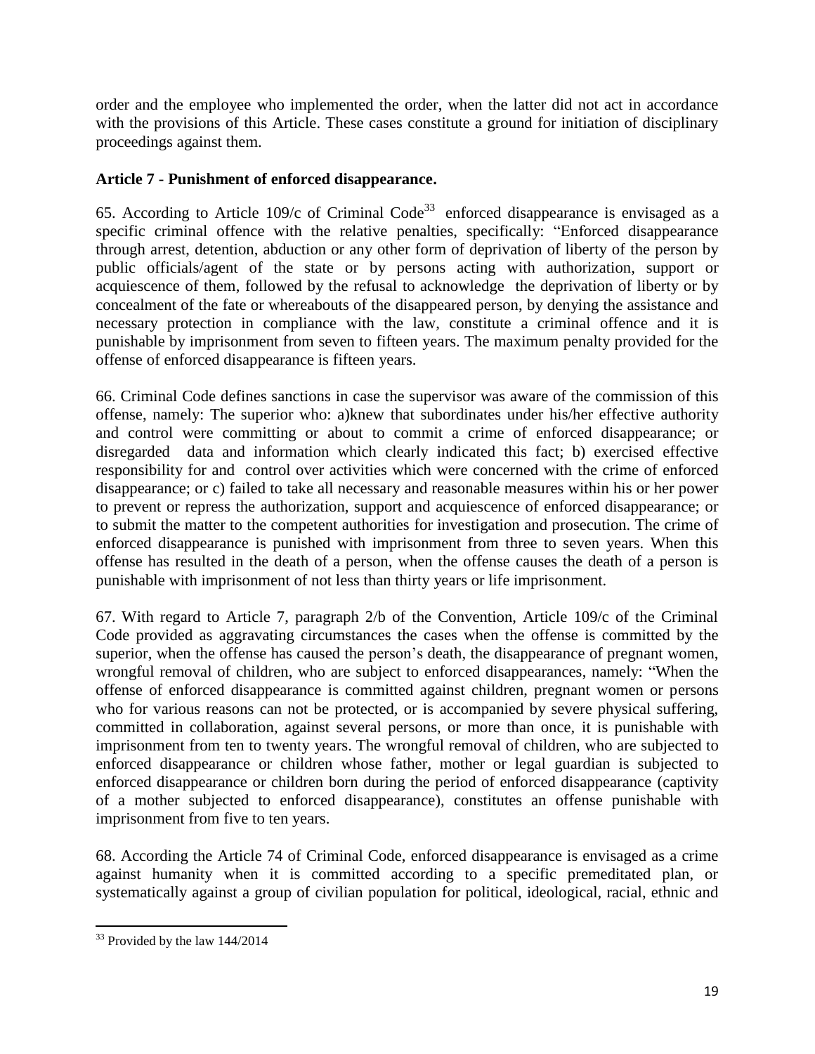order and the employee who implemented the order, when the latter did not act in accordance with the provisions of this Article. These cases constitute a ground for initiation of disciplinary proceedings against them.

**Article 7 - Punishment of enforced disappearance.**

65. According to Article 109/c of Criminal Code[33] enforced disappearance is envisaged as a specific criminal offence with the relative penalties, specifically: "Enforced disappearance through arrest, detention, abduction or any other form of deprivation of liberty of the person by public officials/agent of the state or by persons acting with authorization, support or acquiescence of them, followed by the refusal to acknowledge the deprivation of liberty or by concealment of the fate or whereabouts of the disappeared person, by denying the assistance and necessary protection in compliance with the law, constitute a criminal offence and it is punishable by imprisonment from seven to fifteen years. The maximum penalty provided for the offense of enforced disappearance is fifteen years.

66. Criminal Code defines sanctions in case the supervisor was aware of the commission of this offense, namely: The superior who: a)knew that subordinates under his/her effective authority and control were committing or about to commit a crime of enforced disappearance; or disregarded data and information which clearly indicated this fact; b) exercised effective responsibility for and control over activities which were concerned with the crime of enforced disappearance; or c) failed to take all necessary and reasonable measures within his or her power to prevent or repress the authorization, support and acquiescence of enforced disappearance; or to submit the matter to the competent authorities for investigation and prosecution. The crime of enforced disappearance is punished with imprisonment from three to seven years. When this offense has resulted in the death of a person, when the offense causes the death of a person is punishable with imprisonment of not less than thirty years or life imprisonment.

67. With regard to Article 7, paragraph 2/b of the Convention, Article 109/c of the Criminal Code provided as aggravating circumstances the cases when the offense is committed by the superior, when the offense has caused the person's death, the disappearance of pregnant women, wrongful removal of children, who are subject to enforced disappearances, namely: "When the offense of enforced disappearance is committed against children, pregnant women or persons who for various reasons can not be protected, or is accompanied by severe physical suffering, committed in collaboration, against several persons, or more than once, it is punishable with imprisonment from ten to twenty years. The wrongful removal of children, who are subjected to enforced disappearance or children whose father, mother or legal guardian is subjected to enforced disappearance or children born during the period of enforced disappearance (captivity of a mother subjected to enforced disappearance), constitutes an offense punishable with imprisonment from five to ten years.

68. According the Article 74 of Criminal Code, enforced disappearance is envisaged as a crime against humanity when it is committed according to a specific premeditated plan, or systematically against a group of civilian population for political, ideological, racial, ethnic and

---

[33] Provided by the law 144/2014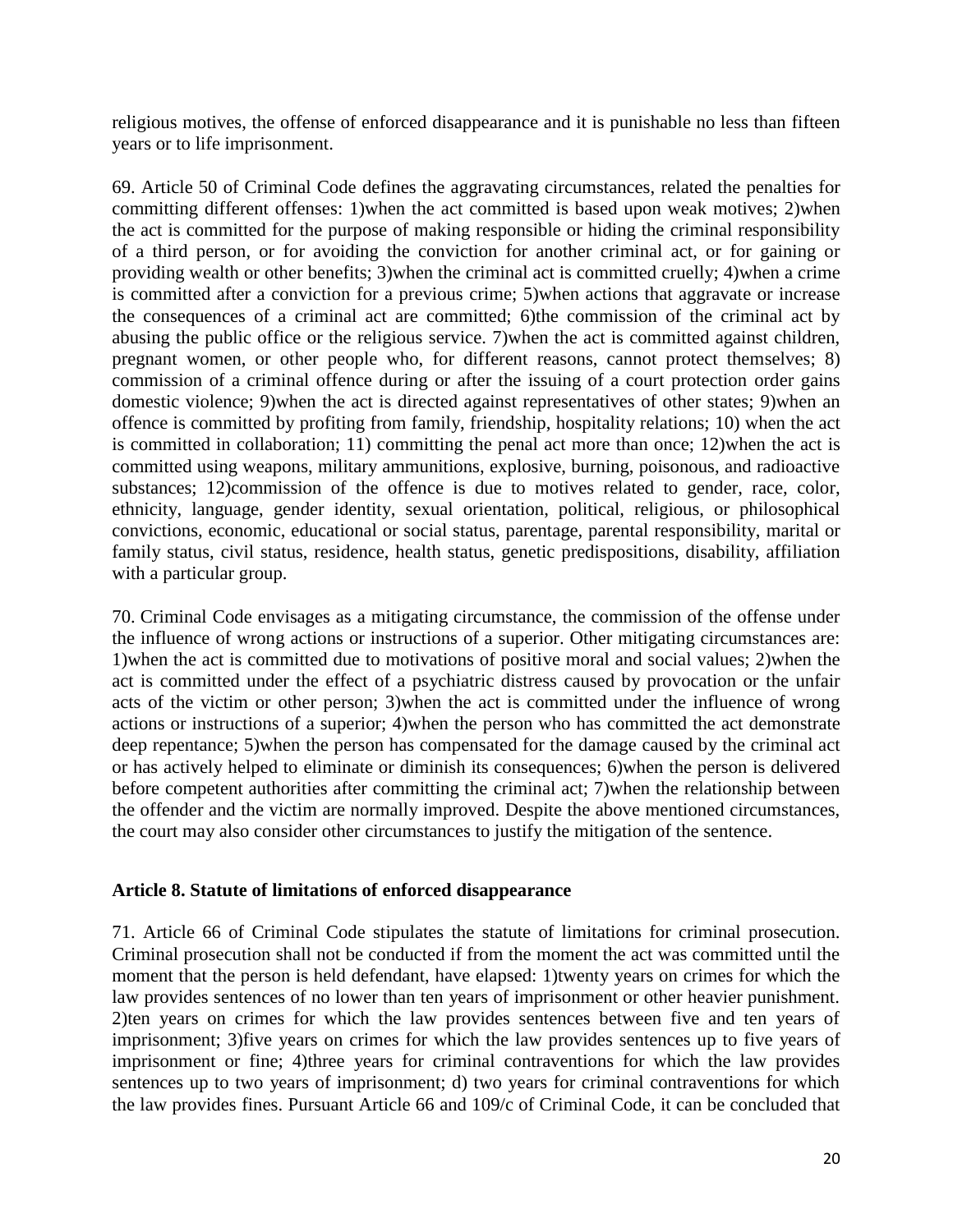religious motives, the offense of enforced disappearance and it is punishable no less than fifteen years or to life imprisonment.

69. Article 50 of Criminal Code defines the aggravating circumstances, related the penalties for committing different offenses: 1)when the act committed is based upon weak motives; 2)when the act is committed for the purpose of making responsible or hiding the criminal responsibility of a third person, or for avoiding the conviction for another criminal act, or for gaining or providing wealth or other benefits; 3)when the criminal act is committed cruelly; 4)when a crime is committed after a conviction for a previous crime; 5)when actions that aggravate or increase the consequences of a criminal act are committed; 6)the commission of the criminal act by abusing the public office or the religious service. 7)when the act is committed against children, pregnant women, or other people who, for different reasons, cannot protect themselves; 8) commission of a criminal offence during or after the issuing of a court protection order gains domestic violence; 9)when the act is directed against representatives of other states; 9)when an offence is committed by profiting from family, friendship, hospitality relations; 10) when the act is committed in collaboration; 11) committing the penal act more than once; 12)when the act is committed using weapons, military ammunitions, explosive, burning, poisonous, and radioactive substances; 12)commission of the offence is due to motives related to gender, race, color, ethnicity, language, gender identity, sexual orientation, political, religious, or philosophical convictions, economic, educational or social status, parentage, parental responsibility, marital or family status, civil status, residence, health status, genetic predispositions, disability, affiliation with a particular group.

70. Criminal Code envisages as a mitigating circumstance, the commission of the offense under the influence of wrong actions or instructions of a superior. Other mitigating circumstances are: 1)when the act is committed due to motivations of positive moral and social values; 2)when the act is committed under the effect of a psychiatric distress caused by provocation or the unfair acts of the victim or other person; 3)when the act is committed under the influence of wrong actions or instructions of a superior; 4)when the person who has committed the act demonstrate deep repentance; 5)when the person has compensated for the damage caused by the criminal act or has actively helped to eliminate or diminish its consequences; 6)when the person is delivered before competent authorities after committing the criminal act; 7)when the relationship between the offender and the victim are normally improved. Despite the above mentioned circumstances, the court may also consider other circumstances to justify the mitigation of the sentence.

### Article 8. Statute of limitations of enforced disappearance

71. Article 66 of Criminal Code stipulates the statute of limitations for criminal prosecution. Criminal prosecution shall not be conducted if from the moment the act was committed until the moment that the person is held defendant, have elapsed: 1)twenty years on crimes for which the law provides sentences of no lower than ten years of imprisonment or other heavier punishment. 2)ten years on crimes for which the law provides sentences between five and ten years of imprisonment; 3)five years on crimes for which the law provides sentences up to five years of imprisonment or fine; 4)three years for criminal contraventions for which the law provides sentences up to two years of imprisonment; d) two years for criminal contraventions for which the law provides fines. Pursuant Article 66 and 109/c of Criminal Code, it can be concluded that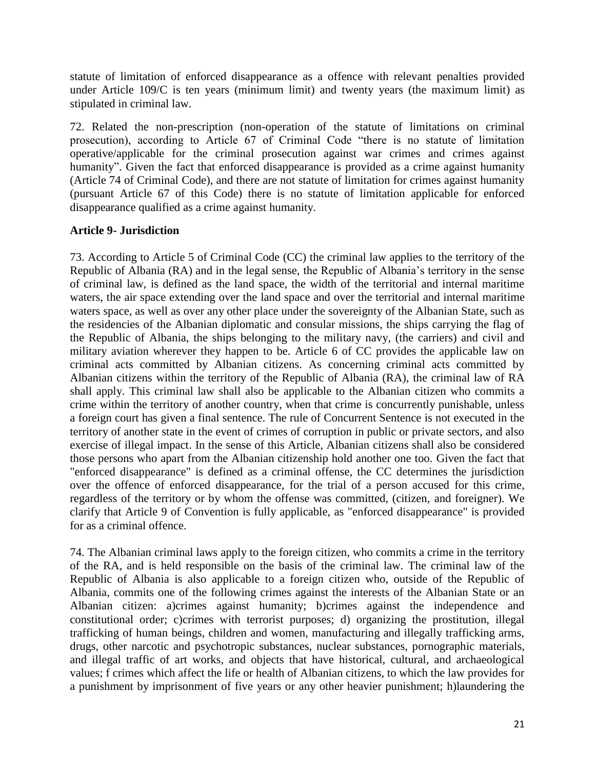statute of limitation of enforced disappearance as a offence with relevant penalties provided under Article 109/C is ten years (minimum limit) and twenty years (the maximum limit) as stipulated in criminal law.

72. Related the non-prescription (non-operation of the statute of limitations on criminal prosecution), according to Article 67 of Criminal Code "there is no statute of limitation operative/applicable for the criminal prosecution against war crimes and crimes against humanity". Given the fact that enforced disappearance is provided as a crime against humanity (Article 74 of Criminal Code), and there are not statute of limitation for crimes against humanity (pursuant Article 67 of this Code) there is no statute of limitation applicable for enforced disappearance qualified as a crime against humanity.

**Article 9- Jurisdiction**

73. According to Article 5 of Criminal Code (CC) the criminal law applies to the territory of the Republic of Albania (RA) and in the legal sense, the Republic of Albania's territory in the sense of criminal law, is defined as the land space, the width of the territorial and internal maritime waters, the air space extending over the land space and over the territorial and internal maritime waters space, as well as over any other place under the sovereignty of the Albanian State, such as the residencies of the Albanian diplomatic and consular missions, the ships carrying the flag of the Republic of Albania, the ships belonging to the military navy, (the carriers) and civil and military aviation wherever they happen to be. Article 6 of CC provides the applicable law on criminal acts committed by Albanian citizens. As concerning criminal acts committed by Albanian citizens within the territory of the Republic of Albania (RA), the criminal law of RA shall apply. This criminal law shall also be applicable to the Albanian citizen who commits a crime within the territory of another country, when that crime is concurrently punishable, unless a foreign court has given a final sentence. The rule of Concurrent Sentence is not executed in the territory of another state in the event of crimes of corruption in public or private sectors, and also exercise of illegal impact. In the sense of this Article, Albanian citizens shall also be considered those persons who apart from the Albanian citizenship hold another one too. Given the fact that "enforced disappearance" is defined as a criminal offense, the CC determines the jurisdiction over the offence of enforced disappearance, for the trial of a person accused for this crime, regardless of the territory or by whom the offense was committed, (citizen, and foreigner). We clarify that Article 9 of Convention is fully applicable, as "enforced disappearance" is provided for as a criminal offence.

74. The Albanian criminal laws apply to the foreign citizen, who commits a crime in the territory of the RA, and is held responsible on the basis of the criminal law. The criminal law of the Republic of Albania is also applicable to a foreign citizen who, outside of the Republic of Albania, commits one of the following crimes against the interests of the Albanian State or an Albanian citizen: a)crimes against humanity; b)crimes against the independence and constitutional order; c)crimes with terrorist purposes; d) organizing the prostitution, illegal trafficking of human beings, children and women, manufacturing and illegally trafficking arms, drugs, other narcotic and psychotropic substances, nuclear substances, pornographic materials, and illegal traffic of art works, and objects that have historical, cultural, and archaeological values; f crimes which affect the life or health of Albanian citizens, to which the law provides for a punishment by imprisonment of five years or any other heavier punishment; h)laundering the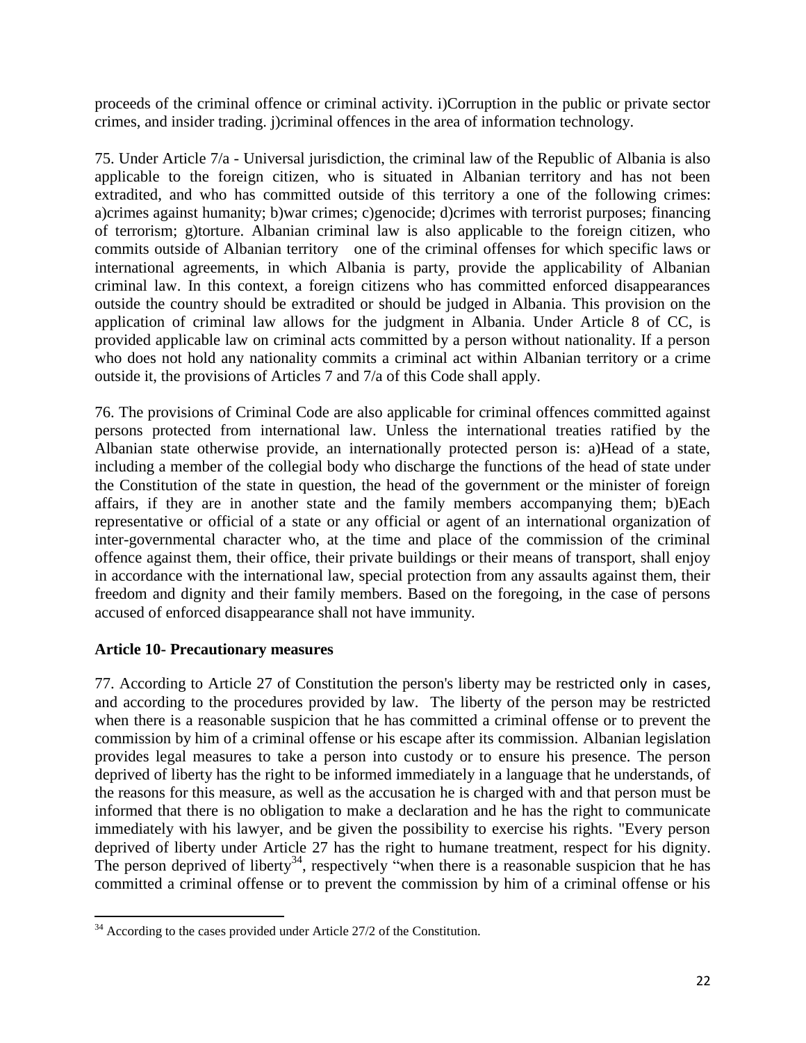proceeds of the criminal offence or criminal activity. i)Corruption in the public or private sector crimes, and insider trading. j)criminal offences in the area of information technology.

75. Under Article 7/a - Universal jurisdiction, the criminal law of the Republic of Albania is also applicable to the foreign citizen, who is situated in Albanian territory and has not been extradited, and who has committed outside of this territory a one of the following crimes: a)crimes against humanity; b)war crimes; c)genocide; d)crimes with terrorist purposes; financing of terrorism; g)torture. Albanian criminal law is also applicable to the foreign citizen, who commits outside of Albanian territory one of the criminal offenses for which specific laws or international agreements, in which Albania is party, provide the applicability of Albanian criminal law. In this context, a foreign citizens who has committed enforced disappearances outside the country should be extradited or should be judged in Albania. This provision on the application of criminal law allows for the judgment in Albania. Under Article 8 of CC, is provided applicable law on criminal acts committed by a person without nationality. If a person who does not hold any nationality commits a criminal act within Albanian territory or a crime outside it, the provisions of Articles 7 and 7/a of this Code shall apply.

76. The provisions of Criminal Code are also applicable for criminal offences committed against persons protected from international law. Unless the international treaties ratified by the Albanian state otherwise provide, an internationally protected person is: a)Head of a state, including a member of the collegial body who discharge the functions of the head of state under the Constitution of the state in question, the head of the government or the minister of foreign affairs, if they are in another state and the family members accompanying them; b)Each representative or official of a state or any official or agent of an international organization of inter-governmental character who, at the time and place of the commission of the criminal offence against them, their office, their private buildings or their means of transport, shall enjoy in accordance with the international law, special protection from any assaults against them, their freedom and dignity and their family members. Based on the foregoing, in the case of persons accused of enforced disappearance shall not have immunity.

**Article 10- Precautionary measures**

77. According to Article 27 of Constitution the person's liberty may be restricted only in cases, and according to the procedures provided by law. The liberty of the person may be restricted when there is a reasonable suspicion that he has committed a criminal offense or to prevent the commission by him of a criminal offense or his escape after its commission. Albanian legislation provides legal measures to take a person into custody or to ensure his presence. The person deprived of liberty has the right to be informed immediately in a language that he understands, of the reasons for this measure, as well as the accusation he is charged with and that person must be informed that there is no obligation to make a declaration and he has the right to communicate immediately with his lawyer, and be given the possibility to exercise his rights. "Every person deprived of liberty under Article 27 has the right to humane treatment, respect for his dignity. The person deprived of liberty[34], respectively "when there is a reasonable suspicion that he has committed a criminal offense or to prevent the commission by him of a criminal offense or his

[34] According to the cases provided under Article 27/2 of the Constitution.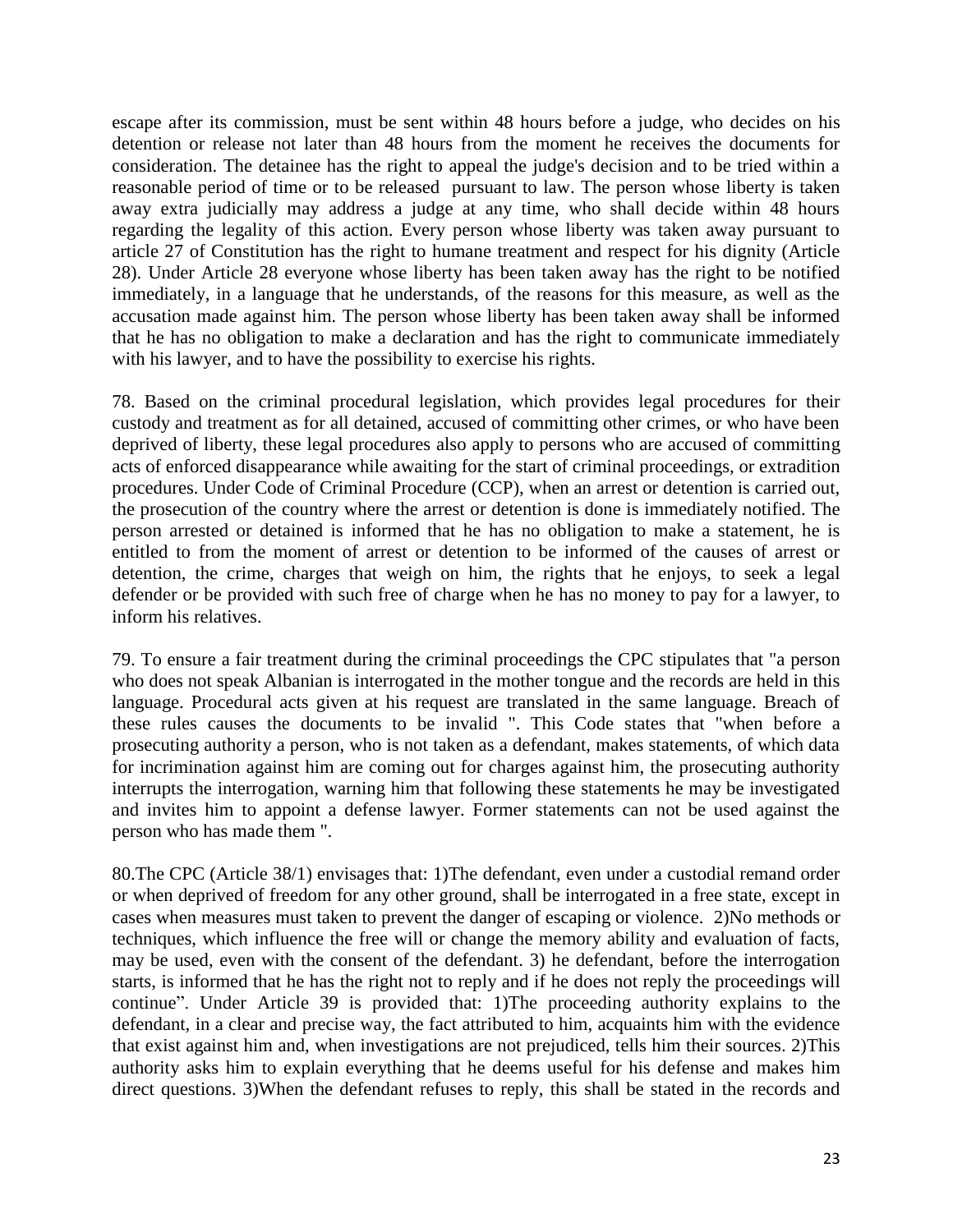escape after its commission, must be sent within 48 hours before a judge, who decides on his detention or release not later than 48 hours from the moment he receives the documents for consideration. The detainee has the right to appeal the judge's decision and to be tried within a reasonable period of time or to be released pursuant to law. The person whose liberty is taken away extra judicially may address a judge at any time, who shall decide within 48 hours regarding the legality of this action. Every person whose liberty was taken away pursuant to article 27 of Constitution has the right to humane treatment and respect for his dignity (Article 28). Under Article 28 everyone whose liberty has been taken away has the right to be notified immediately, in a language that he understands, of the reasons for this measure, as well as the accusation made against him. The person whose liberty has been taken away shall be informed that he has no obligation to make a declaration and has the right to communicate immediately with his lawyer, and to have the possibility to exercise his rights.

78. Based on the criminal procedural legislation, which provides legal procedures for their custody and treatment as for all detained, accused of committing other crimes, or who have been deprived of liberty, these legal procedures also apply to persons who are accused of committing acts of enforced disappearance while awaiting for the start of criminal proceedings, or extradition procedures. Under Code of Criminal Procedure (CCP), when an arrest or detention is carried out, the prosecution of the country where the arrest or detention is done is immediately notified. The person arrested or detained is informed that he has no obligation to make a statement, he is entitled to from the moment of arrest or detention to be informed of the causes of arrest or detention, the crime, charges that weigh on him, the rights that he enjoys, to seek a legal defender or be provided with such free of charge when he has no money to pay for a lawyer, to inform his relatives.

79. To ensure a fair treatment during the criminal proceedings the CPC stipulates that "a person who does not speak Albanian is interrogated in the mother tongue and the records are held in this language. Procedural acts given at his request are translated in the same language. Breach of these rules causes the documents to be invalid ". This Code states that "when before a prosecuting authority a person, who is not taken as a defendant, makes statements, of which data for incrimination against him are coming out for charges against him, the prosecuting authority interrupts the interrogation, warning him that following these statements he may be investigated and invites him to appoint a defense lawyer. Former statements can not be used against the person who has made them ".

80.The CPC (Article 38/1) envisages that: 1)The defendant, even under a custodial remand order or when deprived of freedom for any other ground, shall be interrogated in a free state, except in cases when measures must taken to prevent the danger of escaping or violence. 2)No methods or techniques, which influence the free will or change the memory ability and evaluation of facts, may be used, even with the consent of the defendant. 3) he defendant, before the interrogation starts, is informed that he has the right not to reply and if he does not reply the proceedings will continue". Under Article 39 is provided that: 1)The proceeding authority explains to the defendant, in a clear and precise way, the fact attributed to him, acquaints him with the evidence that exist against him and, when investigations are not prejudiced, tells him their sources. 2)This authority asks him to explain everything that he deems useful for his defense and makes him direct questions. 3)When the defendant refuses to reply, this shall be stated in the records and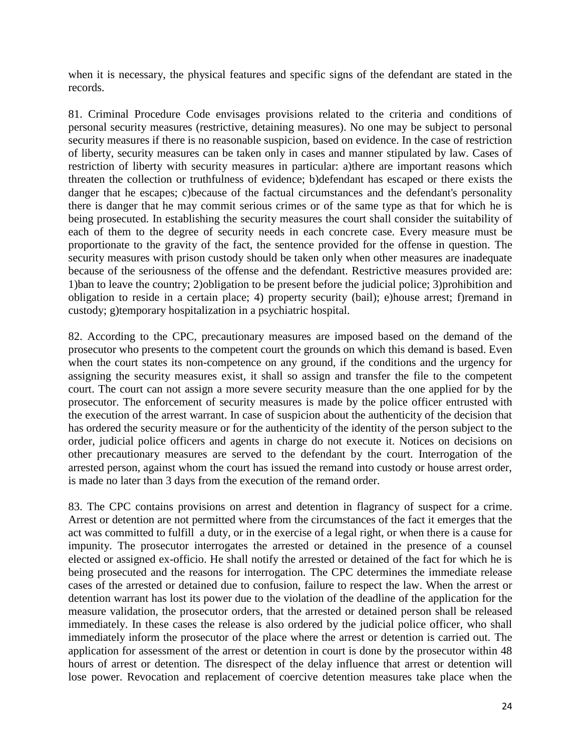when it is necessary, the physical features and specific signs of the defendant are stated in the records.

81. Criminal Procedure Code envisages provisions related to the criteria and conditions of personal security measures (restrictive, detaining measures). No one may be subject to personal security measures if there is no reasonable suspicion, based on evidence. In the case of restriction of liberty, security measures can be taken only in cases and manner stipulated by law. Cases of restriction of liberty with security measures in particular: a)there are important reasons which threaten the collection or truthfulness of evidence; b)defendant has escaped or there exists the danger that he escapes; c)because of the factual circumstances and the defendant's personality there is danger that he may commit serious crimes or of the same type as that for which he is being prosecuted. In establishing the security measures the court shall consider the suitability of each of them to the degree of security needs in each concrete case. Every measure must be proportionate to the gravity of the fact, the sentence provided for the offense in question. The security measures with prison custody should be taken only when other measures are inadequate because of the seriousness of the offense and the defendant. Restrictive measures provided are: 1)ban to leave the country; 2)obligation to be present before the judicial police; 3)prohibition and obligation to reside in a certain place; 4) property security (bail); e)house arrest; f)remand in custody; g)temporary hospitalization in a psychiatric hospital.

82. According to the CPC, precautionary measures are imposed based on the demand of the prosecutor who presents to the competent court the grounds on which this demand is based. Even when the court states its non-competence on any ground, if the conditions and the urgency for assigning the security measures exist, it shall so assign and transfer the file to the competent court. The court can not assign a more severe security measure than the one applied for by the prosecutor. The enforcement of security measures is made by the police officer entrusted with the execution of the arrest warrant. In case of suspicion about the authenticity of the decision that has ordered the security measure or for the authenticity of the identity of the person subject to the order, judicial police officers and agents in charge do not execute it. Notices on decisions on other precautionary measures are served to the defendant by the court. Interrogation of the arrested person, against whom the court has issued the remand into custody or house arrest order, is made no later than 3 days from the execution of the remand order.

83. The CPC contains provisions on arrest and detention in flagrancy of suspect for a crime. Arrest or detention are not permitted where from the circumstances of the fact it emerges that the act was committed to fulfill a duty, or in the exercise of a legal right, or when there is a cause for impunity. The prosecutor interrogates the arrested or detained in the presence of a counsel elected or assigned ex-officio. He shall notify the arrested or detained of the fact for which he is being prosecuted and the reasons for interrogation. The CPC determines the immediate release cases of the arrested or detained due to confusion, failure to respect the law. When the arrest or detention warrant has lost its power due to the violation of the deadline of the application for the measure validation, the prosecutor orders, that the arrested or detained person shall be released immediately. In these cases the release is also ordered by the judicial police officer, who shall immediately inform the prosecutor of the place where the arrest or detention is carried out. The application for assessment of the arrest or detention in court is done by the prosecutor within 48 hours of arrest or detention. The disrespect of the delay influence that arrest or detention will lose power. Revocation and replacement of coercive detention measures take place when the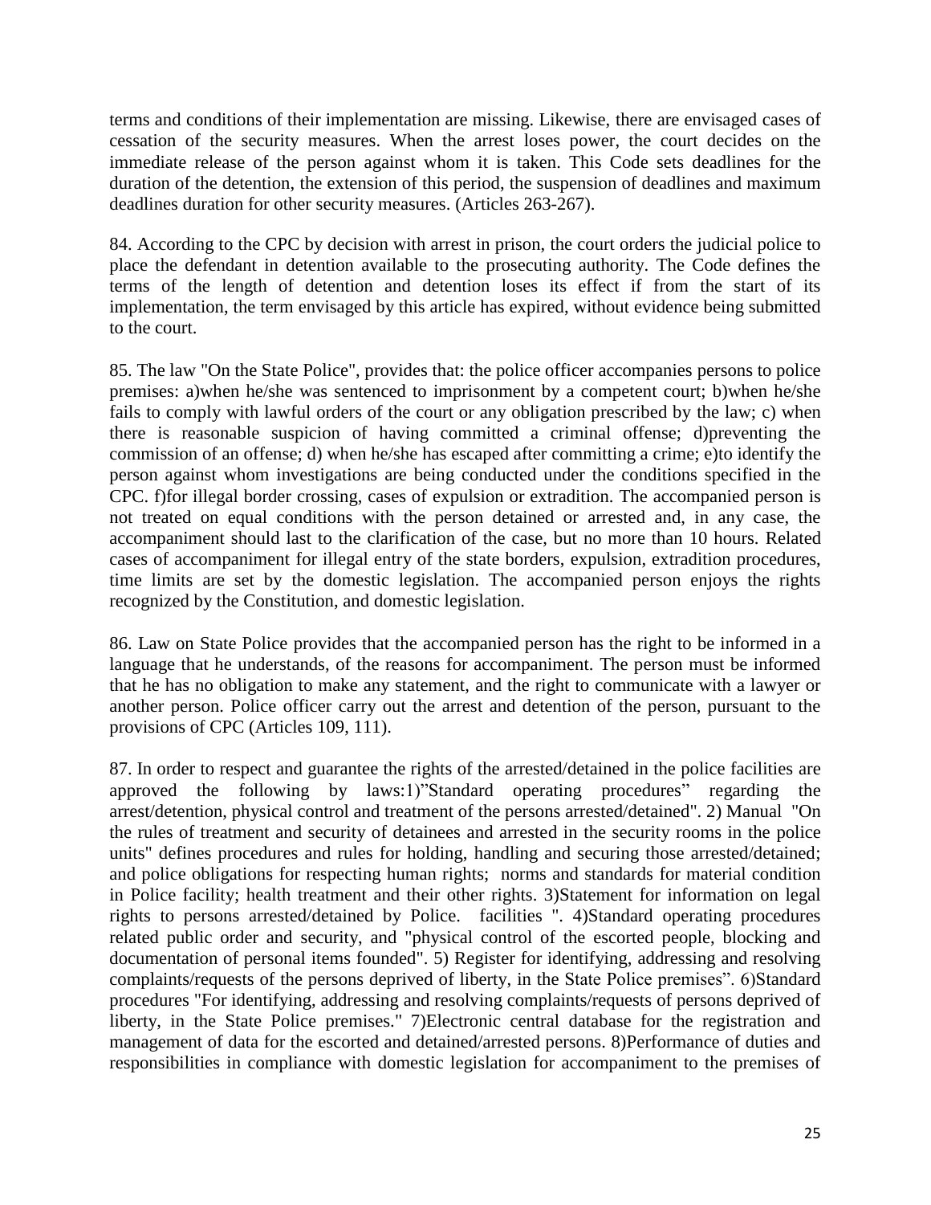terms and conditions of their implementation are missing. Likewise, there are envisaged cases of cessation of the security measures. When the arrest loses power, the court decides on the immediate release of the person against whom it is taken. This Code sets deadlines for the duration of the detention, the extension of this period, the suspension of deadlines and maximum deadlines duration for other security measures. (Articles 263-267).

84. According to the CPC by decision with arrest in prison, the court orders the judicial police to place the defendant in detention available to the prosecuting authority. The Code defines the terms of the length of detention and detention loses its effect if from the start of its implementation, the term envisaged by this article has expired, without evidence being submitted to the court.

85. The law "On the State Police", provides that: the police officer accompanies persons to police premises: a)when he/she was sentenced to imprisonment by a competent court; b)when he/she fails to comply with lawful orders of the court or any obligation prescribed by the law; c) when there is reasonable suspicion of having committed a criminal offense; d)preventing the commission of an offense; d) when he/she has escaped after committing a crime; e)to identify the person against whom investigations are being conducted under the conditions specified in the CPC. f)for illegal border crossing, cases of expulsion or extradition. The accompanied person is not treated on equal conditions with the person detained or arrested and, in any case, the accompaniment should last to the clarification of the case, but no more than 10 hours. Related cases of accompaniment for illegal entry of the state borders, expulsion, extradition procedures, time limits are set by the domestic legislation. The accompanied person enjoys the rights recognized by the Constitution, and domestic legislation.

86. Law on State Police provides that the accompanied person has the right to be informed in a language that he understands, of the reasons for accompaniment. The person must be informed that he has no obligation to make any statement, and the right to communicate with a lawyer or another person. Police officer carry out the arrest and detention of the person, pursuant to the provisions of CPC (Articles 109, 111).

87. In order to respect and guarantee the rights of the arrested/detained in the police facilities are approved the following by laws:1)"Standard operating procedures" regarding the arrest/detention, physical control and treatment of the persons arrested/detained". 2) Manual "On the rules of treatment and security of detainees and arrested in the security rooms in the police units" defines procedures and rules for holding, handling and securing those arrested/detained; and police obligations for respecting human rights; norms and standards for material condition in Police facility; health treatment and their other rights. 3)Statement for information on legal rights to persons arrested/detained by Police. facilities ". 4)Standard operating procedures related public order and security, and "physical control of the escorted people, blocking and documentation of personal items founded". 5) Register for identifying, addressing and resolving complaints/requests of the persons deprived of liberty, in the State Police premises". 6)Standard procedures "For identifying, addressing and resolving complaints/requests of persons deprived of liberty, in the State Police premises." 7)Electronic central database for the registration and management of data for the escorted and detained/arrested persons. 8)Performance of duties and responsibilities in compliance with domestic legislation for accompaniment to the premises of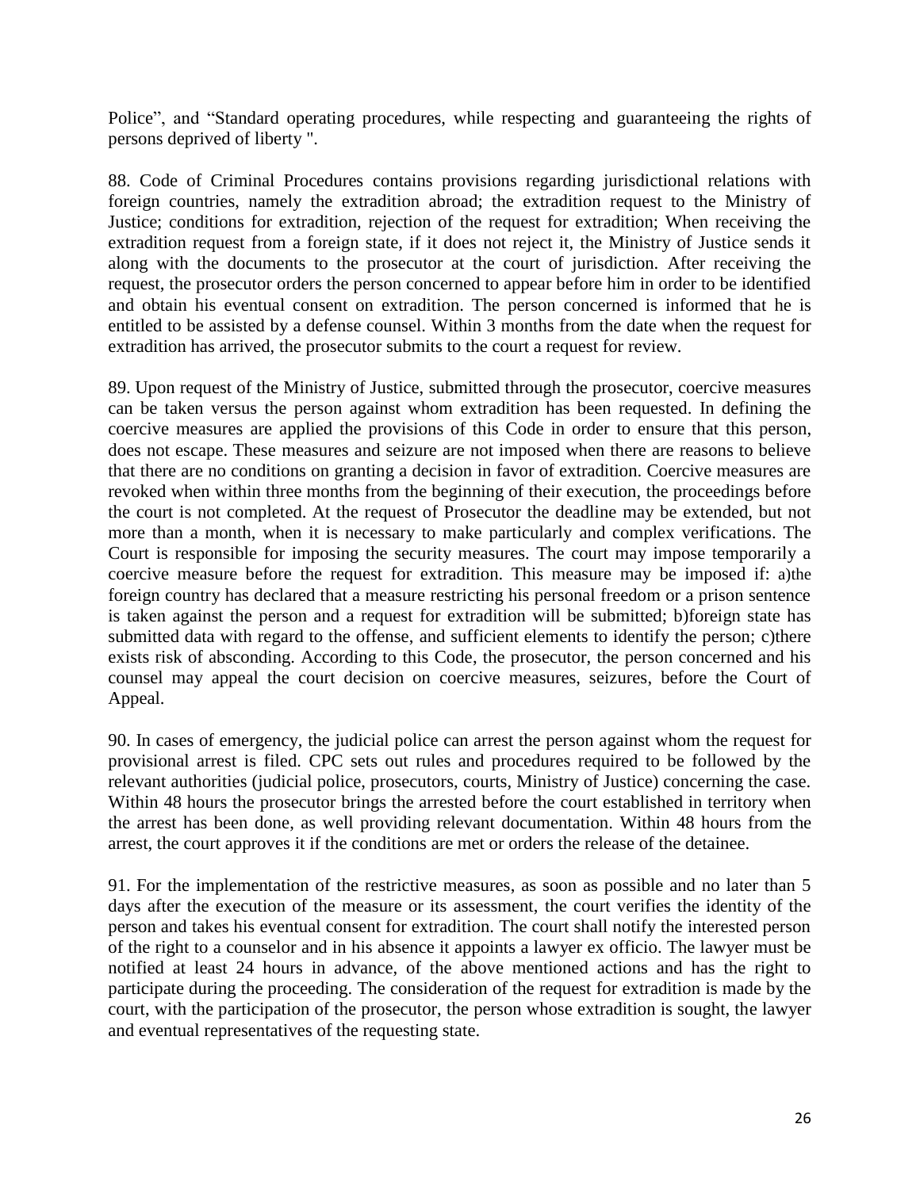Police", and "Standard operating procedures, while respecting and guaranteeing the rights of persons deprived of liberty ".

88. Code of Criminal Procedures contains provisions regarding jurisdictional relations with foreign countries, namely the extradition abroad; the extradition request to the Ministry of Justice; conditions for extradition, rejection of the request for extradition; When receiving the extradition request from a foreign state, if it does not reject it, the Ministry of Justice sends it along with the documents to the prosecutor at the court of jurisdiction. After receiving the request, the prosecutor orders the person concerned to appear before him in order to be identified and obtain his eventual consent on extradition. The person concerned is informed that he is entitled to be assisted by a defense counsel. Within 3 months from the date when the request for extradition has arrived, the prosecutor submits to the court a request for review.

89. Upon request of the Ministry of Justice, submitted through the prosecutor, coercive measures can be taken versus the person against whom extradition has been requested. In defining the coercive measures are applied the provisions of this Code in order to ensure that this person, does not escape. These measures and seizure are not imposed when there are reasons to believe that there are no conditions on granting a decision in favor of extradition. Coercive measures are revoked when within three months from the beginning of their execution, the proceedings before the court is not completed. At the request of Prosecutor the deadline may be extended, but not more than a month, when it is necessary to make particularly and complex verifications. The Court is responsible for imposing the security measures. The court may impose temporarily a coercive measure before the request for extradition. This measure may be imposed if: a)the foreign country has declared that a measure restricting his personal freedom or a prison sentence is taken against the person and a request for extradition will be submitted; b)foreign state has submitted data with regard to the offense, and sufficient elements to identify the person; c)there exists risk of absconding. According to this Code, the prosecutor, the person concerned and his counsel may appeal the court decision on coercive measures, seizures, before the Court of Appeal.

90. In cases of emergency, the judicial police can arrest the person against whom the request for provisional arrest is filed. CPC sets out rules and procedures required to be followed by the relevant authorities (judicial police, prosecutors, courts, Ministry of Justice) concerning the case. Within 48 hours the prosecutor brings the arrested before the court established in territory when the arrest has been done, as well providing relevant documentation. Within 48 hours from the arrest, the court approves it if the conditions are met or orders the release of the detainee.

91. For the implementation of the restrictive measures, as soon as possible and no later than 5 days after the execution of the measure or its assessment, the court verifies the identity of the person and takes his eventual consent for extradition. The court shall notify the interested person of the right to a counselor and in his absence it appoints a lawyer ex officio. The lawyer must be notified at least 24 hours in advance, of the above mentioned actions and has the right to participate during the proceeding. The consideration of the request for extradition is made by the court, with the participation of the prosecutor, the person whose extradition is sought, the lawyer and eventual representatives of the requesting state.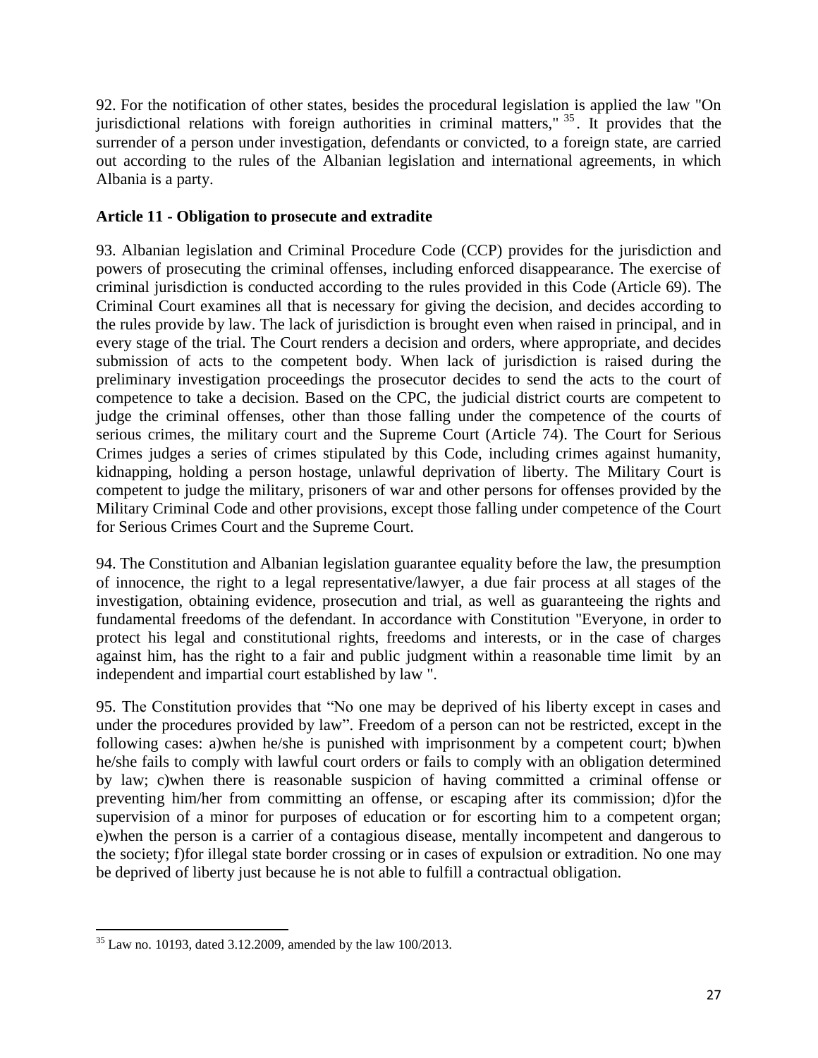92. For the notification of other states, besides the procedural legislation is applied the law "On jurisdictional relations with foreign authorities in criminal matters," [35]. It provides that the surrender of a person under investigation, defendants or convicted, to a foreign state, are carried out according to the rules of the Albanian legislation and international agreements, in which Albania is a party.

### Article 11 - Obligation to prosecute and extradite

93. Albanian legislation and Criminal Procedure Code (CCP) provides for the jurisdiction and powers of prosecuting the criminal offenses, including enforced disappearance. The exercise of criminal jurisdiction is conducted according to the rules provided in this Code (Article 69). The Criminal Court examines all that is necessary for giving the decision, and decides according to the rules provide by law. The lack of jurisdiction is brought even when raised in principal, and in every stage of the trial. The Court renders a decision and orders, where appropriate, and decides submission of acts to the competent body. When lack of jurisdiction is raised during the preliminary investigation proceedings the prosecutor decides to send the acts to the court of competence to take a decision. Based on the CPC, the judicial district courts are competent to judge the criminal offenses, other than those falling under the competence of the courts of serious crimes, the military court and the Supreme Court (Article 74). The Court for Serious Crimes judges a series of crimes stipulated by this Code, including crimes against humanity, kidnapping, holding a person hostage, unlawful deprivation of liberty. The Military Court is competent to judge the military, prisoners of war and other persons for offenses provided by the Military Criminal Code and other provisions, except those falling under competence of the Court for Serious Crimes Court and the Supreme Court.

94. The Constitution and Albanian legislation guarantee equality before the law, the presumption of innocence, the right to a legal representative/lawyer, a due fair process at all stages of the investigation, obtaining evidence, prosecution and trial, as well as guaranteeing the rights and fundamental freedoms of the defendant. In accordance with Constitution "Everyone, in order to protect his legal and constitutional rights, freedoms and interests, or in the case of charges against him, has the right to a fair and public judgment within a reasonable time limit by an independent and impartial court established by law ".

95. The Constitution provides that "No one may be deprived of his liberty except in cases and under the procedures provided by law". Freedom of a person can not be restricted, except in the following cases: a)when he/she is punished with imprisonment by a competent court; b)when he/she fails to comply with lawful court orders or fails to comply with an obligation determined by law; c)when there is reasonable suspicion of having committed a criminal offense or preventing him/her from committing an offense, or escaping after its commission; d)for the supervision of a minor for purposes of education or for escorting him to a competent organ; e)when the person is a carrier of a contagious disease, mentally incompetent and dangerous to the society; f)for illegal state border crossing or in cases of expulsion or extradition. No one may be deprived of liberty just because he is not able to fulfill a contractual obligation.

[35] Law no. 10193, dated 3.12.2009, amended by the law 100/2013.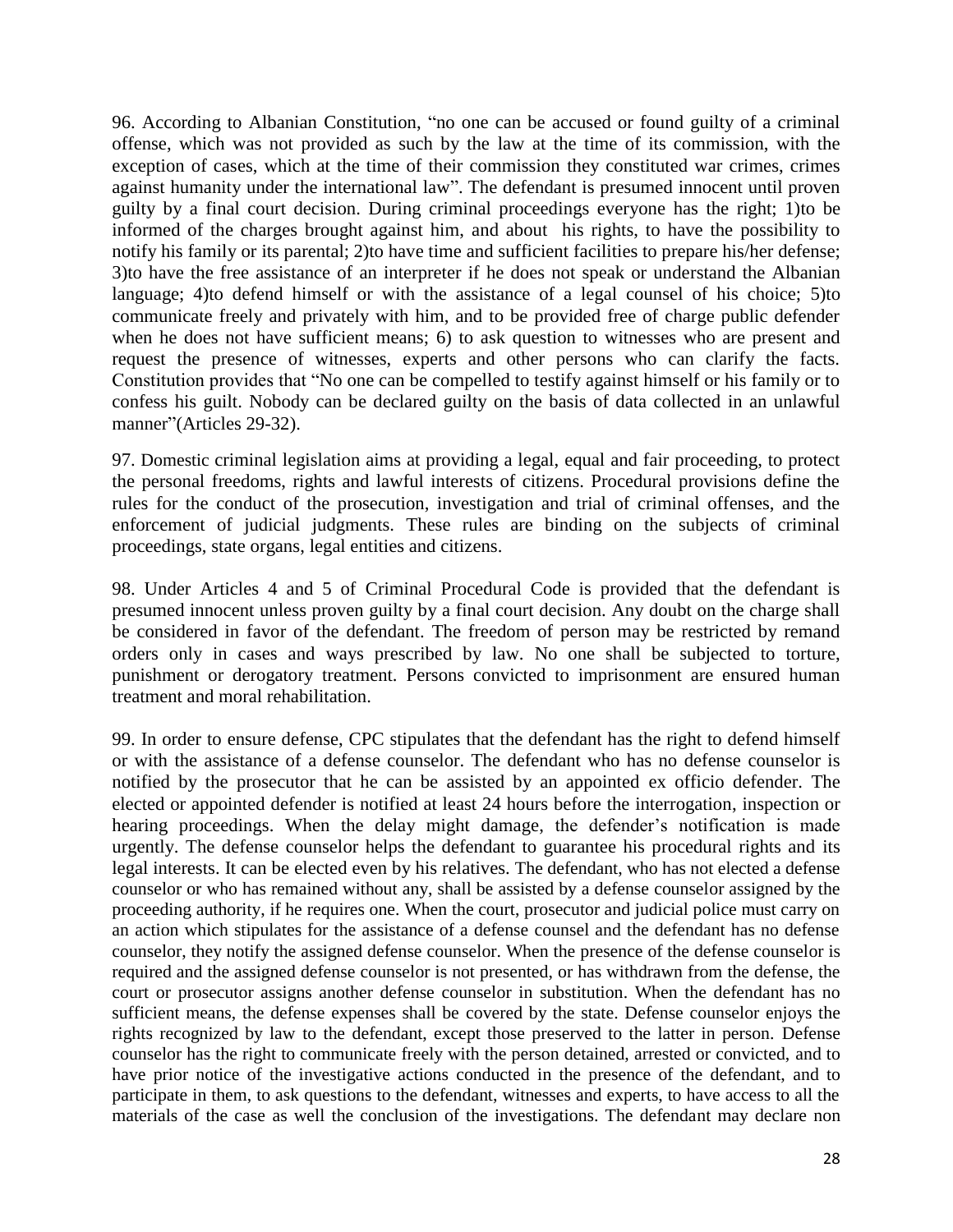96. According to Albanian Constitution, "no one can be accused or found guilty of a criminal offense, which was not provided as such by the law at the time of its commission, with the exception of cases, which at the time of their commission they constituted war crimes, crimes against humanity under the international law". The defendant is presumed innocent until proven guilty by a final court decision. During criminal proceedings everyone has the right; 1)to be informed of the charges brought against him, and about his rights, to have the possibility to notify his family or its parental; 2)to have time and sufficient facilities to prepare his/her defense; 3)to have the free assistance of an interpreter if he does not speak or understand the Albanian language; 4)to defend himself or with the assistance of a legal counsel of his choice; 5)to communicate freely and privately with him, and to be provided free of charge public defender when he does not have sufficient means; 6) to ask question to witnesses who are present and request the presence of witnesses, experts and other persons who can clarify the facts. Constitution provides that "No one can be compelled to testify against himself or his family or to confess his guilt. Nobody can be declared guilty on the basis of data collected in an unlawful manner"(Articles 29-32).

97. Domestic criminal legislation aims at providing a legal, equal and fair proceeding, to protect the personal freedoms, rights and lawful interests of citizens. Procedural provisions define the rules for the conduct of the prosecution, investigation and trial of criminal offenses, and the enforcement of judicial judgments. These rules are binding on the subjects of criminal proceedings, state organs, legal entities and citizens.

98. Under Articles 4 and 5 of Criminal Procedural Code is provided that the defendant is presumed innocent unless proven guilty by a final court decision. Any doubt on the charge shall be considered in favor of the defendant. The freedom of person may be restricted by remand orders only in cases and ways prescribed by law. No one shall be subjected to torture, punishment or derogatory treatment. Persons convicted to imprisonment are ensured human treatment and moral rehabilitation.

99. In order to ensure defense, CPC stipulates that the defendant has the right to defend himself or with the assistance of a defense counselor. The defendant who has no defense counselor is notified by the prosecutor that he can be assisted by an appointed ex officio defender. The elected or appointed defender is notified at least 24 hours before the interrogation, inspection or hearing proceedings. When the delay might damage, the defender's notification is made urgently. The defense counselor helps the defendant to guarantee his procedural rights and its legal interests. It can be elected even by his relatives. The defendant, who has not elected a defense counselor or who has remained without any, shall be assisted by a defense counselor assigned by the proceeding authority, if he requires one. When the court, prosecutor and judicial police must carry on an action which stipulates for the assistance of a defense counsel and the defendant has no defense counselor, they notify the assigned defense counselor. When the presence of the defense counselor is required and the assigned defense counselor is not presented, or has withdrawn from the defense, the court or prosecutor assigns another defense counselor in substitution. When the defendant has no sufficient means, the defense expenses shall be covered by the state. Defense counselor enjoys the rights recognized by law to the defendant, except those preserved to the latter in person. Defense counselor has the right to communicate freely with the person detained, arrested or convicted, and to have prior notice of the investigative actions conducted in the presence of the defendant, and to participate in them, to ask questions to the defendant, witnesses and experts, to have access to all the materials of the case as well the conclusion of the investigations. The defendant may declare non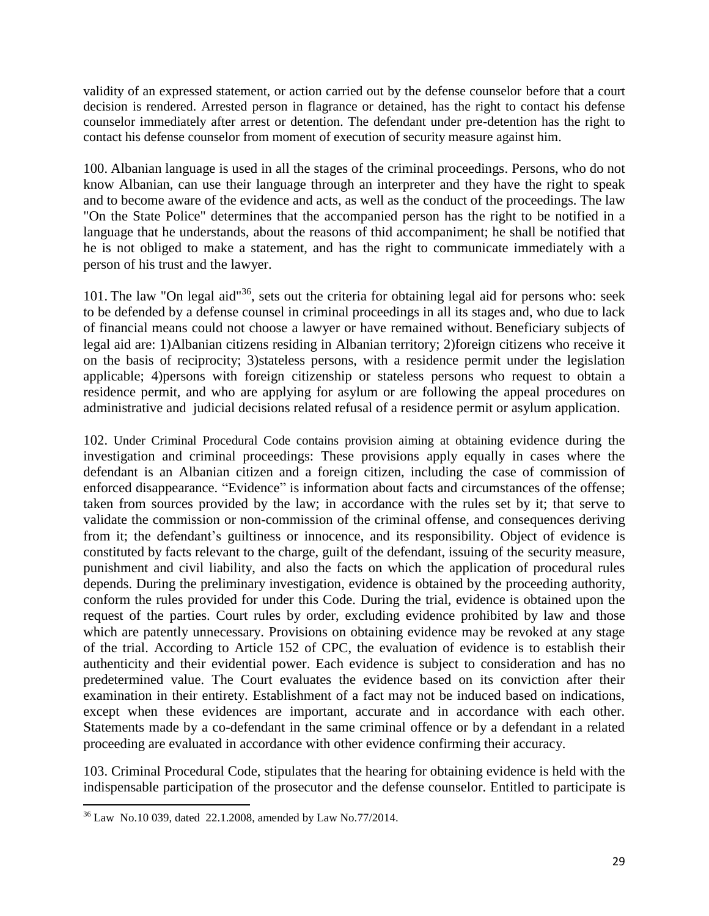validity of an expressed statement, or action carried out by the defense counselor before that a court decision is rendered. Arrested person in flagrance or detained, has the right to contact his defense counselor immediately after arrest or detention. The defendant under pre-detention has the right to contact his defense counselor from moment of execution of security measure against him.

100. Albanian language is used in all the stages of the criminal proceedings. Persons, who do not know Albanian, can use their language through an interpreter and they have the right to speak and to become aware of the evidence and acts, as well as the conduct of the proceedings. The law "On the State Police" determines that the accompanied person has the right to be notified in a language that he understands, about the reasons of thid accompaniment; he shall be notified that he is not obliged to make a statement, and has the right to communicate immediately with a person of his trust and the lawyer.

101. The law "On legal aid"[36], sets out the criteria for obtaining legal aid for persons who: seek to be defended by a defense counsel in criminal proceedings in all its stages and, who due to lack of financial means could not choose a lawyer or have remained without. Beneficiary subjects of legal aid are: 1)Albanian citizens residing in Albanian territory; 2)foreign citizens who receive it on the basis of reciprocity; 3)stateless persons, with a residence permit under the legislation applicable; 4)persons with foreign citizenship or stateless persons who request to obtain a residence permit, and who are applying for asylum or are following the appeal procedures on administrative and judicial decisions related refusal of a residence permit or asylum application.

102. Under Criminal Procedural Code contains provision aiming at obtaining evidence during the investigation and criminal proceedings: These provisions apply equally in cases where the defendant is an Albanian citizen and a foreign citizen, including the case of commission of enforced disappearance. "Evidence" is information about facts and circumstances of the offense; taken from sources provided by the law; in accordance with the rules set by it; that serve to validate the commission or non-commission of the criminal offense, and consequences deriving from it; the defendant's guiltiness or innocence, and its responsibility. Object of evidence is constituted by facts relevant to the charge, guilt of the defendant, issuing of the security measure, punishment and civil liability, and also the facts on which the application of procedural rules depends. During the preliminary investigation, evidence is obtained by the proceeding authority, conform the rules provided for under this Code. During the trial, evidence is obtained upon the request of the parties. Court rules by order, excluding evidence prohibited by law and those which are patently unnecessary. Provisions on obtaining evidence may be revoked at any stage of the trial. According to Article 152 of CPC, the evaluation of evidence is to establish their authenticity and their evidential power. Each evidence is subject to consideration and has no predetermined value. The Court evaluates the evidence based on its conviction after their examination in their entirety. Establishment of a fact may not be induced based on indications, except when these evidences are important, accurate and in accordance with each other. Statements made by a co-defendant in the same criminal offence or by a defendant in a related proceeding are evaluated in accordance with other evidence confirming their accuracy.

103. Criminal Procedural Code, stipulates that the hearing for obtaining evidence is held with the indispensable participation of the prosecutor and the defense counselor. Entitled to participate is

---

[36] Law No.10 039, dated 22.1.2008, amended by Law No.77/2014.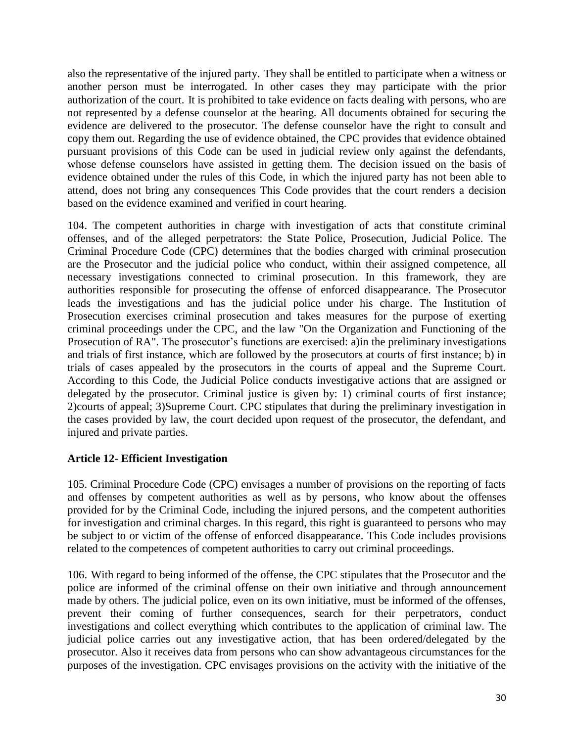also the representative of the injured party. They shall be entitled to participate when a witness or another person must be interrogated. In other cases they may participate with the prior authorization of the court. It is prohibited to take evidence on facts dealing with persons, who are not represented by a defense counselor at the hearing. All documents obtained for securing the evidence are delivered to the prosecutor. The defense counselor have the right to consult and copy them out. Regarding the use of evidence obtained, the CPC provides that evidence obtained pursuant provisions of this Code can be used in judicial review only against the defendants, whose defense counselors have assisted in getting them. The decision issued on the basis of evidence obtained under the rules of this Code, in which the injured party has not been able to attend, does not bring any consequences This Code provides that the court renders a decision based on the evidence examined and verified in court hearing.

104. The competent authorities in charge with investigation of acts that constitute criminal offenses, and of the alleged perpetrators: the State Police, Prosecution, Judicial Police. The Criminal Procedure Code (CPC) determines that the bodies charged with criminal prosecution are the Prosecutor and the judicial police who conduct, within their assigned competence, all necessary investigations connected to criminal prosecution. In this framework, they are authorities responsible for prosecuting the offense of enforced disappearance. The Prosecutor leads the investigations and has the judicial police under his charge. The Institution of Prosecution exercises criminal prosecution and takes measures for the purpose of exerting criminal proceedings under the CPC, and the law "On the Organization and Functioning of the Prosecution of RA". The prosecutor's functions are exercised: a)in the preliminary investigations and trials of first instance, which are followed by the prosecutors at courts of first instance; b) in trials of cases appealed by the prosecutors in the courts of appeal and the Supreme Court. According to this Code, the Judicial Police conducts investigative actions that are assigned or delegated by the prosecutor. Criminal justice is given by: 1) criminal courts of first instance; 2)courts of appeal; 3)Supreme Court. CPC stipulates that during the preliminary investigation in the cases provided by law, the court decided upon request of the prosecutor, the defendant, and injured and private parties.

### Article 12- Efficient Investigation

105. Criminal Procedure Code (CPC) envisages a number of provisions on the reporting of facts and offenses by competent authorities as well as by persons, who know about the offenses provided for by the Criminal Code, including the injured persons, and the competent authorities for investigation and criminal charges. In this regard, this right is guaranteed to persons who may be subject to or victim of the offense of enforced disappearance. This Code includes provisions related to the competences of competent authorities to carry out criminal proceedings.

106. With regard to being informed of the offense, the CPC stipulates that the Prosecutor and the police are informed of the criminal offense on their own initiative and through announcement made by others. The judicial police, even on its own initiative, must be informed of the offenses, prevent their coming of further consequences, search for their perpetrators, conduct investigations and collect everything which contributes to the application of criminal law. The judicial police carries out any investigative action, that has been ordered/delegated by the prosecutor. Also it receives data from persons who can show advantageous circumstances for the purposes of the investigation. CPC envisages provisions on the activity with the initiative of the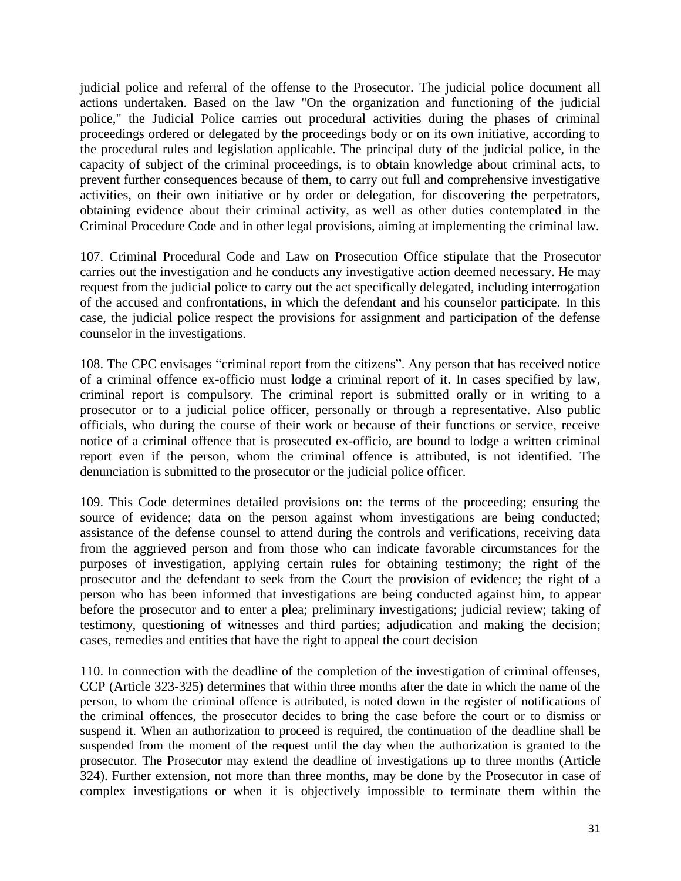judicial police and referral of the offense to the Prosecutor. The judicial police document all actions undertaken. Based on the law "On the organization and functioning of the judicial police," the Judicial Police carries out procedural activities during the phases of criminal proceedings ordered or delegated by the proceedings body or on its own initiative, according to the procedural rules and legislation applicable. The principal duty of the judicial police, in the capacity of subject of the criminal proceedings, is to obtain knowledge about criminal acts, to prevent further consequences because of them, to carry out full and comprehensive investigative activities, on their own initiative or by order or delegation, for discovering the perpetrators, obtaining evidence about their criminal activity, as well as other duties contemplated in the Criminal Procedure Code and in other legal provisions, aiming at implementing the criminal law.

107. Criminal Procedural Code and Law on Prosecution Office stipulate that the Prosecutor carries out the investigation and he conducts any investigative action deemed necessary. He may request from the judicial police to carry out the act specifically delegated, including interrogation of the accused and confrontations, in which the defendant and his counselor participate. In this case, the judicial police respect the provisions for assignment and participation of the defense counselor in the investigations.

108. The CPC envisages "criminal report from the citizens". Any person that has received notice of a criminal offence ex-officio must lodge a criminal report of it. In cases specified by law, criminal report is compulsory. The criminal report is submitted orally or in writing to a prosecutor or to a judicial police officer, personally or through a representative. Also public officials, who during the course of their work or because of their functions or service, receive notice of a criminal offence that is prosecuted ex-officio, are bound to lodge a written criminal report even if the person, whom the criminal offence is attributed, is not identified. The denunciation is submitted to the prosecutor or the judicial police officer.

109. This Code determines detailed provisions on: the terms of the proceeding; ensuring the source of evidence; data on the person against whom investigations are being conducted; assistance of the defense counsel to attend during the controls and verifications, receiving data from the aggrieved person and from those who can indicate favorable circumstances for the purposes of investigation, applying certain rules for obtaining testimony; the right of the prosecutor and the defendant to seek from the Court the provision of evidence; the right of a person who has been informed that investigations are being conducted against him, to appear before the prosecutor and to enter a plea; preliminary investigations; judicial review; taking of testimony, questioning of witnesses and third parties; adjudication and making the decision; cases, remedies and entities that have the right to appeal the court decision

110. In connection with the deadline of the completion of the investigation of criminal offenses, CCP (Article 323-325) determines that within three months after the date in which the name of the person, to whom the criminal offence is attributed, is noted down in the register of notifications of the criminal offences, the prosecutor decides to bring the case before the court or to dismiss or suspend it. When an authorization to proceed is required, the continuation of the deadline shall be suspended from the moment of the request until the day when the authorization is granted to the prosecutor. The Prosecutor may extend the deadline of investigations up to three months (Article 324). Further extension, not more than three months, may be done by the Prosecutor in case of complex investigations or when it is objectively impossible to terminate them within the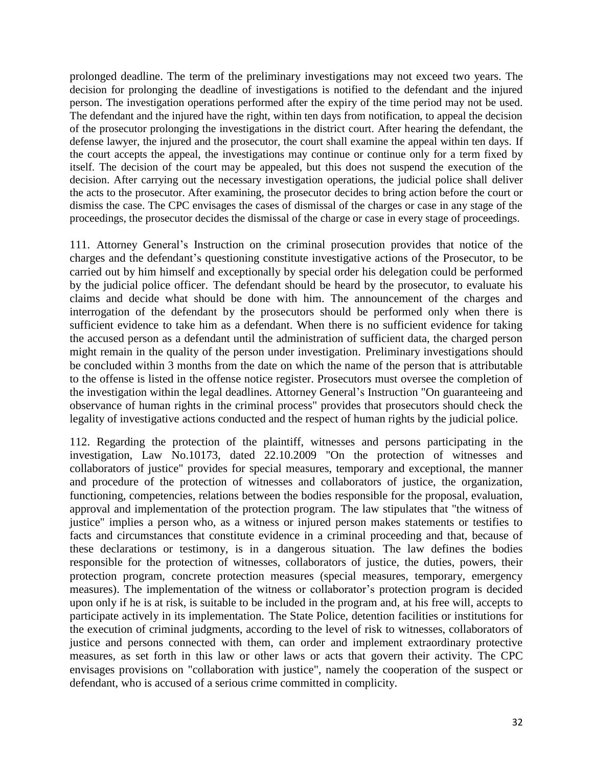prolonged deadline. The term of the preliminary investigations may not exceed two years. The decision for prolonging the deadline of investigations is notified to the defendant and the injured person. The investigation operations performed after the expiry of the time period may not be used. The defendant and the injured have the right, within ten days from notification, to appeal the decision of the prosecutor prolonging the investigations in the district court. After hearing the defendant, the defense lawyer, the injured and the prosecutor, the court shall examine the appeal within ten days. If the court accepts the appeal, the investigations may continue or continue only for a term fixed by itself. The decision of the court may be appealed, but this does not suspend the execution of the decision. After carrying out the necessary investigation operations, the judicial police shall deliver the acts to the prosecutor. After examining, the prosecutor decides to bring action before the court or dismiss the case. The CPC envisages the cases of dismissal of the charges or case in any stage of the proceedings, the prosecutor decides the dismissal of the charge or case in every stage of proceedings.

111. Attorney General's Instruction on the criminal prosecution provides that notice of the charges and the defendant's questioning constitute investigative actions of the Prosecutor, to be carried out by him himself and exceptionally by special order his delegation could be performed by the judicial police officer. The defendant should be heard by the prosecutor, to evaluate his claims and decide what should be done with him. The announcement of the charges and interrogation of the defendant by the prosecutors should be performed only when there is sufficient evidence to take him as a defendant. When there is no sufficient evidence for taking the accused person as a defendant until the administration of sufficient data, the charged person might remain in the quality of the person under investigation. Preliminary investigations should be concluded within 3 months from the date on which the name of the person that is attributable to the offense is listed in the offense notice register. Prosecutors must oversee the completion of the investigation within the legal deadlines. Attorney General's Instruction "On guaranteeing and observance of human rights in the criminal process" provides that prosecutors should check the legality of investigative actions conducted and the respect of human rights by the judicial police.

112. Regarding the protection of the plaintiff, witnesses and persons participating in the investigation, Law No.10173, dated 22.10.2009 "On the protection of witnesses and collaborators of justice" provides for special measures, temporary and exceptional, the manner and procedure of the protection of witnesses and collaborators of justice, the organization, functioning, competencies, relations between the bodies responsible for the proposal, evaluation, approval and implementation of the protection program. The law stipulates that "the witness of justice" implies a person who, as a witness or injured person makes statements or testifies to facts and circumstances that constitute evidence in a criminal proceeding and that, because of these declarations or testimony, is in a dangerous situation. The law defines the bodies responsible for the protection of witnesses, collaborators of justice, the duties, powers, their protection program, concrete protection measures (special measures, temporary, emergency measures). The implementation of the witness or collaborator's protection program is decided upon only if he is at risk, is suitable to be included in the program and, at his free will, accepts to participate actively in its implementation. The State Police, detention facilities or institutions for the execution of criminal judgments, according to the level of risk to witnesses, collaborators of justice and persons connected with them, can order and implement extraordinary protective measures, as set forth in this law or other laws or acts that govern their activity. The CPC envisages provisions on "collaboration with justice", namely the cooperation of the suspect or defendant, who is accused of a serious crime committed in complicity.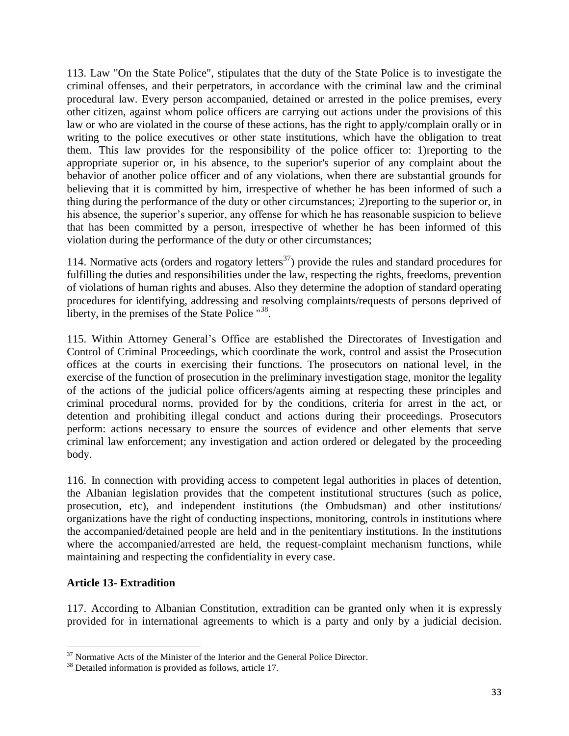113. Law "On the State Police", stipulates that the duty of the State Police is to investigate the criminal offenses, and their perpetrators, in accordance with the criminal law and the criminal procedural law. Every person accompanied, detained or arrested in the police premises, every other citizen, against whom police officers are carrying out actions under the provisions of this law or who are violated in the course of these actions, has the right to apply/complain orally or in writing to the police executives or other state institutions, which have the obligation to treat them. This law provides for the responsibility of the police officer to: 1)reporting to the appropriate superior or, in his absence, to the superior's superior of any complaint about the behavior of another police officer and of any violations, when there are substantial grounds for believing that it is committed by him, irrespective of whether he has been informed of such a thing during the performance of the duty or other circumstances; 2)reporting to the superior or, in his absence, the superior's superior, any offense for which he has reasonable suspicion to believe that has been committed by a person, irrespective of whether he has been informed of this violation during the performance of the duty or other circumstances;

114. Normative acts (orders and rogatory letters[37]) provide the rules and standard procedures for fulfilling the duties and responsibilities under the law, respecting the rights, freedoms, prevention of violations of human rights and abuses. Also they determine the adoption of standard operating procedures for identifying, addressing and resolving complaints/requests of persons deprived of liberty, in the premises of the State Police "[38].

115. Within Attorney General's Office are established the Directorates of Investigation and Control of Criminal Proceedings, which coordinate the work, control and assist the Prosecution offices at the courts in exercising their functions. The prosecutors on national level, in the exercise of the function of prosecution in the preliminary investigation stage, monitor the legality of the actions of the judicial police officers/agents aiming at respecting these principles and criminal procedural norms, provided for by the conditions, criteria for arrest in the act, or detention and prohibiting illegal conduct and actions during their proceedings. Prosecutors perform: actions necessary to ensure the sources of evidence and other elements that serve criminal law enforcement; any investigation and action ordered or delegated by the proceeding body.

116. In connection with providing access to competent legal authorities in places of detention, the Albanian legislation provides that the competent institutional structures (such as police, prosecution, etc), and independent institutions (the Ombudsman) and other institutions/ organizations have the right of conducting inspections, monitoring, controls in institutions where the accompanied/detained people are held and in the penitentiary institutions. In the institutions where the accompanied/arrested are held, the request-complaint mechanism functions, while maintaining and respecting the confidentiality in every case.

### Article 13- Extradition

117. According to Albanian Constitution, extradition can be granted only when it is expressly provided for in international agreements to which is a party and only by a judicial decision.

---

[37] Normative Acts of the Minister of the Interior and the General Police Director.

[38] Detailed information is provided as follows, article 17.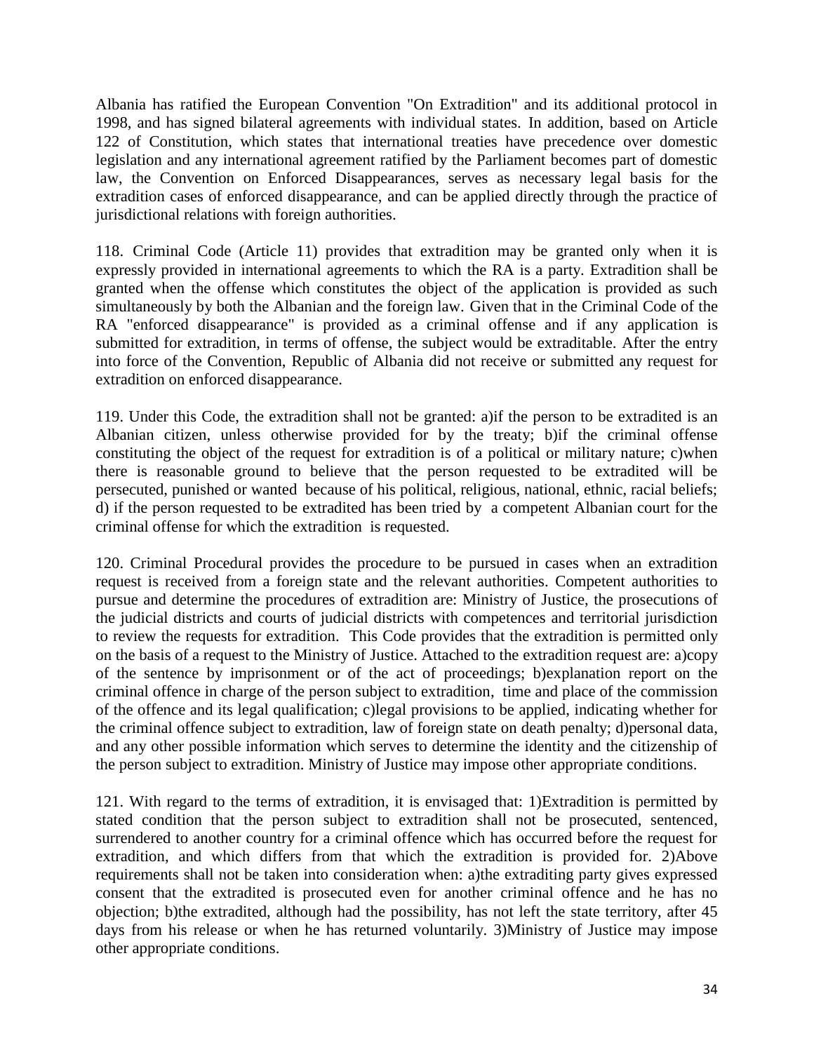Albania has ratified the European Convention "On Extradition" and its additional protocol in 1998, and has signed bilateral agreements with individual states. In addition, based on Article 122 of Constitution, which states that international treaties have precedence over domestic legislation and any international agreement ratified by the Parliament becomes part of domestic law, the Convention on Enforced Disappearances, serves as necessary legal basis for the extradition cases of enforced disappearance, and can be applied directly through the practice of jurisdictional relations with foreign authorities.

118. Criminal Code (Article 11) provides that extradition may be granted only when it is expressly provided in international agreements to which the RA is a party. Extradition shall be granted when the offense which constitutes the object of the application is provided as such simultaneously by both the Albanian and the foreign law. Given that in the Criminal Code of the RA "enforced disappearance" is provided as a criminal offense and if any application is submitted for extradition, in terms of offense, the subject would be extraditable. After the entry into force of the Convention, Republic of Albania did not receive or submitted any request for extradition on enforced disappearance.

119. Under this Code, the extradition shall not be granted: a)if the person to be extradited is an Albanian citizen, unless otherwise provided for by the treaty; b)if the criminal offense constituting the object of the request for extradition is of a political or military nature; c)when there is reasonable ground to believe that the person requested to be extradited will be persecuted, punished or wanted because of his political, religious, national, ethnic, racial beliefs; d) if the person requested to be extradited has been tried by a competent Albanian court for the criminal offense for which the extradition is requested.

120. Criminal Procedural provides the procedure to be pursued in cases when an extradition request is received from a foreign state and the relevant authorities. Competent authorities to pursue and determine the procedures of extradition are: Ministry of Justice, the prosecutions of the judicial districts and courts of judicial districts with competences and territorial jurisdiction to review the requests for extradition. This Code provides that the extradition is permitted only on the basis of a request to the Ministry of Justice. Attached to the extradition request are: a)copy of the sentence by imprisonment or of the act of proceedings; b)explanation report on the criminal offence in charge of the person subject to extradition, time and place of the commission of the offence and its legal qualification; c)legal provisions to be applied, indicating whether for the criminal offence subject to extradition, law of foreign state on death penalty; d)personal data, and any other possible information which serves to determine the identity and the citizenship of the person subject to extradition. Ministry of Justice may impose other appropriate conditions.

121. With regard to the terms of extradition, it is envisaged that: 1)Extradition is permitted by stated condition that the person subject to extradition shall not be prosecuted, sentenced, surrendered to another country for a criminal offence which has occurred before the request for extradition, and which differs from that which the extradition is provided for. 2)Above requirements shall not be taken into consideration when: a)the extraditing party gives expressed consent that the extradited is prosecuted even for another criminal offence and he has no objection; b)the extradited, although had the possibility, has not left the state territory, after 45 days from his release or when he has returned voluntarily. 3)Ministry of Justice may impose other appropriate conditions.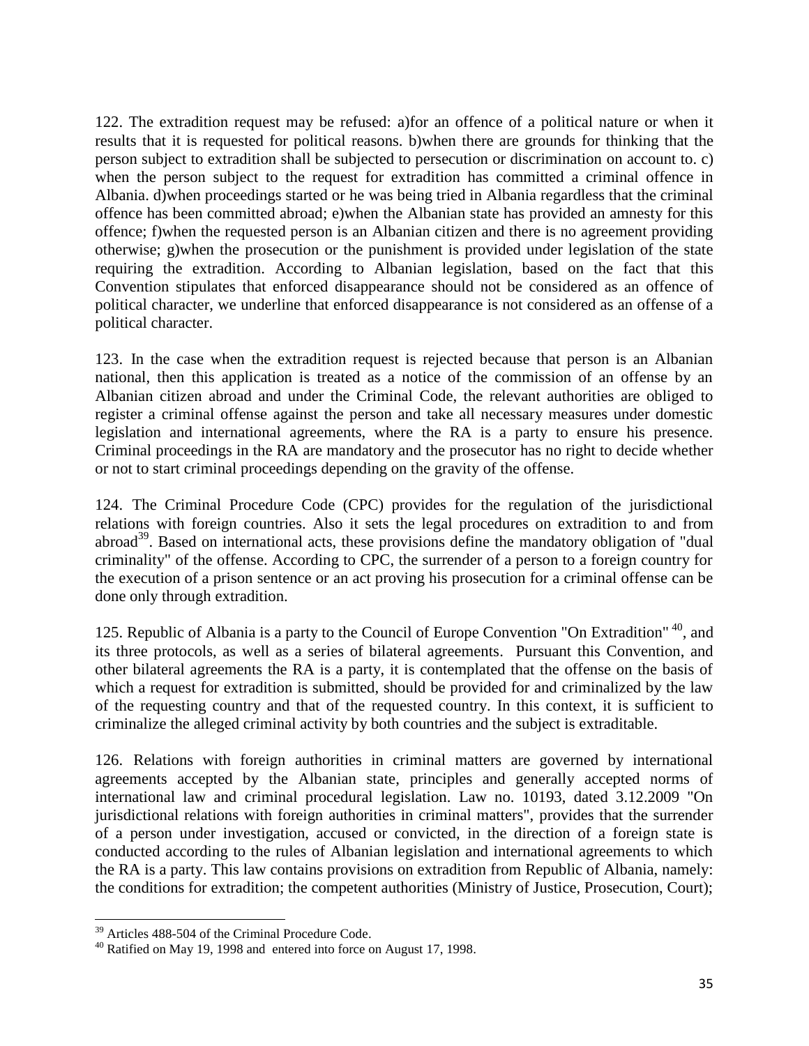122. The extradition request may be refused: a)for an offence of a political nature or when it results that it is requested for political reasons. b)when there are grounds for thinking that the person subject to extradition shall be subjected to persecution or discrimination on account to. c) when the person subject to the request for extradition has committed a criminal offence in Albania. d)when proceedings started or he was being tried in Albania regardless that the criminal offence has been committed abroad; e)when the Albanian state has provided an amnesty for this offence; f)when the requested person is an Albanian citizen and there is no agreement providing otherwise; g)when the prosecution or the punishment is provided under legislation of the state requiring the extradition. According to Albanian legislation, based on the fact that this Convention stipulates that enforced disappearance should not be considered as an offence of political character, we underline that enforced disappearance is not considered as an offense of a political character.

123. In the case when the extradition request is rejected because that person is an Albanian national, then this application is treated as a notice of the commission of an offense by an Albanian citizen abroad and under the Criminal Code, the relevant authorities are obliged to register a criminal offense against the person and take all necessary measures under domestic legislation and international agreements, where the RA is a party to ensure his presence. Criminal proceedings in the RA are mandatory and the prosecutor has no right to decide whether or not to start criminal proceedings depending on the gravity of the offense.

124. The Criminal Procedure Code (CPC) provides for the regulation of the jurisdictional relations with foreign countries. Also it sets the legal procedures on extradition to and from abroad[39]. Based on international acts, these provisions define the mandatory obligation of "dual criminality" of the offense. According to CPC, the surrender of a person to a foreign country for the execution of a prison sentence or an act proving his prosecution for a criminal offense can be done only through extradition.

125. Republic of Albania is a party to the Council of Europe Convention "On Extradition" [40], and its three protocols, as well as a series of bilateral agreements. Pursuant this Convention, and other bilateral agreements the RA is a party, it is contemplated that the offense on the basis of which a request for extradition is submitted, should be provided for and criminalized by the law of the requesting country and that of the requested country. In this context, it is sufficient to criminalize the alleged criminal activity by both countries and the subject is extraditable.

126. Relations with foreign authorities in criminal matters are governed by international agreements accepted by the Albanian state, principles and generally accepted norms of international law and criminal procedural legislation. Law no. 10193, dated 3.12.2009 "On jurisdictional relations with foreign authorities in criminal matters", provides that the surrender of a person under investigation, accused or convicted, in the direction of a foreign state is conducted according to the rules of Albanian legislation and international agreements to which the RA is a party. This law contains provisions on extradition from Republic of Albania, namely: the conditions for extradition; the competent authorities (Ministry of Justice, Prosecution, Court);

---

[39] Articles 488-504 of the Criminal Procedure Code.

[40] Ratified on May 19, 1998 and entered into force on August 17, 1998.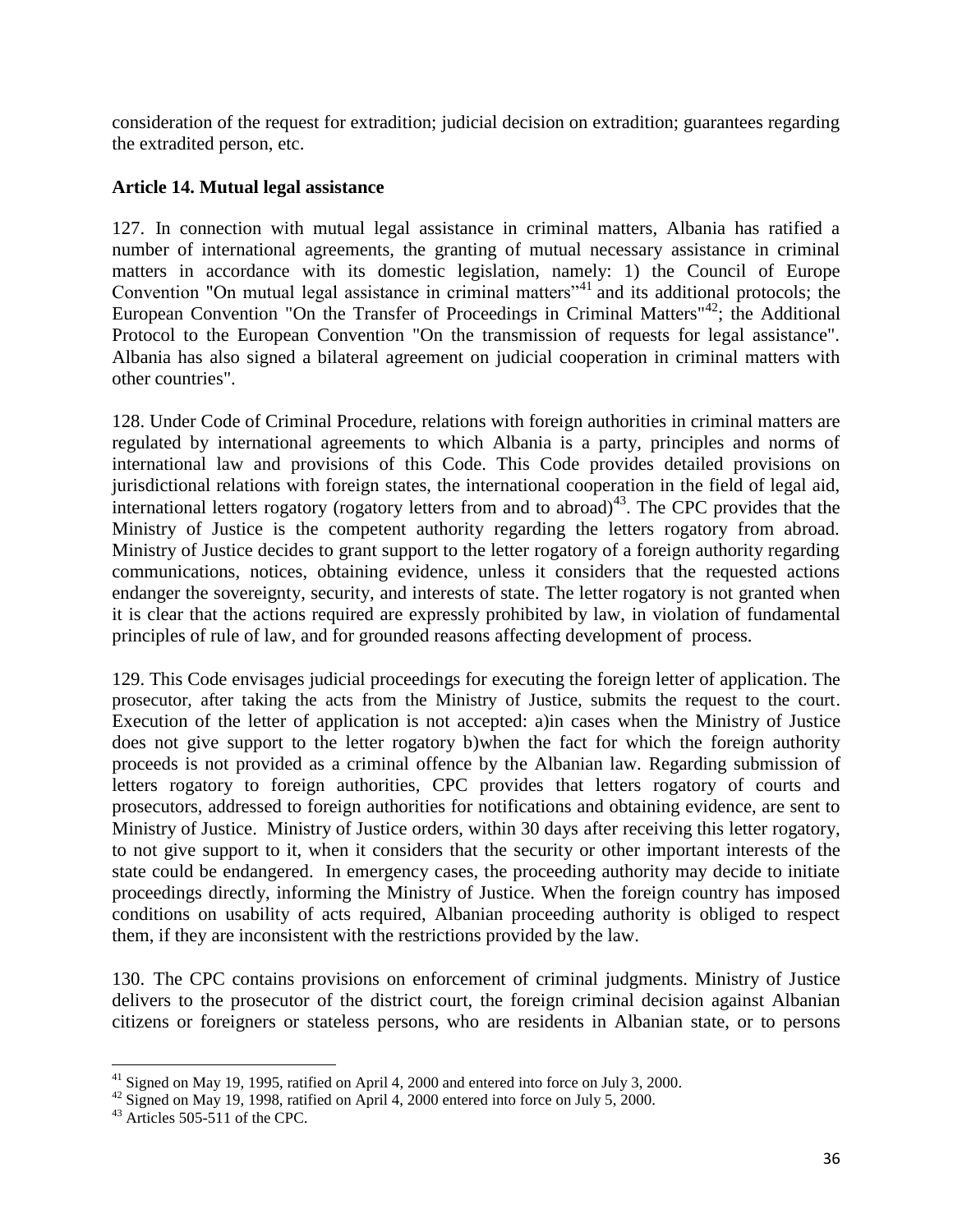consideration of the request for extradition; judicial decision on extradition; guarantees regarding the extradited person, etc.

**Article 14. Mutual legal assistance**

127. In connection with mutual legal assistance in criminal matters, Albania has ratified a number of international agreements, the granting of mutual necessary assistance in criminal matters in accordance with its domestic legislation, namely: 1) the Council of Europe Convention "On mutual legal assistance in criminal matters"[41] and its additional protocols; the European Convention "On the Transfer of Proceedings in Criminal Matters"[42]; the Additional Protocol to the European Convention "On the transmission of requests for legal assistance". Albania has also signed a bilateral agreement on judicial cooperation in criminal matters with other countries".

128. Under Code of Criminal Procedure, relations with foreign authorities in criminal matters are regulated by international agreements to which Albania is a party, principles and norms of international law and provisions of this Code. This Code provides detailed provisions on jurisdictional relations with foreign states, the international cooperation in the field of legal aid, international letters rogatory (rogatory letters from and to abroad)[43]. The CPC provides that the Ministry of Justice is the competent authority regarding the letters rogatory from abroad. Ministry of Justice decides to grant support to the letter rogatory of a foreign authority regarding communications, notices, obtaining evidence, unless it considers that the requested actions endanger the sovereignty, security, and interests of state. The letter rogatory is not granted when it is clear that the actions required are expressly prohibited by law, in violation of fundamental principles of rule of law, and for grounded reasons affecting development of process.

129. This Code envisages judicial proceedings for executing the foreign letter of application. The prosecutor, after taking the acts from the Ministry of Justice, submits the request to the court. Execution of the letter of application is not accepted: a)in cases when the Ministry of Justice does not give support to the letter rogatory b)when the fact for which the foreign authority proceeds is not provided as a criminal offence by the Albanian law. Regarding submission of letters rogatory to foreign authorities, CPC provides that letters rogatory of courts and prosecutors, addressed to foreign authorities for notifications and obtaining evidence, are sent to Ministry of Justice. Ministry of Justice orders, within 30 days after receiving this letter rogatory, to not give support to it, when it considers that the security or other important interests of the state could be endangered. In emergency cases, the proceeding authority may decide to initiate proceedings directly, informing the Ministry of Justice. When the foreign country has imposed conditions on usability of acts required, Albanian proceeding authority is obliged to respect them, if they are inconsistent with the restrictions provided by the law.

130. The CPC contains provisions on enforcement of criminal judgments. Ministry of Justice delivers to the prosecutor of the district court, the foreign criminal decision against Albanian citizens or foreigners or stateless persons, who are residents in Albanian state, or to persons

---

[41] Signed on May 19, 1995, ratified on April 4, 2000 and entered into force on July 3, 2000.

[42] Signed on May 19, 1998, ratified on April 4, 2000 entered into force on July 5, 2000.

[43] Articles 505-511 of the CPC.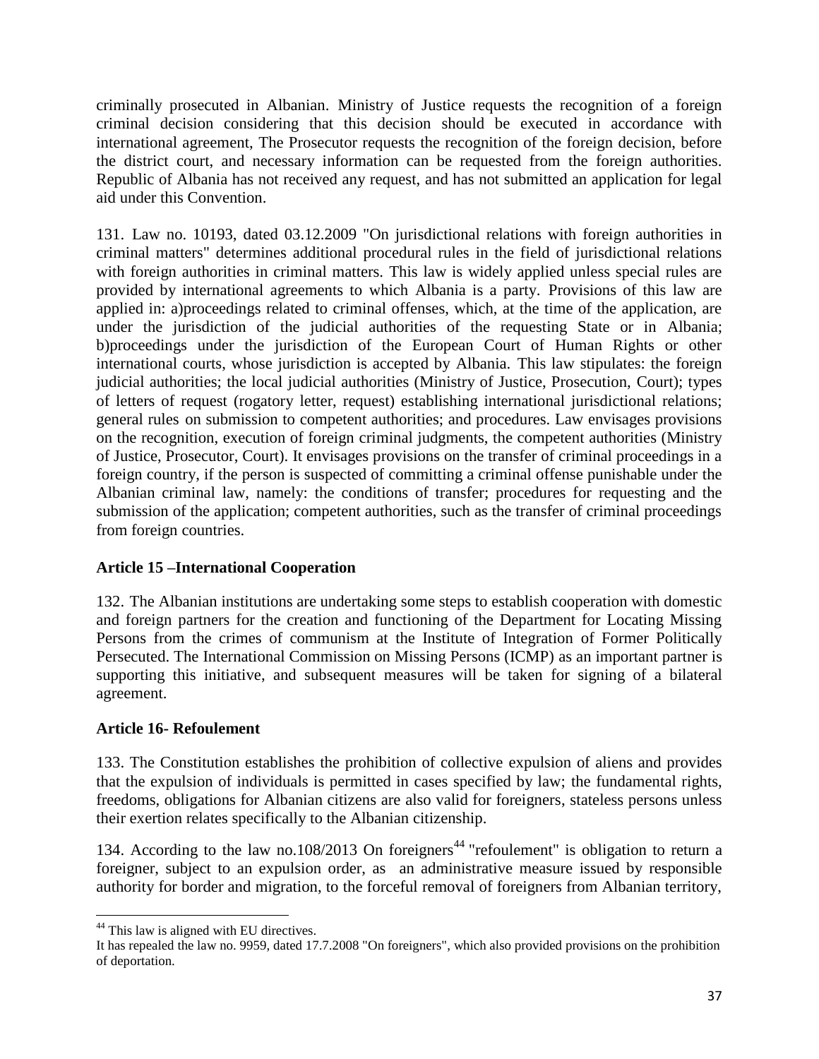criminally prosecuted in Albanian. Ministry of Justice requests the recognition of a foreign criminal decision considering that this decision should be executed in accordance with international agreement, The Prosecutor requests the recognition of the foreign decision, before the district court, and necessary information can be requested from the foreign authorities. Republic of Albania has not received any request, and has not submitted an application for legal aid under this Convention.

131. Law no. 10193, dated 03.12.2009 "On jurisdictional relations with foreign authorities in criminal matters" determines additional procedural rules in the field of jurisdictional relations with foreign authorities in criminal matters. This law is widely applied unless special rules are provided by international agreements to which Albania is a party. Provisions of this law are applied in: a)proceedings related to criminal offenses, which, at the time of the application, are under the jurisdiction of the judicial authorities of the requesting State or in Albania; b)proceedings under the jurisdiction of the European Court of Human Rights or other international courts, whose jurisdiction is accepted by Albania. This law stipulates: the foreign judicial authorities; the local judicial authorities (Ministry of Justice, Prosecution, Court); types of letters of request (rogatory letter, request) establishing international jurisdictional relations; general rules on submission to competent authorities; and procedures. Law envisages provisions on the recognition, execution of foreign criminal judgments, the competent authorities (Ministry of Justice, Prosecutor, Court). It envisages provisions on the transfer of criminal proceedings in a foreign country, if the person is suspected of committing a criminal offense punishable under the Albanian criminal law, namely: the conditions of transfer; procedures for requesting and the submission of the application; competent authorities, such as the transfer of criminal proceedings from foreign countries.

**Article 15 –International Cooperation**

132. The Albanian institutions are undertaking some steps to establish cooperation with domestic and foreign partners for the creation and functioning of the Department for Locating Missing Persons from the crimes of communism at the Institute of Integration of Former Politically Persecuted. The International Commission on Missing Persons (ICMP) as an important partner is supporting this initiative, and subsequent measures will be taken for signing of a bilateral agreement.

**Article 16- Refoulement**

133. The Constitution establishes the prohibition of collective expulsion of aliens and provides that the expulsion of individuals is permitted in cases specified by law; the fundamental rights, freedoms, obligations for Albanian citizens are also valid for foreigners, stateless persons unless their exertion relates specifically to the Albanian citizenship.

134. According to the law no.108/2013 On foreigners[44] "refoulement" is obligation to return a foreigner, subject to an expulsion order, as an administrative measure issued by responsible authority for border and migration, to the forceful removal of foreigners from Albanian territory,

---

[44] This law is aligned with EU directives.
It has repealed the law no. 9959, dated 17.7.2008 "On foreigners", which also provided provisions on the prohibition of deportation.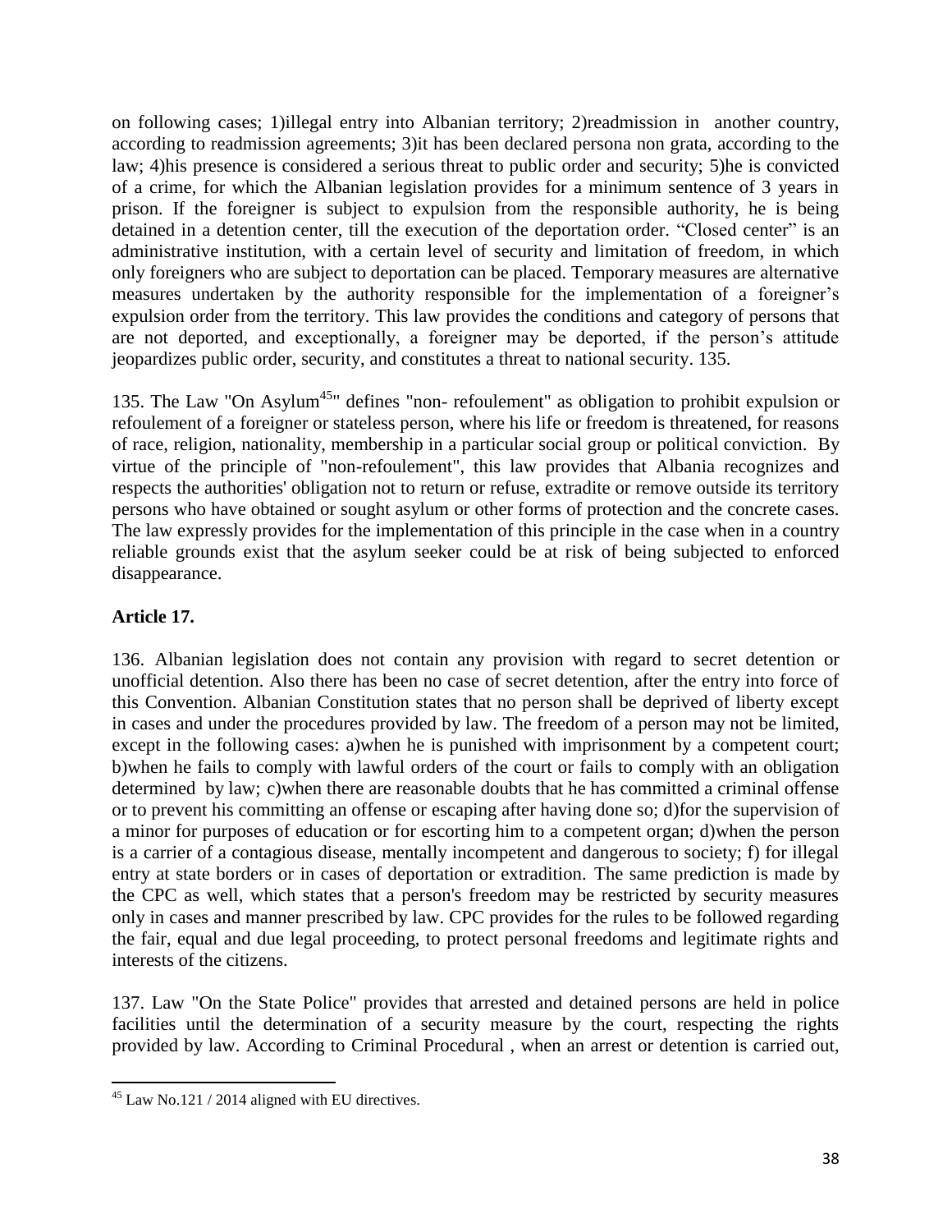on following cases; 1)illegal entry into Albanian territory; 2)readmission in another country, according to readmission agreements; 3)it has been declared persona non grata, according to the law; 4)his presence is considered a serious threat to public order and security; 5)he is convicted of a crime, for which the Albanian legislation provides for a minimum sentence of 3 years in prison. If the foreigner is subject to expulsion from the responsible authority, he is being detained in a detention center, till the execution of the deportation order. "Closed center" is an administrative institution, with a certain level of security and limitation of freedom, in which only foreigners who are subject to deportation can be placed. Temporary measures are alternative measures undertaken by the authority responsible for the implementation of a foreigner's expulsion order from the territory. This law provides the conditions and category of persons that are not deported, and exceptionally, a foreigner may be deported, if the person's attitude jeopardizes public order, security, and constitutes a threat to national security. 135.

135. The Law "On Asylum[45]" defines "non- refoulement" as obligation to prohibit expulsion or refoulement of a foreigner or stateless person, where his life or freedom is threatened, for reasons of race, religion, nationality, membership in a particular social group or political conviction. By virtue of the principle of "non-refoulement", this law provides that Albania recognizes and respects the authorities' obligation not to return or refuse, extradite or remove outside its territory persons who have obtained or sought asylum or other forms of protection and the concrete cases. The law expressly provides for the implementation of this principle in the case when in a country reliable grounds exist that the asylum seeker could be at risk of being subjected to enforced disappearance.

**Article 17.**

136. Albanian legislation does not contain any provision with regard to secret detention or unofficial detention. Also there has been no case of secret detention, after the entry into force of this Convention. Albanian Constitution states that no person shall be deprived of liberty except in cases and under the procedures provided by law. The freedom of a person may not be limited, except in the following cases: a)when he is punished with imprisonment by a competent court; b)when he fails to comply with lawful orders of the court or fails to comply with an obligation determined by law; c)when there are reasonable doubts that he has committed a criminal offense or to prevent his committing an offense or escaping after having done so; d)for the supervision of a minor for purposes of education or for escorting him to a competent organ; d)when the person is a carrier of a contagious disease, mentally incompetent and dangerous to society; f) for illegal entry at state borders or in cases of deportation or extradition. The same prediction is made by the CPC as well, which states that a person's freedom may be restricted by security measures only in cases and manner prescribed by law. CPC provides for the rules to be followed regarding the fair, equal and due legal proceeding, to protect personal freedoms and legitimate rights and interests of the citizens.

137. Law "On the State Police" provides that arrested and detained persons are held in police facilities until the determination of a security measure by the court, respecting the rights provided by law. According to Criminal Procedural , when an arrest or detention is carried out,

[45] Law No.121 / 2014 aligned with EU directives.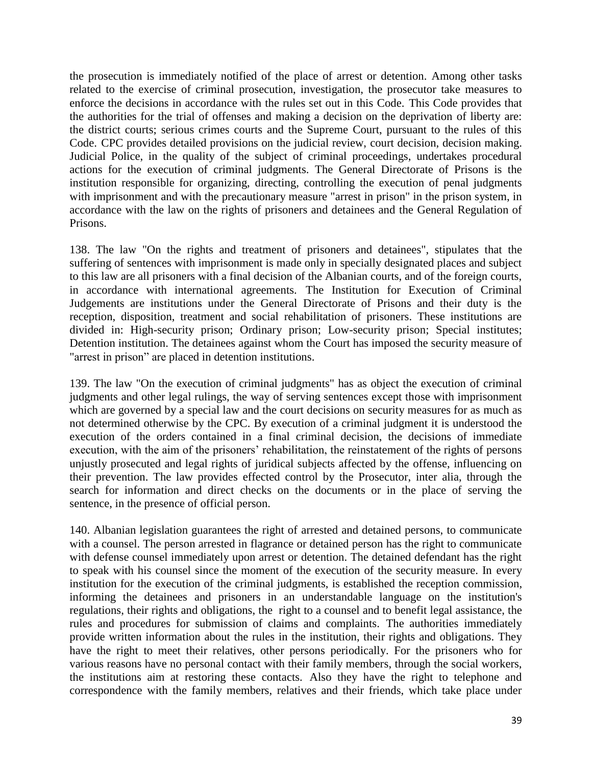the prosecution is immediately notified of the place of arrest or detention. Among other tasks related to the exercise of criminal prosecution, investigation, the prosecutor take measures to enforce the decisions in accordance with the rules set out in this Code. This Code provides that the authorities for the trial of offenses and making a decision on the deprivation of liberty are: the district courts; serious crimes courts and the Supreme Court, pursuant to the rules of this Code. CPC provides detailed provisions on the judicial review, court decision, decision making. Judicial Police, in the quality of the subject of criminal proceedings, undertakes procedural actions for the execution of criminal judgments. The General Directorate of Prisons is the institution responsible for organizing, directing, controlling the execution of penal judgments with imprisonment and with the precautionary measure "arrest in prison" in the prison system, in accordance with the law on the rights of prisoners and detainees and the General Regulation of Prisons.

138. The law "On the rights and treatment of prisoners and detainees", stipulates that the suffering of sentences with imprisonment is made only in specially designated places and subject to this law are all prisoners with a final decision of the Albanian courts, and of the foreign courts, in accordance with international agreements. The Institution for Execution of Criminal Judgements are institutions under the General Directorate of Prisons and their duty is the reception, disposition, treatment and social rehabilitation of prisoners. These institutions are divided in: High-security prison; Ordinary prison; Low-security prison; Special institutes; Detention institution. The detainees against whom the Court has imposed the security measure of "arrest in prison" are placed in detention institutions.

139. The law "On the execution of criminal judgments" has as object the execution of criminal judgments and other legal rulings, the way of serving sentences except those with imprisonment which are governed by a special law and the court decisions on security measures for as much as not determined otherwise by the CPC. By execution of a criminal judgment it is understood the execution of the orders contained in a final criminal decision, the decisions of immediate execution, with the aim of the prisoners' rehabilitation, the reinstatement of the rights of persons unjustly prosecuted and legal rights of juridical subjects affected by the offense, influencing on their prevention. The law provides effected control by the Prosecutor, inter alia, through the search for information and direct checks on the documents or in the place of serving the sentence, in the presence of official person.

140. Albanian legislation guarantees the right of arrested and detained persons, to communicate with a counsel. The person arrested in flagrance or detained person has the right to communicate with defense counsel immediately upon arrest or detention. The detained defendant has the right to speak with his counsel since the moment of the execution of the security measure. In every institution for the execution of the criminal judgments, is established the reception commission, informing the detainees and prisoners in an understandable language on the institution's regulations, their rights and obligations, the right to a counsel and to benefit legal assistance, the rules and procedures for submission of claims and complaints. The authorities immediately provide written information about the rules in the institution, their rights and obligations. They have the right to meet their relatives, other persons periodically. For the prisoners who for various reasons have no personal contact with their family members, through the social workers, the institutions aim at restoring these contacts. Also they have the right to telephone and correspondence with the family members, relatives and their friends, which take place under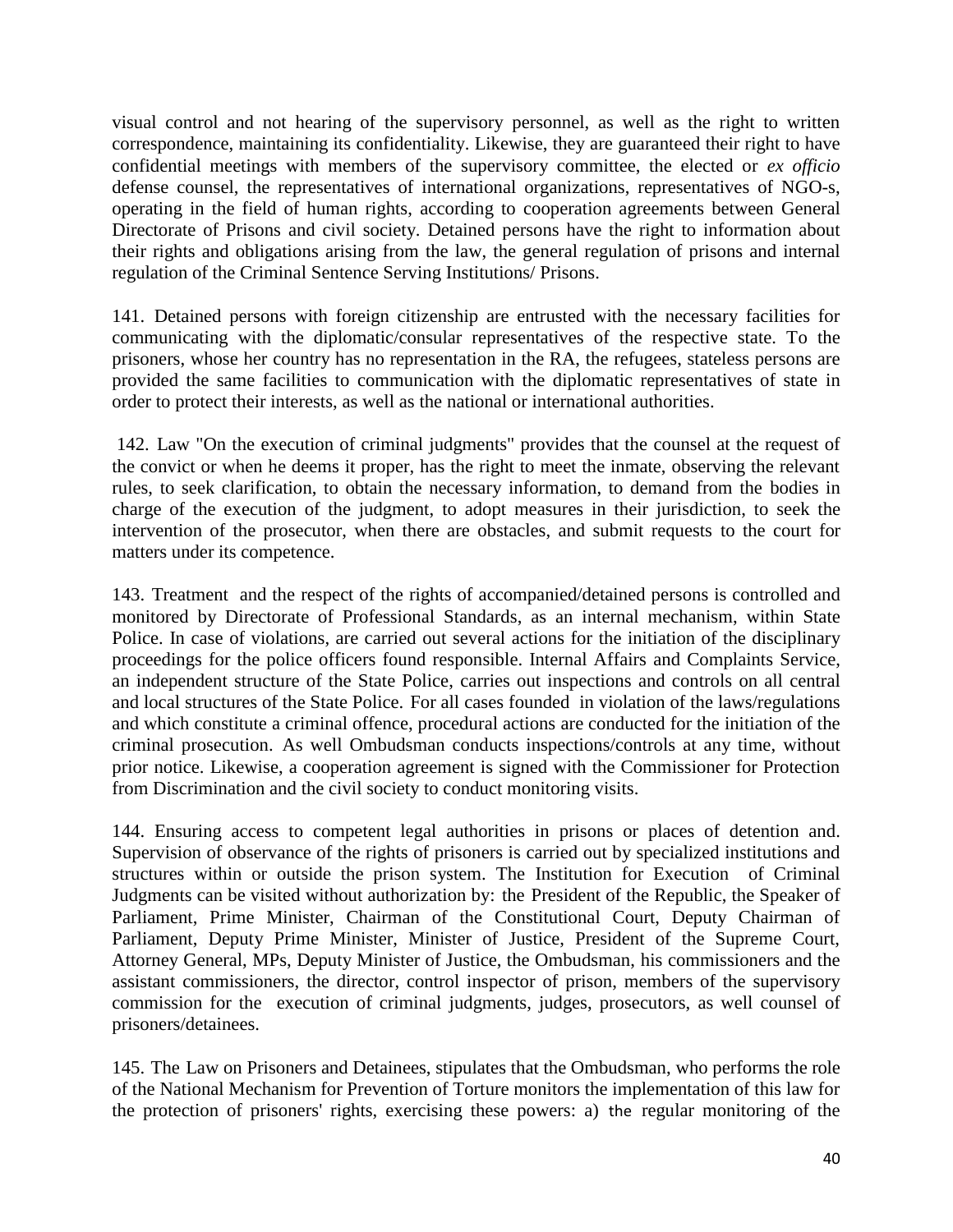visual control and not hearing of the supervisory personnel, as well as the right to written correspondence, maintaining its confidentiality. Likewise, they are guaranteed their right to have confidential meetings with members of the supervisory committee, the elected or *ex officio* defense counsel, the representatives of international organizations, representatives of NGO-s, operating in the field of human rights, according to cooperation agreements between General Directorate of Prisons and civil society. Detained persons have the right to information about their rights and obligations arising from the law, the general regulation of prisons and internal regulation of the Criminal Sentence Serving Institutions/ Prisons.

141. Detained persons with foreign citizenship are entrusted with the necessary facilities for communicating with the diplomatic/consular representatives of the respective state. To the prisoners, whose her country has no representation in the RA, the refugees, stateless persons are provided the same facilities to communication with the diplomatic representatives of state in order to protect their interests, as well as the national or international authorities.

142. Law "On the execution of criminal judgments" provides that the counsel at the request of the convict or when he deems it proper, has the right to meet the inmate, observing the relevant rules, to seek clarification, to obtain the necessary information, to demand from the bodies in charge of the execution of the judgment, to adopt measures in their jurisdiction, to seek the intervention of the prosecutor, when there are obstacles, and submit requests to the court for matters under its competence.

143. Treatment and the respect of the rights of accompanied/detained persons is controlled and monitored by Directorate of Professional Standards, as an internal mechanism, within State Police. In case of violations, are carried out several actions for the initiation of the disciplinary proceedings for the police officers found responsible. Internal Affairs and Complaints Service, an independent structure of the State Police, carries out inspections and controls on all central and local structures of the State Police. For all cases founded in violation of the laws/regulations and which constitute a criminal offence, procedural actions are conducted for the initiation of the criminal prosecution. As well Ombudsman conducts inspections/controls at any time, without prior notice. Likewise, a cooperation agreement is signed with the Commissioner for Protection from Discrimination and the civil society to conduct monitoring visits.

144. Ensuring access to competent legal authorities in prisons or places of detention and. Supervision of observance of the rights of prisoners is carried out by specialized institutions and structures within or outside the prison system. The Institution for Execution of Criminal Judgments can be visited without authorization by: the President of the Republic, the Speaker of Parliament, Prime Minister, Chairman of the Constitutional Court, Deputy Chairman of Parliament, Deputy Prime Minister, Minister of Justice, President of the Supreme Court, Attorney General, MPs, Deputy Minister of Justice, the Ombudsman, his commissioners and the assistant commissioners, the director, control inspector of prison, members of the supervisory commission for the execution of criminal judgments, judges, prosecutors, as well counsel of prisoners/detainees.

145. The Law on Prisoners and Detainees, stipulates that the Ombudsman, who performs the role of the National Mechanism for Prevention of Torture monitors the implementation of this law for the protection of prisoners' rights, exercising these powers: a) the regular monitoring of the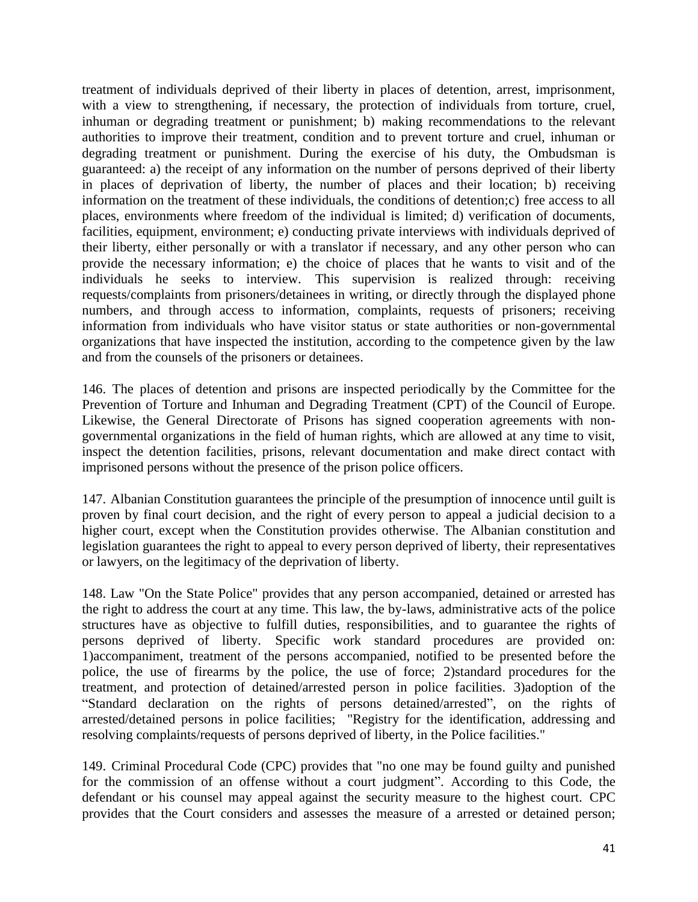treatment of individuals deprived of their liberty in places of detention, arrest, imprisonment, with a view to strengthening, if necessary, the protection of individuals from torture, cruel, inhuman or degrading treatment or punishment; b) making recommendations to the relevant authorities to improve their treatment, condition and to prevent torture and cruel, inhuman or degrading treatment or punishment. During the exercise of his duty, the Ombudsman is guaranteed: a) the receipt of any information on the number of persons deprived of their liberty in places of deprivation of liberty, the number of places and their location; b) receiving information on the treatment of these individuals, the conditions of detention;c) free access to all places, environments where freedom of the individual is limited; d) verification of documents, facilities, equipment, environment; e) conducting private interviews with individuals deprived of their liberty, either personally or with a translator if necessary, and any other person who can provide the necessary information; e) the choice of places that he wants to visit and of the individuals he seeks to interview. This supervision is realized through: receiving requests/complaints from prisoners/detainees in writing, or directly through the displayed phone numbers, and through access to information, complaints, requests of prisoners; receiving information from individuals who have visitor status or state authorities or non-governmental organizations that have inspected the institution, according to the competence given by the law and from the counsels of the prisoners or detainees.

146. The places of detention and prisons are inspected periodically by the Committee for the Prevention of Torture and Inhuman and Degrading Treatment (CPT) of the Council of Europe. Likewise, the General Directorate of Prisons has signed cooperation agreements with non-governmental organizations in the field of human rights, which are allowed at any time to visit, inspect the detention facilities, prisons, relevant documentation and make direct contact with imprisoned persons without the presence of the prison police officers.

147. Albanian Constitution guarantees the principle of the presumption of innocence until guilt is proven by final court decision, and the right of every person to appeal a judicial decision to a higher court, except when the Constitution provides otherwise. The Albanian constitution and legislation guarantees the right to appeal to every person deprived of liberty, their representatives or lawyers, on the legitimacy of the deprivation of liberty.

148. Law "On the State Police" provides that any person accompanied, detained or arrested has the right to address the court at any time. This law, the by-laws, administrative acts of the police structures have as objective to fulfill duties, responsibilities, and to guarantee the rights of persons deprived of liberty. Specific work standard procedures are provided on: 1)accompaniment, treatment of the persons accompanied, notified to be presented before the police, the use of firearms by the police, the use of force; 2)standard procedures for the treatment, and protection of detained/arrested person in police facilities. 3)adoption of the "Standard declaration on the rights of persons detained/arrested", on the rights of arrested/detained persons in police facilities; "Registry for the identification, addressing and resolving complaints/requests of persons deprived of liberty, in the Police facilities."

149. Criminal Procedural Code (CPC) provides that "no one may be found guilty and punished for the commission of an offense without a court judgment". According to this Code, the defendant or his counsel may appeal against the security measure to the highest court. CPC provides that the Court considers and assesses the measure of a arrested or detained person;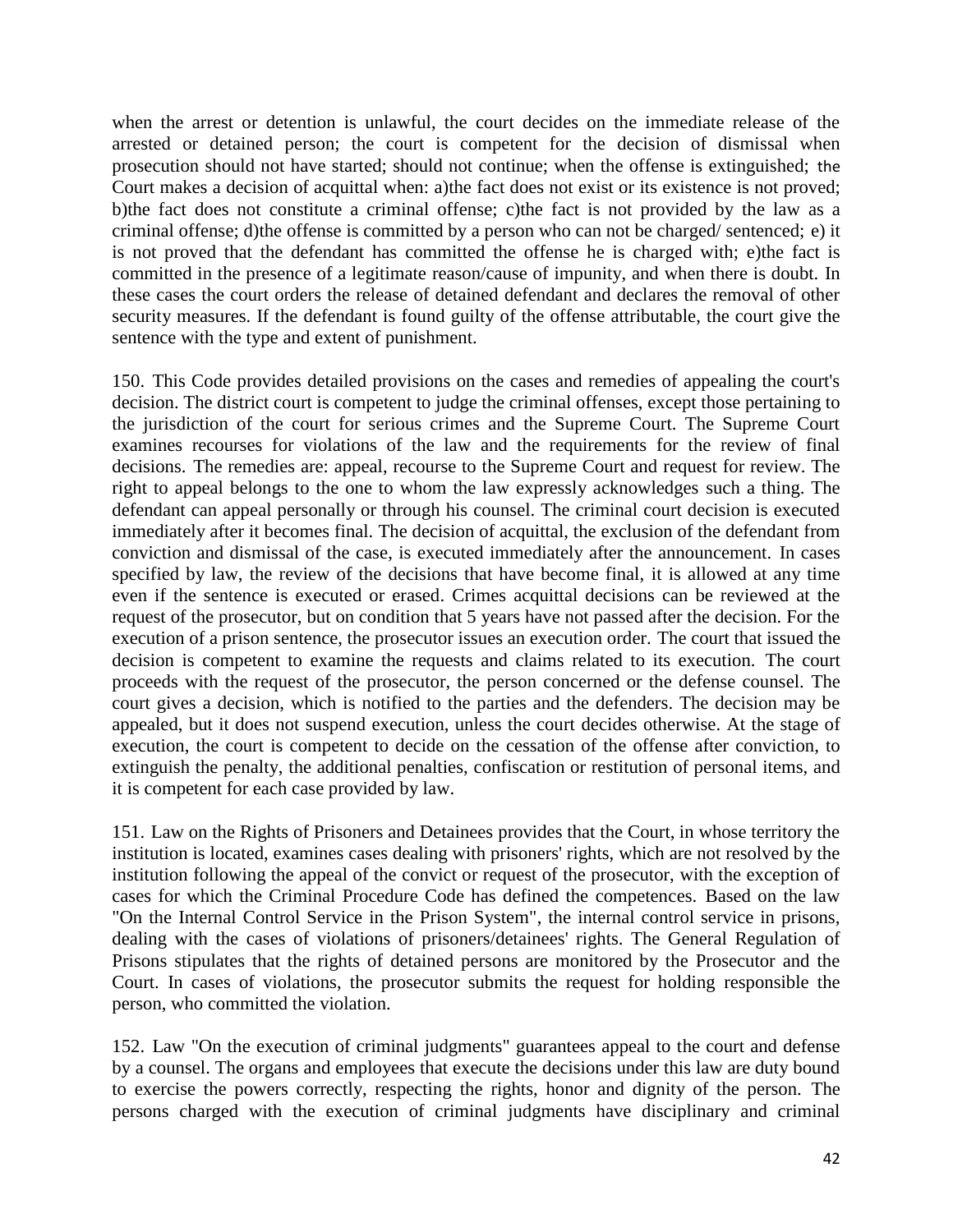when the arrest or detention is unlawful, the court decides on the immediate release of the arrested or detained person; the court is competent for the decision of dismissal when prosecution should not have started; should not continue; when the offense is extinguished; the Court makes a decision of acquittal when: a)the fact does not exist or its existence is not proved; b)the fact does not constitute a criminal offense; c)the fact is not provided by the law as a criminal offense; d)the offense is committed by a person who can not be charged/ sentenced; e) it is not proved that the defendant has committed the offense he is charged with; e)the fact is committed in the presence of a legitimate reason/cause of impunity, and when there is doubt. In these cases the court orders the release of detained defendant and declares the removal of other security measures. If the defendant is found guilty of the offense attributable, the court give the sentence with the type and extent of punishment.

150. This Code provides detailed provisions on the cases and remedies of appealing the court's decision. The district court is competent to judge the criminal offenses, except those pertaining to the jurisdiction of the court for serious crimes and the Supreme Court. The Supreme Court examines recourses for violations of the law and the requirements for the review of final decisions. The remedies are: appeal, recourse to the Supreme Court and request for review. The right to appeal belongs to the one to whom the law expressly acknowledges such a thing. The defendant can appeal personally or through his counsel. The criminal court decision is executed immediately after it becomes final. The decision of acquittal, the exclusion of the defendant from conviction and dismissal of the case, is executed immediately after the announcement. In cases specified by law, the review of the decisions that have become final, it is allowed at any time even if the sentence is executed or erased. Crimes acquittal decisions can be reviewed at the request of the prosecutor, but on condition that 5 years have not passed after the decision. For the execution of a prison sentence, the prosecutor issues an execution order. The court that issued the decision is competent to examine the requests and claims related to its execution. The court proceeds with the request of the prosecutor, the person concerned or the defense counsel. The court gives a decision, which is notified to the parties and the defenders. The decision may be appealed, but it does not suspend execution, unless the court decides otherwise. At the stage of execution, the court is competent to decide on the cessation of the offense after conviction, to extinguish the penalty, the additional penalties, confiscation or restitution of personal items, and it is competent for each case provided by law.

151. Law on the Rights of Prisoners and Detainees provides that the Court, in whose territory the institution is located, examines cases dealing with prisoners' rights, which are not resolved by the institution following the appeal of the convict or request of the prosecutor, with the exception of cases for which the Criminal Procedure Code has defined the competences. Based on the law "On the Internal Control Service in the Prison System", the internal control service in prisons, dealing with the cases of violations of prisoners/detainees' rights. The General Regulation of Prisons stipulates that the rights of detained persons are monitored by the Prosecutor and the Court. In cases of violations, the prosecutor submits the request for holding responsible the person, who committed the violation.

152. Law "On the execution of criminal judgments" guarantees appeal to the court and defense by a counsel. The organs and employees that execute the decisions under this law are duty bound to exercise the powers correctly, respecting the rights, honor and dignity of the person. The persons charged with the execution of criminal judgments have disciplinary and criminal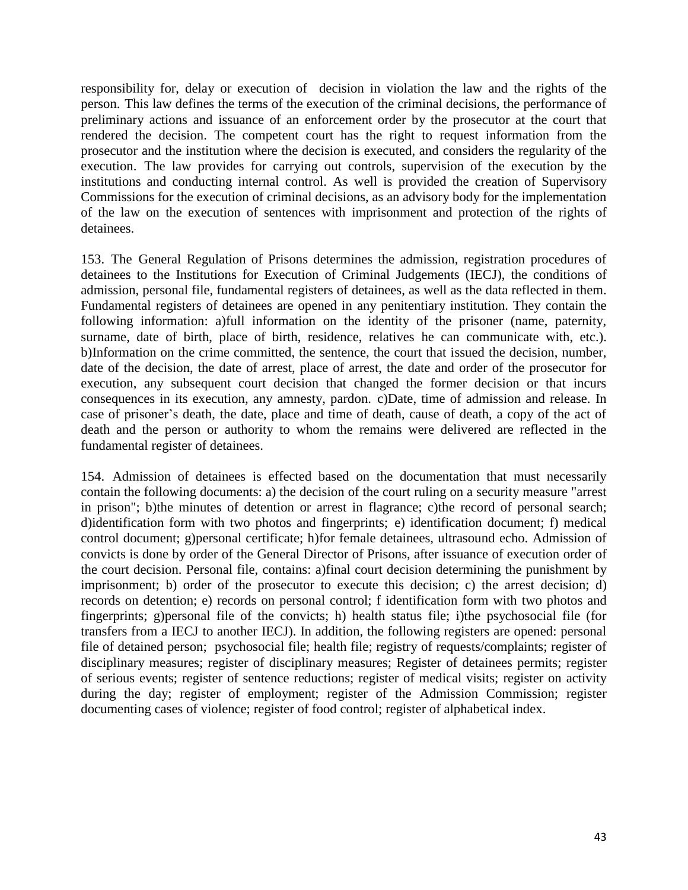responsibility for, delay or execution of decision in violation the law and the rights of the person. This law defines the terms of the execution of the criminal decisions, the performance of preliminary actions and issuance of an enforcement order by the prosecutor at the court that rendered the decision. The competent court has the right to request information from the prosecutor and the institution where the decision is executed, and considers the regularity of the execution. The law provides for carrying out controls, supervision of the execution by the institutions and conducting internal control. As well is provided the creation of Supervisory Commissions for the execution of criminal decisions, as an advisory body for the implementation of the law on the execution of sentences with imprisonment and protection of the rights of detainees.

153. The General Regulation of Prisons determines the admission, registration procedures of detainees to the Institutions for Execution of Criminal Judgements (IECJ), the conditions of admission, personal file, fundamental registers of detainees, as well as the data reflected in them. Fundamental registers of detainees are opened in any penitentiary institution. They contain the following information: a)full information on the identity of the prisoner (name, paternity, surname, date of birth, place of birth, residence, relatives he can communicate with, etc.). b)Information on the crime committed, the sentence, the court that issued the decision, number, date of the decision, the date of arrest, place of arrest, the date and order of the prosecutor for execution, any subsequent court decision that changed the former decision or that incurs consequences in its execution, any amnesty, pardon. c)Date, time of admission and release. In case of prisoner's death, the date, place and time of death, cause of death, a copy of the act of death and the person or authority to whom the remains were delivered are reflected in the fundamental register of detainees.

154. Admission of detainees is effected based on the documentation that must necessarily contain the following documents: a) the decision of the court ruling on a security measure "arrest in prison"; b)the minutes of detention or arrest in flagrance; c)the record of personal search; d)identification form with two photos and fingerprints; e) identification document; f) medical control document; g)personal certificate; h)for female detainees, ultrasound echo. Admission of convicts is done by order of the General Director of Prisons, after issuance of execution order of the court decision. Personal file, contains: a)final court decision determining the punishment by imprisonment; b) order of the prosecutor to execute this decision; c) the arrest decision; d) records on detention; e) records on personal control; f identification form with two photos and fingerprints; g)personal file of the convicts; h) health status file; i)the psychosocial file (for transfers from a IECJ to another IECJ). In addition, the following registers are opened: personal file of detained person; psychosocial file; health file; registry of requests/complaints; register of disciplinary measures; register of disciplinary measures; Register of detainees permits; register of serious events; register of sentence reductions; register of medical visits; register on activity during the day; register of employment; register of the Admission Commission; register documenting cases of violence; register of food control; register of alphabetical index.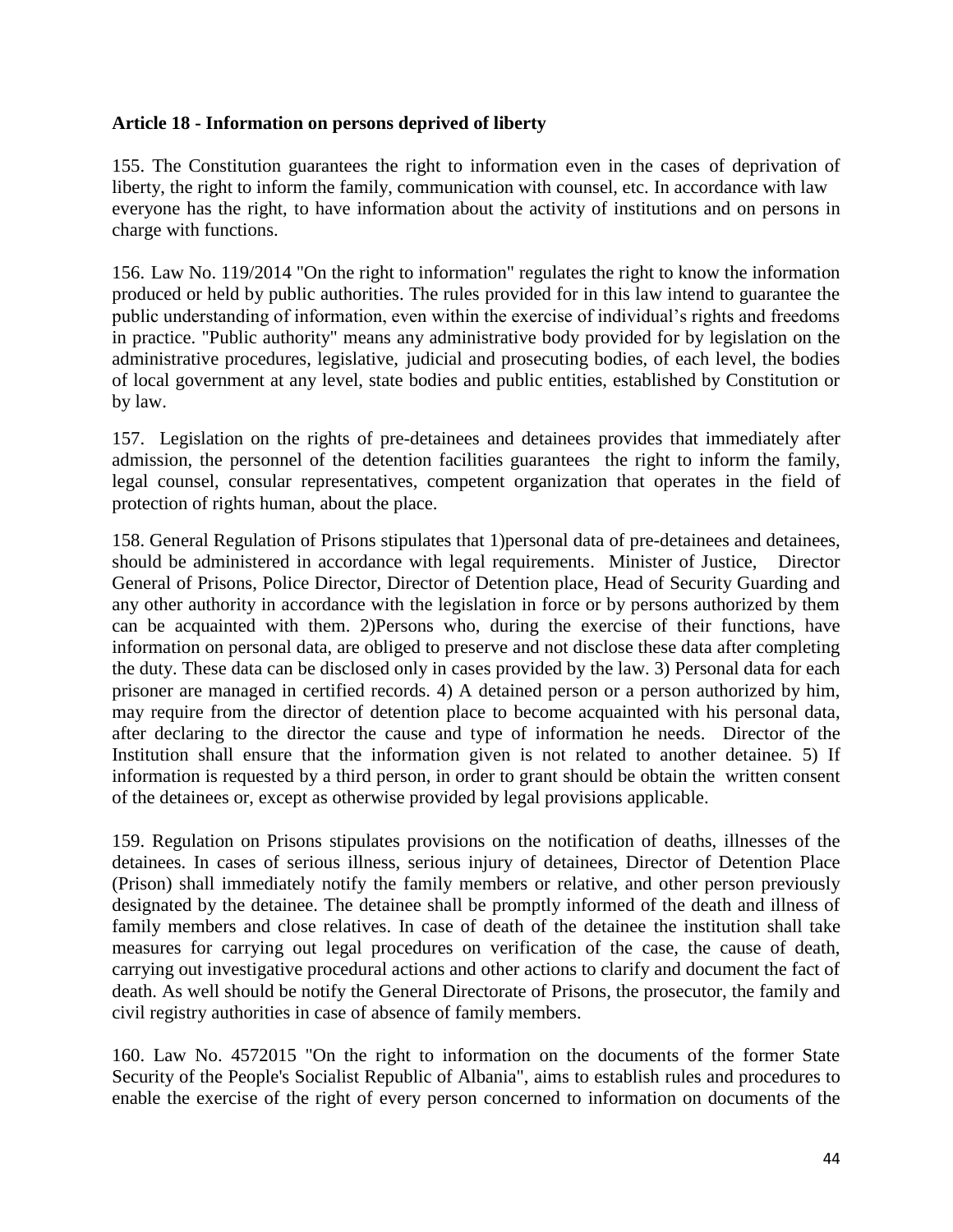**Article 18 - Information on persons deprived of liberty**

155. The Constitution guarantees the right to information even in the cases of deprivation of liberty, the right to inform the family, communication with counsel, etc. In accordance with law everyone has the right, to have information about the activity of institutions and on persons in charge with functions.

156. Law No. 119/2014 "On the right to information" regulates the right to know the information produced or held by public authorities. The rules provided for in this law intend to guarantee the public understanding of information, even within the exercise of individual's rights and freedoms in practice. "Public authority" means any administrative body provided for by legislation on the administrative procedures, legislative, judicial and prosecuting bodies, of each level, the bodies of local government at any level, state bodies and public entities, established by Constitution or by law.

157. Legislation on the rights of pre-detainees and detainees provides that immediately after admission, the personnel of the detention facilities guarantees the right to inform the family, legal counsel, consular representatives, competent organization that operates in the field of protection of rights human, about the place.

158. General Regulation of Prisons stipulates that 1)personal data of pre-detainees and detainees, should be administered in accordance with legal requirements. Minister of Justice, Director General of Prisons, Police Director, Director of Detention place, Head of Security Guarding and any other authority in accordance with the legislation in force or by persons authorized by them can be acquainted with them. 2)Persons who, during the exercise of their functions, have information on personal data, are obliged to preserve and not disclose these data after completing the duty. These data can be disclosed only in cases provided by the law. 3) Personal data for each prisoner are managed in certified records. 4) A detained person or a person authorized by him, may require from the director of detention place to become acquainted with his personal data, after declaring to the director the cause and type of information he needs. Director of the Institution shall ensure that the information given is not related to another detainee. 5) If information is requested by a third person, in order to grant should be obtain the written consent of the detainees or, except as otherwise provided by legal provisions applicable.

159. Regulation on Prisons stipulates provisions on the notification of deaths, illnesses of the detainees. In cases of serious illness, serious injury of detainees, Director of Detention Place (Prison) shall immediately notify the family members or relative, and other person previously designated by the detainee. The detainee shall be promptly informed of the death and illness of family members and close relatives. In case of death of the detainee the institution shall take measures for carrying out legal procedures on verification of the case, the cause of death, carrying out investigative procedural actions and other actions to clarify and document the fact of death. As well should be notify the General Directorate of Prisons, the prosecutor, the family and civil registry authorities in case of absence of family members.

160. Law No. 4572015 "On the right to information on the documents of the former State Security of the People's Socialist Republic of Albania", aims to establish rules and procedures to enable the exercise of the right of every person concerned to information on documents of the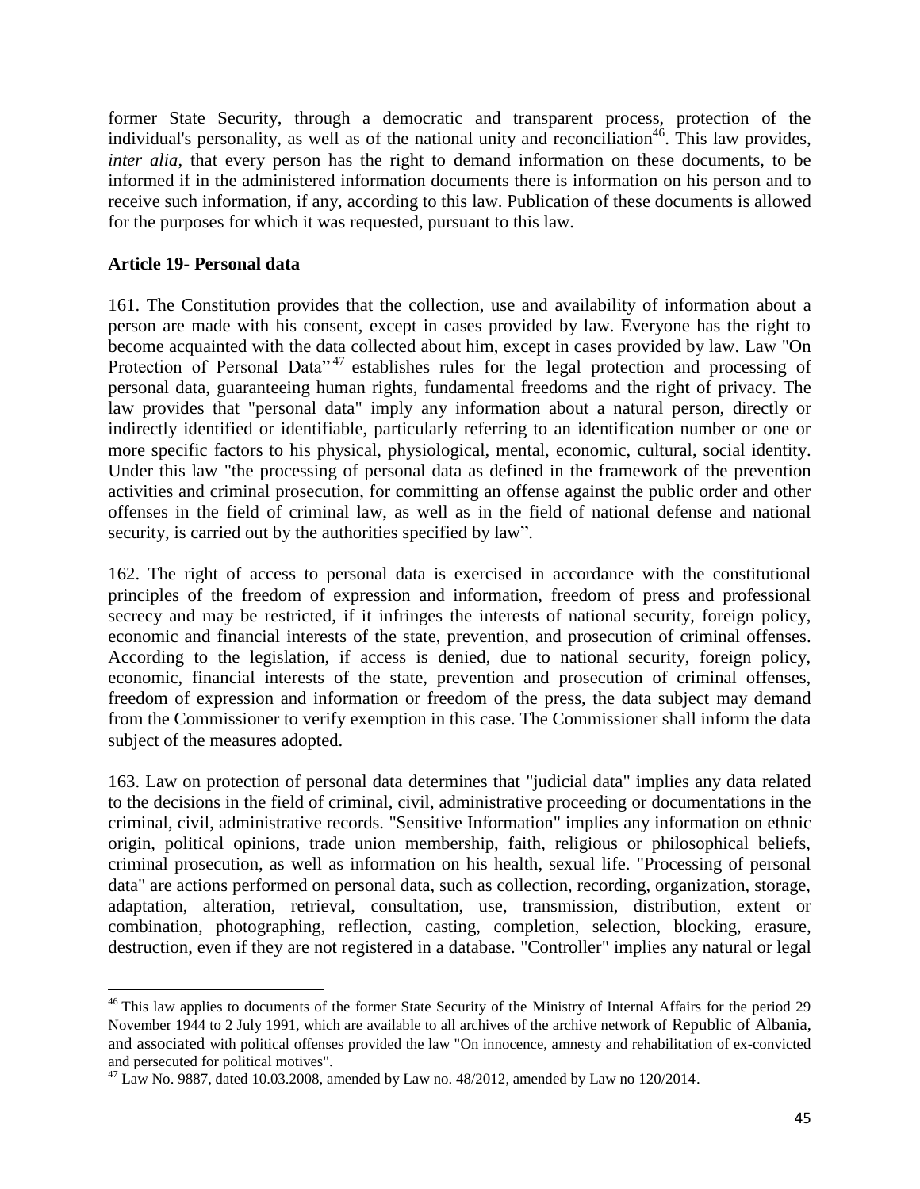former State Security, through a democratic and transparent process, protection of the individual's personality, as well as of the national unity and reconciliation[46]. This law provides, *inter alia*, that every person has the right to demand information on these documents, to be informed if in the administered information documents there is information on his person and to receive such information, if any, according to this law. Publication of these documents is allowed for the purposes for which it was requested, pursuant to this law.

### Article 19- Personal data

161. The Constitution provides that the collection, use and availability of information about a person are made with his consent, except in cases provided by law. Everyone has the right to become acquainted with the data collected about him, except in cases provided by law. Law "On Protection of Personal Data"[47] establishes rules for the legal protection and processing of personal data, guaranteeing human rights, fundamental freedoms and the right of privacy. The law provides that "personal data" imply any information about a natural person, directly or indirectly identified or identifiable, particularly referring to an identification number or one or more specific factors to his physical, physiological, mental, economic, cultural, social identity. Under this law "the processing of personal data as defined in the framework of the prevention activities and criminal prosecution, for committing an offense against the public order and other offenses in the field of criminal law, as well as in the field of national defense and national security, is carried out by the authorities specified by law".

162. The right of access to personal data is exercised in accordance with the constitutional principles of the freedom of expression and information, freedom of press and professional secrecy and may be restricted, if it infringes the interests of national security, foreign policy, economic and financial interests of the state, prevention, and prosecution of criminal offenses. According to the legislation, if access is denied, due to national security, foreign policy, economic, financial interests of the state, prevention and prosecution of criminal offenses, freedom of expression and information or freedom of the press, the data subject may demand from the Commissioner to verify exemption in this case. The Commissioner shall inform the data subject of the measures adopted.

163. Law on protection of personal data determines that "judicial data" implies any data related to the decisions in the field of criminal, civil, administrative proceeding or documentations in the criminal, civil, administrative records. "Sensitive Information" implies any information on ethnic origin, political opinions, trade union membership, faith, religious or philosophical beliefs, criminal prosecution, as well as information on his health, sexual life. "Processing of personal data" are actions performed on personal data, such as collection, recording, organization, storage, adaptation, alteration, retrieval, consultation, use, transmission, distribution, extent or combination, photographing, reflection, casting, completion, selection, blocking, erasure, destruction, even if they are not registered in a database. "Controller" implies any natural or legal

---

[46] This law applies to documents of the former State Security of the Ministry of Internal Affairs for the period 29 November 1944 to 2 July 1991, which are available to all archives of the archive network of Republic of Albania, and associated with political offenses provided the law "On innocence, amnesty and rehabilitation of ex-convicted and persecuted for political motives".

[47] Law No. 9887, dated 10.03.2008, amended by Law no. 48/2012, amended by Law no 120/2014.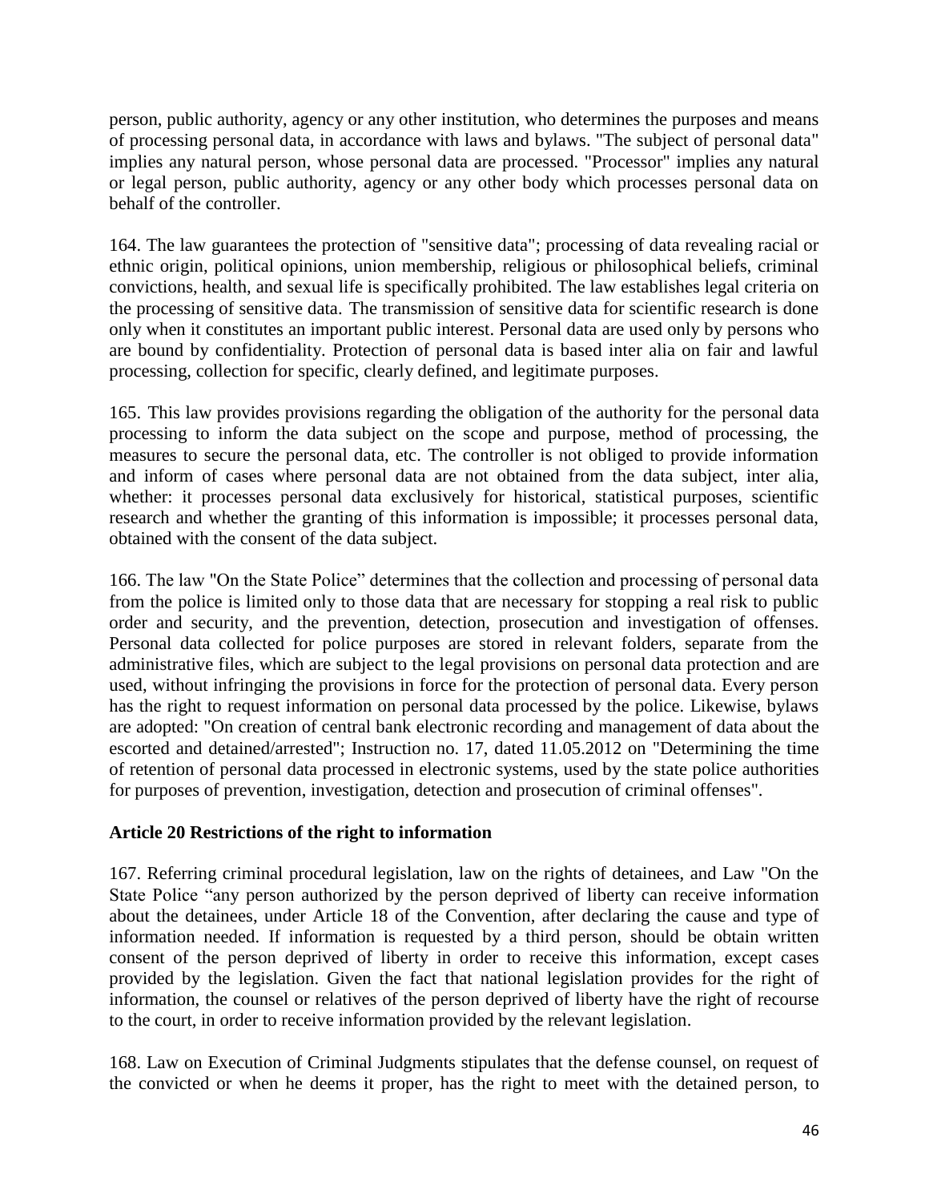person, public authority, agency or any other institution, who determines the purposes and means of processing personal data, in accordance with laws and bylaws. "The subject of personal data" implies any natural person, whose personal data are processed. "Processor" implies any natural or legal person, public authority, agency or any other body which processes personal data on behalf of the controller.

164. The law guarantees the protection of "sensitive data"; processing of data revealing racial or ethnic origin, political opinions, union membership, religious or philosophical beliefs, criminal convictions, health, and sexual life is specifically prohibited. The law establishes legal criteria on the processing of sensitive data. The transmission of sensitive data for scientific research is done only when it constitutes an important public interest. Personal data are used only by persons who are bound by confidentiality. Protection of personal data is based inter alia on fair and lawful processing, collection for specific, clearly defined, and legitimate purposes.

165. This law provides provisions regarding the obligation of the authority for the personal data processing to inform the data subject on the scope and purpose, method of processing, the measures to secure the personal data, etc. The controller is not obliged to provide information and inform of cases where personal data are not obtained from the data subject, inter alia, whether: it processes personal data exclusively for historical, statistical purposes, scientific research and whether the granting of this information is impossible; it processes personal data, obtained with the consent of the data subject.

166. The law "On the State Police" determines that the collection and processing of personal data from the police is limited only to those data that are necessary for stopping a real risk to public order and security, and the prevention, detection, prosecution and investigation of offenses. Personal data collected for police purposes are stored in relevant folders, separate from the administrative files, which are subject to the legal provisions on personal data protection and are used, without infringing the provisions in force for the protection of personal data. Every person has the right to request information on personal data processed by the police. Likewise, bylaws are adopted: "On creation of central bank electronic recording and management of data about the escorted and detained/arrested"; Instruction no. 17, dated 11.05.2012 on "Determining the time of retention of personal data processed in electronic systems, used by the state police authorities for purposes of prevention, investigation, detection and prosecution of criminal offenses".

**Article 20 Restrictions of the right to information**

167. Referring criminal procedural legislation, law on the rights of detainees, and Law "On the State Police "any person authorized by the person deprived of liberty can receive information about the detainees, under Article 18 of the Convention, after declaring the cause and type of information needed. If information is requested by a third person, should be obtain written consent of the person deprived of liberty in order to receive this information, except cases provided by the legislation. Given the fact that national legislation provides for the right of information, the counsel or relatives of the person deprived of liberty have the right of recourse to the court, in order to receive information provided by the relevant legislation.

168. Law on Execution of Criminal Judgments stipulates that the defense counsel, on request of the convicted or when he deems it proper, has the right to meet with the detained person, to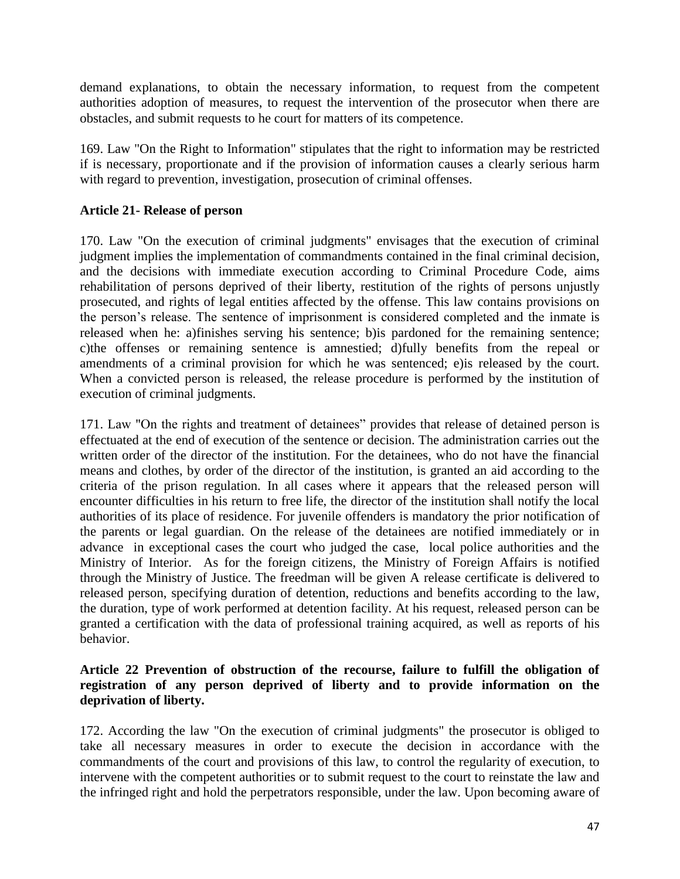demand explanations, to obtain the necessary information, to request from the competent authorities adoption of measures, to request the intervention of the prosecutor when there are obstacles, and submit requests to he court for matters of its competence.

169. Law "On the Right to Information" stipulates that the right to information may be restricted if is necessary, proportionate and if the provision of information causes a clearly serious harm with regard to prevention, investigation, prosecution of criminal offenses.

**Article 21- Release of person**

170. Law "On the execution of criminal judgments" envisages that the execution of criminal judgment implies the implementation of commandments contained in the final criminal decision, and the decisions with immediate execution according to Criminal Procedure Code, aims rehabilitation of persons deprived of their liberty, restitution of the rights of persons unjustly prosecuted, and rights of legal entities affected by the offense. This law contains provisions on the person's release. The sentence of imprisonment is considered completed and the inmate is released when he: a)finishes serving his sentence; b)is pardoned for the remaining sentence; c)the offenses or remaining sentence is amnestied; d)fully benefits from the repeal or amendments of a criminal provision for which he was sentenced; e)is released by the court. When a convicted person is released, the release procedure is performed by the institution of execution of criminal judgments.

171. Law "On the rights and treatment of detainees" provides that release of detained person is effectuated at the end of execution of the sentence or decision. The administration carries out the written order of the director of the institution. For the detainees, who do not have the financial means and clothes, by order of the director of the institution, is granted an aid according to the criteria of the prison regulation. In all cases where it appears that the released person will encounter difficulties in his return to free life, the director of the institution shall notify the local authorities of its place of residence. For juvenile offenders is mandatory the prior notification of the parents or legal guardian. On the release of the detainees are notified immediately or in advance in exceptional cases the court who judged the case, local police authorities and the Ministry of Interior. As for the foreign citizens, the Ministry of Foreign Affairs is notified through the Ministry of Justice. The freedman will be given A release certificate is delivered to released person, specifying duration of detention, reductions and benefits according to the law, the duration, type of work performed at detention facility. At his request, released person can be granted a certification with the data of professional training acquired, as well as reports of his behavior.

**Article 22 Prevention of obstruction of the recourse, failure to fulfill the obligation of registration of any person deprived of liberty and to provide information on the deprivation of liberty.**

172. According the law "On the execution of criminal judgments" the prosecutor is obliged to take all necessary measures in order to execute the decision in accordance with the commandments of the court and provisions of this law, to control the regularity of execution, to intervene with the competent authorities or to submit request to the court to reinstate the law and the infringed right and hold the perpetrators responsible, under the law. Upon becoming aware of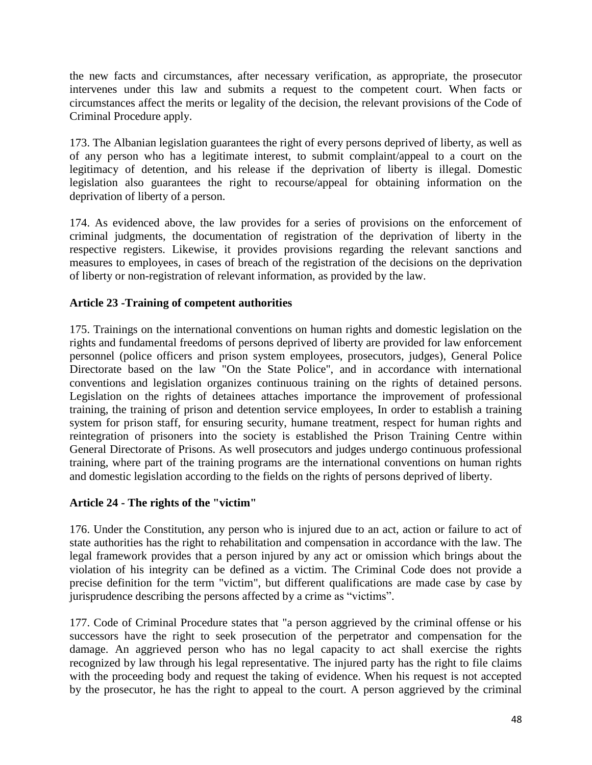the new facts and circumstances, after necessary verification, as appropriate, the prosecutor intervenes under this law and submits a request to the competent court. When facts or circumstances affect the merits or legality of the decision, the relevant provisions of the Code of Criminal Procedure apply.

173. The Albanian legislation guarantees the right of every persons deprived of liberty, as well as of any person who has a legitimate interest, to submit complaint/appeal to a court on the legitimacy of detention, and his release if the deprivation of liberty is illegal. Domestic legislation also guarantees the right to recourse/appeal for obtaining information on the deprivation of liberty of a person.

174. As evidenced above, the law provides for a series of provisions on the enforcement of criminal judgments, the documentation of registration of the deprivation of liberty in the respective registers. Likewise, it provides provisions regarding the relevant sanctions and measures to employees, in cases of breach of the registration of the decisions on the deprivation of liberty or non-registration of relevant information, as provided by the law.

### Article 23 -Training of competent authorities

175. Trainings on the international conventions on human rights and domestic legislation on the rights and fundamental freedoms of persons deprived of liberty are provided for law enforcement personnel (police officers and prison system employees, prosecutors, judges), General Police Directorate based on the law "On the State Police", and in accordance with international conventions and legislation organizes continuous training on the rights of detained persons. Legislation on the rights of detainees attaches importance the improvement of professional training, the training of prison and detention service employees, In order to establish a training system for prison staff, for ensuring security, humane treatment, respect for human rights and reintegration of prisoners into the society is established the Prison Training Centre within General Directorate of Prisons. As well prosecutors and judges undergo continuous professional training, where part of the training programs are the international conventions on human rights and domestic legislation according to the fields on the rights of persons deprived of liberty.

### Article 24 - The rights of the "victim"

176. Under the Constitution, any person who is injured due to an act, action or failure to act of state authorities has the right to rehabilitation and compensation in accordance with the law. The legal framework provides that a person injured by any act or omission which brings about the violation of his integrity can be defined as a victim. The Criminal Code does not provide a precise definition for the term "victim", but different qualifications are made case by case by jurisprudence describing the persons affected by a crime as “victims”.

177. Code of Criminal Procedure states that "a person aggrieved by the criminal offense or his successors have the right to seek prosecution of the perpetrator and compensation for the damage. An aggrieved person who has no legal capacity to act shall exercise the rights recognized by law through his legal representative. The injured party has the right to file claims with the proceeding body and request the taking of evidence. When his request is not accepted by the prosecutor, he has the right to appeal to the court. A person aggrieved by the criminal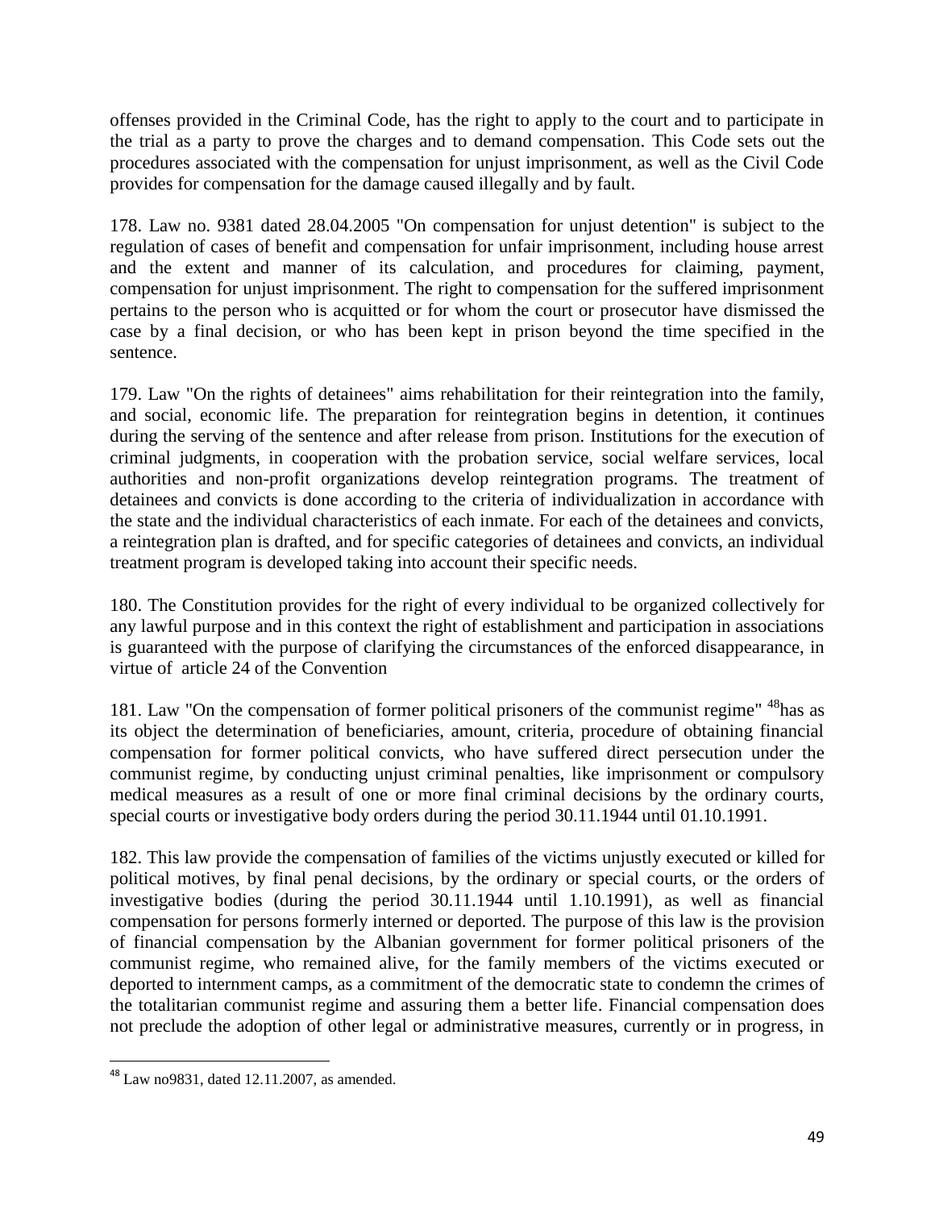offenses provided in the Criminal Code, has the right to apply to the court and to participate in the trial as a party to prove the charges and to demand compensation. This Code sets out the procedures associated with the compensation for unjust imprisonment, as well as the Civil Code provides for compensation for the damage caused illegally and by fault.

178. Law no. 9381 dated 28.04.2005 "On compensation for unjust detention" is subject to the regulation of cases of benefit and compensation for unfair imprisonment, including house arrest and the extent and manner of its calculation, and procedures for claiming, payment, compensation for unjust imprisonment. The right to compensation for the suffered imprisonment pertains to the person who is acquitted or for whom the court or prosecutor have dismissed the case by a final decision, or who has been kept in prison beyond the time specified in the sentence.

179. Law "On the rights of detainees" aims rehabilitation for their reintegration into the family, and social, economic life. The preparation for reintegration begins in detention, it continues during the serving of the sentence and after release from prison. Institutions for the execution of criminal judgments, in cooperation with the probation service, social welfare services, local authorities and non-profit organizations develop reintegration programs. The treatment of detainees and convicts is done according to the criteria of individualization in accordance with the state and the individual characteristics of each inmate. For each of the detainees and convicts, a reintegration plan is drafted, and for specific categories of detainees and convicts, an individual treatment program is developed taking into account their specific needs.

180. The Constitution provides for the right of every individual to be organized collectively for any lawful purpose and in this context the right of establishment and participation in associations is guaranteed with the purpose of clarifying the circumstances of the enforced disappearance, in virtue of article 24 of the Convention

181. Law "On the compensation of former political prisoners of the communist regime" [48]has as its object the determination of beneficiaries, amount, criteria, procedure of obtaining financial compensation for former political convicts, who have suffered direct persecution under the communist regime, by conducting unjust criminal penalties, like imprisonment or compulsory medical measures as a result of one or more final criminal decisions by the ordinary courts, special courts or investigative body orders during the period 30.11.1944 until 01.10.1991.

182. This law provide the compensation of families of the victims unjustly executed or killed for political motives, by final penal decisions, by the ordinary or special courts, or the orders of investigative bodies (during the period 30.11.1944 until 1.10.1991), as well as financial compensation for persons formerly interned or deported. The purpose of this law is the provision of financial compensation by the Albanian government for former political prisoners of the communist regime, who remained alive, for the family members of the victims executed or deported to internment camps, as a commitment of the democratic state to condemn the crimes of the totalitarian communist regime and assuring them a better life. Financial compensation does not preclude the adoption of other legal or administrative measures, currently or in progress, in

[48] Law no9831, dated 12.11.2007, as amended.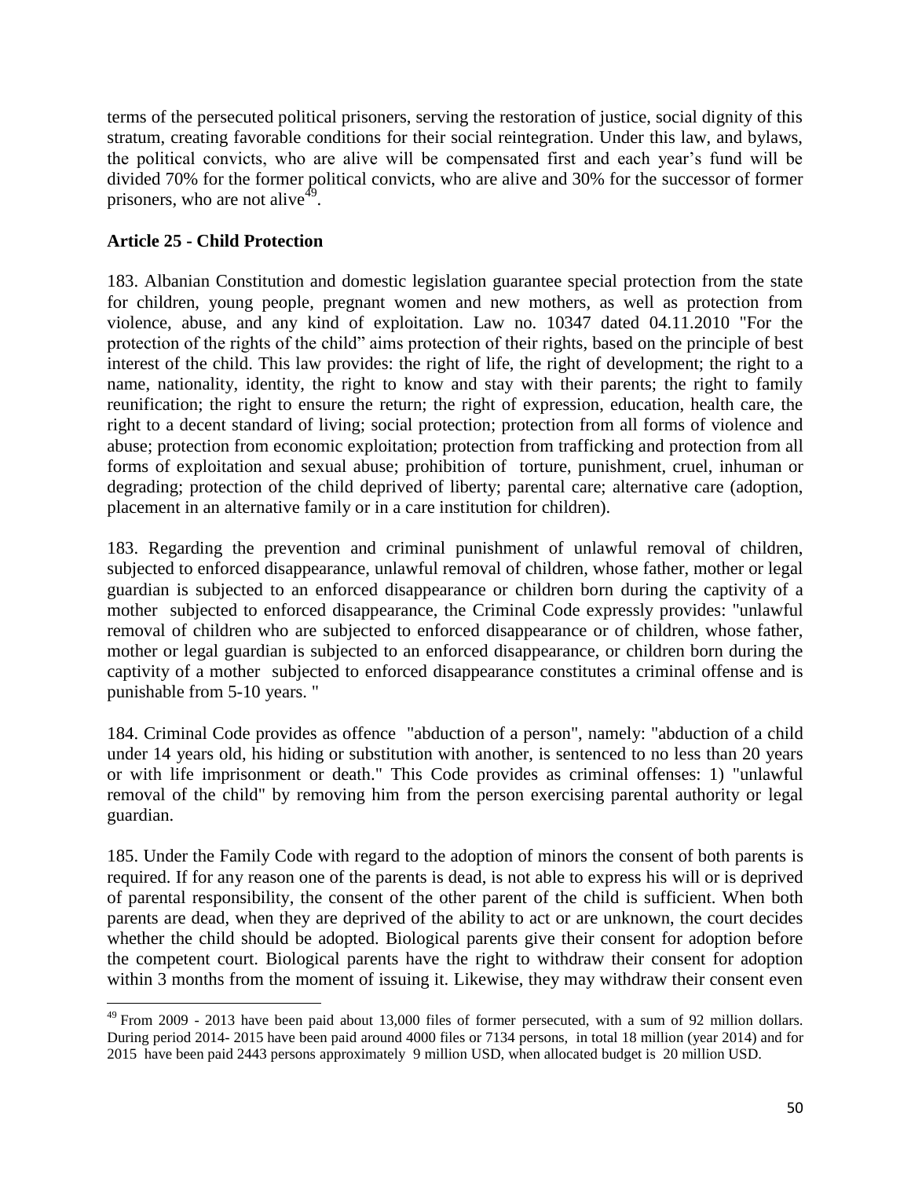terms of the persecuted political prisoners, serving the restoration of justice, social dignity of this stratum, creating favorable conditions for their social reintegration. Under this law, and bylaws, the political convicts, who are alive will be compensated first and each year's fund will be divided 70% for the former political convicts, who are alive and 30% for the successor of former prisoners, who are not alive[49].

**Article 25 - Child Protection**

183. Albanian Constitution and domestic legislation guarantee special protection from the state for children, young people, pregnant women and new mothers, as well as protection from violence, abuse, and any kind of exploitation. Law no. 10347 dated 04.11.2010 "For the protection of the rights of the child" aims protection of their rights, based on the principle of best interest of the child. This law provides: the right of life, the right of development; the right to a name, nationality, identity, the right to know and stay with their parents; the right to family reunification; the right to ensure the return; the right of expression, education, health care, the right to a decent standard of living; social protection; protection from all forms of violence and abuse; protection from economic exploitation; protection from trafficking and protection from all forms of exploitation and sexual abuse; prohibition of torture, punishment, cruel, inhuman or degrading; protection of the child deprived of liberty; parental care; alternative care (adoption, placement in an alternative family or in a care institution for children).

183. Regarding the prevention and criminal punishment of unlawful removal of children, subjected to enforced disappearance, unlawful removal of children, whose father, mother or legal guardian is subjected to an enforced disappearance or children born during the captivity of a mother subjected to enforced disappearance, the Criminal Code expressly provides: "unlawful removal of children who are subjected to enforced disappearance or of children, whose father, mother or legal guardian is subjected to an enforced disappearance, or children born during the captivity of a mother subjected to enforced disappearance constitutes a criminal offense and is punishable from 5-10 years. "

184. Criminal Code provides as offence "abduction of a person", namely: "abduction of a child under 14 years old, his hiding or substitution with another, is sentenced to no less than 20 years or with life imprisonment or death." This Code provides as criminal offenses: 1) "unlawful removal of the child" by removing him from the person exercising parental authority or legal guardian.

185. Under the Family Code with regard to the adoption of minors the consent of both parents is required. If for any reason one of the parents is dead, is not able to express his will or is deprived of parental responsibility, the consent of the other parent of the child is sufficient. When both parents are dead, when they are deprived of the ability to act or are unknown, the court decides whether the child should be adopted. Biological parents give their consent for adoption before the competent court. Biological parents have the right to withdraw their consent for adoption within 3 months from the moment of issuing it. Likewise, they may withdraw their consent even

---

[49] From 2009 - 2013 have been paid about 13,000 files of former persecuted, with a sum of 92 million dollars. During period 2014- 2015 have been paid around 4000 files or 7134 persons, in total 18 million (year 2014) and for 2015 have been paid 2443 persons approximately 9 million USD, when allocated budget is 20 million USD.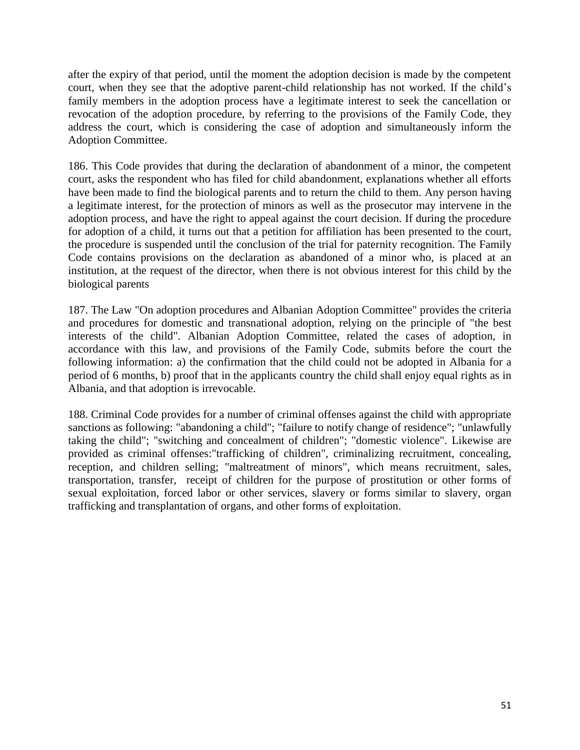after the expiry of that period, until the moment the adoption decision is made by the competent court, when they see that the adoptive parent-child relationship has not worked. If the child's family members in the adoption process have a legitimate interest to seek the cancellation or revocation of the adoption procedure, by referring to the provisions of the Family Code, they address the court, which is considering the case of adoption and simultaneously inform the Adoption Committee.

186. This Code provides that during the declaration of abandonment of a minor, the competent court, asks the respondent who has filed for child abandonment, explanations whether all efforts have been made to find the biological parents and to return the child to them. Any person having a legitimate interest, for the protection of minors as well as the prosecutor may intervene in the adoption process, and have the right to appeal against the court decision. If during the procedure for adoption of a child, it turns out that a petition for affiliation has been presented to the court, the procedure is suspended until the conclusion of the trial for paternity recognition. The Family Code contains provisions on the declaration as abandoned of a minor who, is placed at an institution, at the request of the director, when there is not obvious interest for this child by the biological parents

187. The Law "On adoption procedures and Albanian Adoption Committee" provides the criteria and procedures for domestic and transnational adoption, relying on the principle of "the best interests of the child". Albanian Adoption Committee, related the cases of adoption, in accordance with this law, and provisions of the Family Code, submits before the court the following information: a) the confirmation that the child could not be adopted in Albania for a period of 6 months, b) proof that in the applicants country the child shall enjoy equal rights as in Albania, and that adoption is irrevocable.

188. Criminal Code provides for a number of criminal offenses against the child with appropriate sanctions as following: "abandoning a child"; "failure to notify change of residence"; "unlawfully taking the child"; "switching and concealment of children"; "domestic violence". Likewise are provided as criminal offenses:"trafficking of children", criminalizing recruitment, concealing, reception, and children selling; "maltreatment of minors", which means recruitment, sales, transportation, transfer, receipt of children for the purpose of prostitution or other forms of sexual exploitation, forced labor or other services, slavery or forms similar to slavery, organ trafficking and transplantation of organs, and other forms of exploitation.